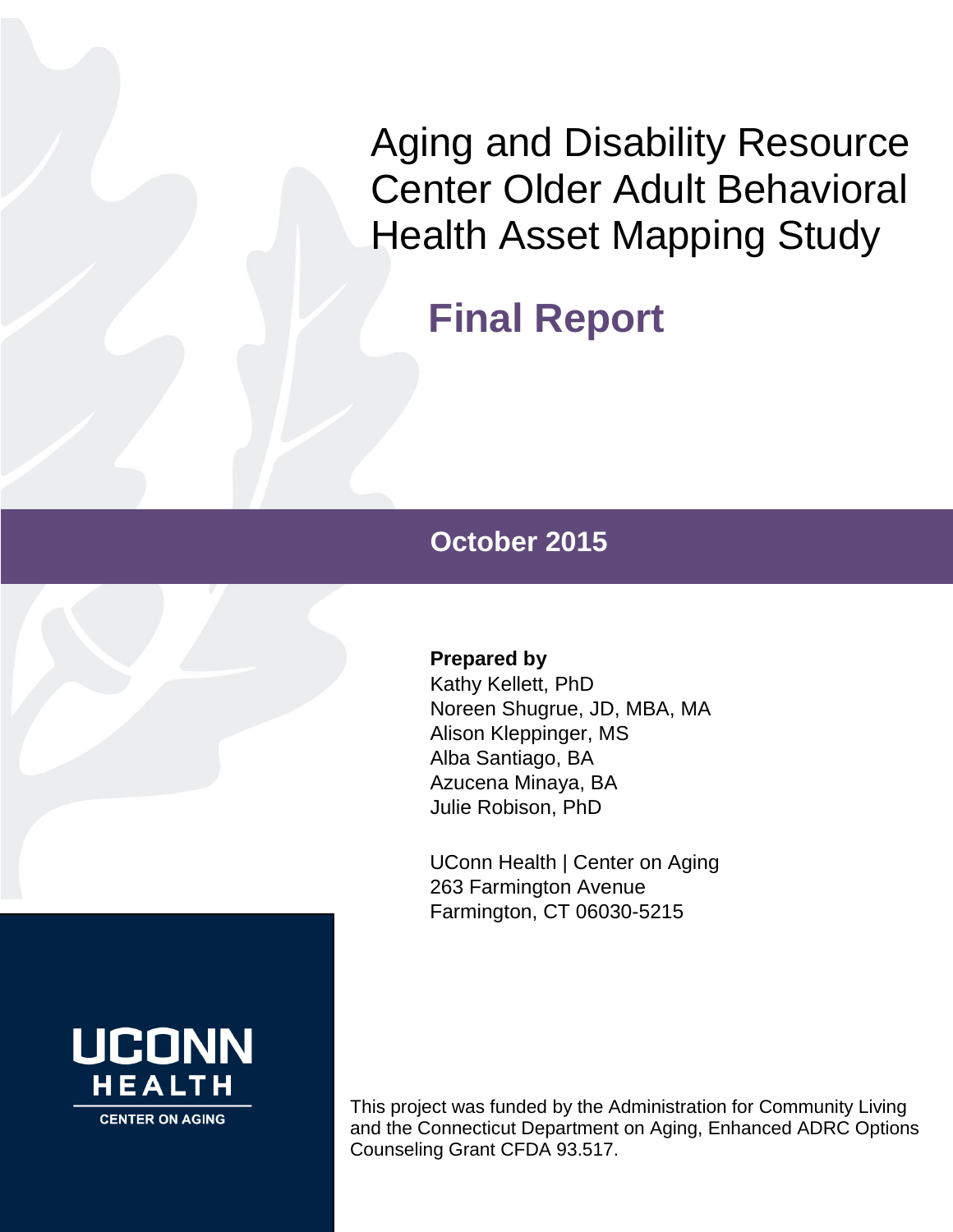# Aging and Disability Resource Center Older Adult Behavioral Health Asset Mapping Study

## Final Report

**October 2015**

**Prepared by**
Kathy Kellett, PhD
Noreen Shugrue, JD, MBA, MA
Alison Kleppinger, MS
Alba Santiago, BA
Azucena Minaya, BA
Julie Robison, PhD

UConn Health | Center on Aging
263 Farmington Avenue
Farmington, CT 06030-5215

UCONN HEALTH
CENTER ON AGING

This project was funded by the Administration for Community Living and the Connecticut Department on Aging, Enhanced ADRC Options Counseling Grant CFDA 93.517.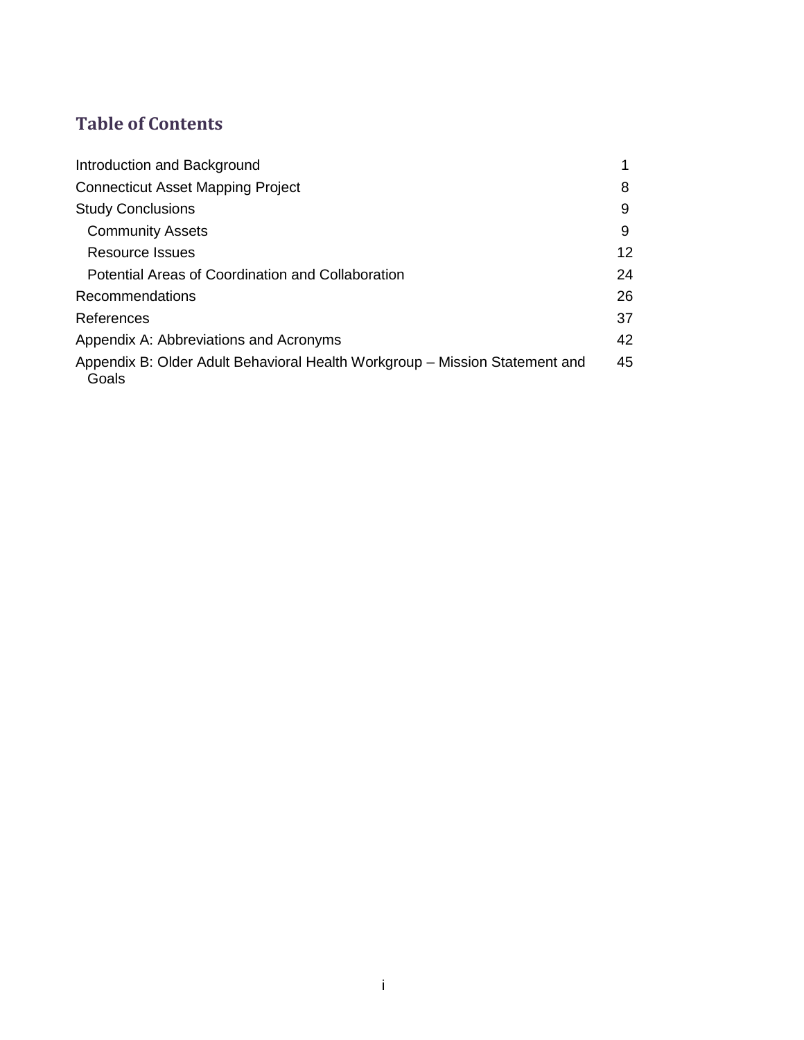## Table of Contents

| | |
|---|---|
| Introduction and Background | 1 |
| Connecticut Asset Mapping Project | 8 |
| Study Conclusions | 9 |
| Community Assets | 9 |
| Resource Issues | 12 |
| Potential Areas of Coordination and Collaboration | 24 |
| Recommendations | 26 |
| References | 37 |
| Appendix A: Abbreviations and Acronyms | 42 |
| Appendix B: Older Adult Behavioral Health Workgroup – Mission Statement and Goals | 45 |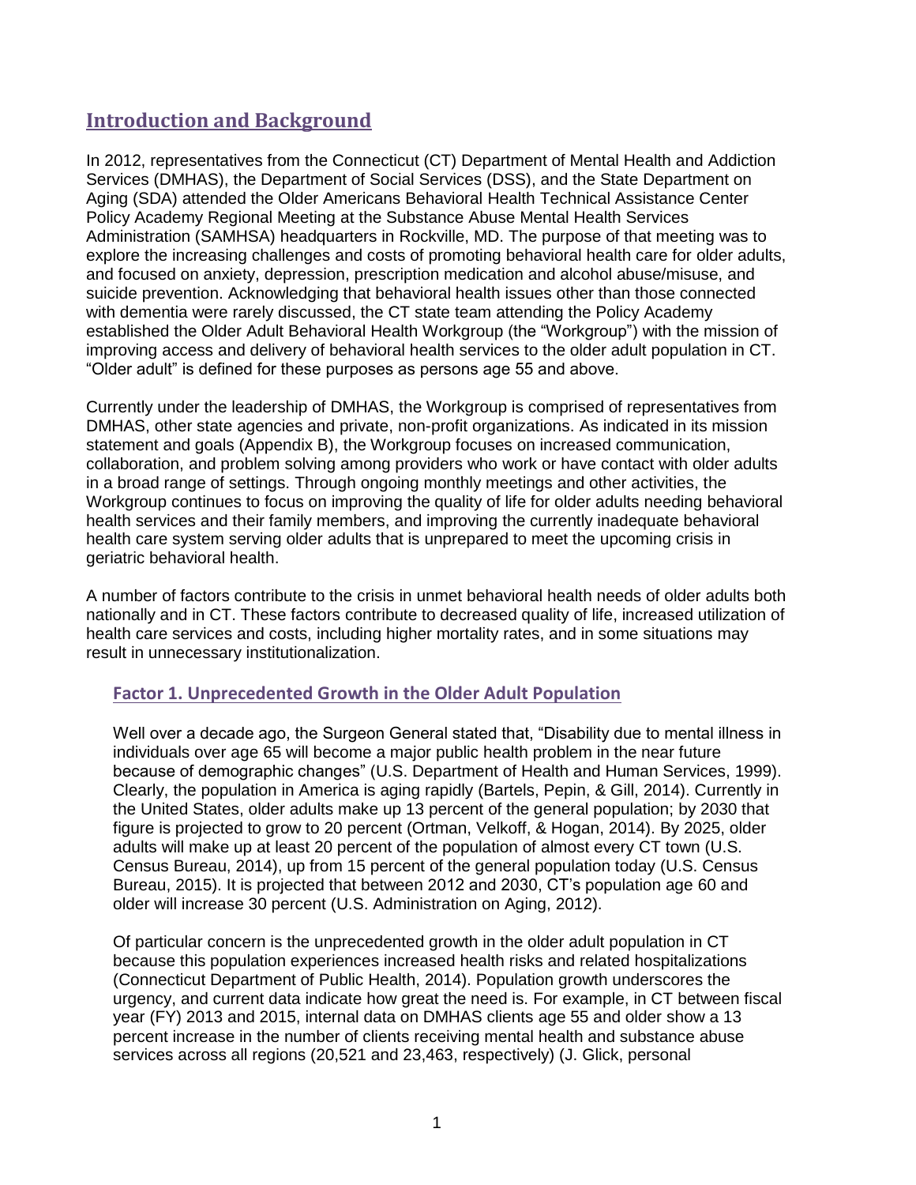## Introduction and Background

In 2012, representatives from the Connecticut (CT) Department of Mental Health and Addiction Services (DMHAS), the Department of Social Services (DSS), and the State Department on Aging (SDA) attended the Older Americans Behavioral Health Technical Assistance Center Policy Academy Regional Meeting at the Substance Abuse Mental Health Services Administration (SAMHSA) headquarters in Rockville, MD. The purpose of that meeting was to explore the increasing challenges and costs of promoting behavioral health care for older adults, and focused on anxiety, depression, prescription medication and alcohol abuse/misuse, and suicide prevention. Acknowledging that behavioral health issues other than those connected with dementia were rarely discussed, the CT state team attending the Policy Academy established the Older Adult Behavioral Health Workgroup (the "Workgroup") with the mission of improving access and delivery of behavioral health services to the older adult population in CT. "Older adult" is defined for these purposes as persons age 55 and above.

Currently under the leadership of DMHAS, the Workgroup is comprised of representatives from DMHAS, other state agencies and private, non-profit organizations. As indicated in its mission statement and goals (Appendix B), the Workgroup focuses on increased communication, collaboration, and problem solving among providers who work or have contact with older adults in a broad range of settings. Through ongoing monthly meetings and other activities, the Workgroup continues to focus on improving the quality of life for older adults needing behavioral health services and their family members, and improving the currently inadequate behavioral health care system serving older adults that is unprepared to meet the upcoming crisis in geriatric behavioral health.

A number of factors contribute to the crisis in unmet behavioral health needs of older adults both nationally and in CT. These factors contribute to decreased quality of life, increased utilization of health care services and costs, including higher mortality rates, and in some situations may result in unnecessary institutionalization.

### Factor 1. Unprecedented Growth in the Older Adult Population

Well over a decade ago, the Surgeon General stated that, "Disability due to mental illness in individuals over age 65 will become a major public health problem in the near future because of demographic changes" (U.S. Department of Health and Human Services, 1999). Clearly, the population in America is aging rapidly (Bartels, Pepin, & Gill, 2014). Currently in the United States, older adults make up 13 percent of the general population; by 2030 that figure is projected to grow to 20 percent (Ortman, Velkoff, & Hogan, 2014). By 2025, older adults will make up at least 20 percent of the population of almost every CT town (U.S. Census Bureau, 2014), up from 15 percent of the general population today (U.S. Census Bureau, 2015). It is projected that between 2012 and 2030, CT's population age 60 and older will increase 30 percent (U.S. Administration on Aging, 2012).

Of particular concern is the unprecedented growth in the older adult population in CT because this population experiences increased health risks and related hospitalizations (Connecticut Department of Public Health, 2014). Population growth underscores the urgency, and current data indicate how great the need is. For example, in CT between fiscal year (FY) 2013 and 2015, internal data on DMHAS clients age 55 and older show a 13 percent increase in the number of clients receiving mental health and substance abuse services across all regions (20,521 and 23,463, respectively) (J. Glick, personal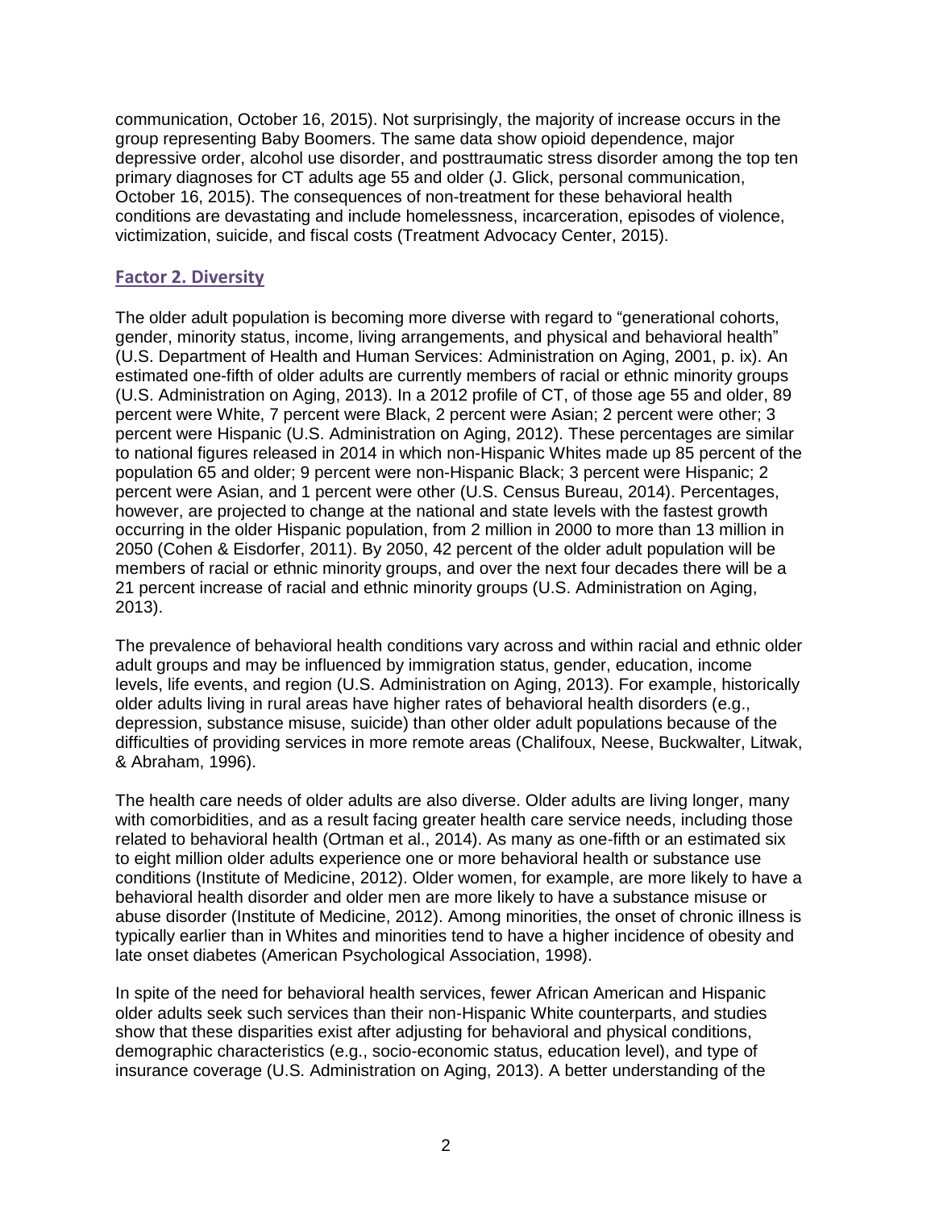communication, October 16, 2015). Not surprisingly, the majority of increase occurs in the group representing Baby Boomers. The same data show opioid dependence, major depressive order, alcohol use disorder, and posttraumatic stress disorder among the top ten primary diagnoses for CT adults age 55 and older (J. Glick, personal communication, October 16, 2015). The consequences of non-treatment for these behavioral health conditions are devastating and include homelessness, incarceration, episodes of violence, victimization, suicide, and fiscal costs (Treatment Advocacy Center, 2015).

## Factor 2. Diversity

The older adult population is becoming more diverse with regard to "generational cohorts, gender, minority status, income, living arrangements, and physical and behavioral health" (U.S. Department of Health and Human Services: Administration on Aging, 2001, p. ix). An estimated one-fifth of older adults are currently members of racial or ethnic minority groups (U.S. Administration on Aging, 2013). In a 2012 profile of CT, of those age 55 and older, 89 percent were White, 7 percent were Black, 2 percent were Asian; 2 percent were other; 3 percent were Hispanic (U.S. Administration on Aging, 2012). These percentages are similar to national figures released in 2014 in which non-Hispanic Whites made up 85 percent of the population 65 and older; 9 percent were non-Hispanic Black; 3 percent were Hispanic; 2 percent were Asian, and 1 percent were other (U.S. Census Bureau, 2014). Percentages, however, are projected to change at the national and state levels with the fastest growth occurring in the older Hispanic population, from 2 million in 2000 to more than 13 million in 2050 (Cohen & Eisdorfer, 2011). By 2050, 42 percent of the older adult population will be members of racial or ethnic minority groups, and over the next four decades there will be a 21 percent increase of racial and ethnic minority groups (U.S. Administration on Aging, 2013).

The prevalence of behavioral health conditions vary across and within racial and ethnic older adult groups and may be influenced by immigration status, gender, education, income levels, life events, and region (U.S. Administration on Aging, 2013). For example, historically older adults living in rural areas have higher rates of behavioral health disorders (e.g., depression, substance misuse, suicide) than other older adult populations because of the difficulties of providing services in more remote areas (Chalifoux, Neese, Buckwalter, Litwak, & Abraham, 1996).

The health care needs of older adults are also diverse. Older adults are living longer, many with comorbidities, and as a result facing greater health care service needs, including those related to behavioral health (Ortman et al., 2014). As many as one-fifth or an estimated six to eight million older adults experience one or more behavioral health or substance use conditions (Institute of Medicine, 2012). Older women, for example, are more likely to have a behavioral health disorder and older men are more likely to have a substance misuse or abuse disorder (Institute of Medicine, 2012). Among minorities, the onset of chronic illness is typically earlier than in Whites and minorities tend to have a higher incidence of obesity and late onset diabetes (American Psychological Association, 1998).

In spite of the need for behavioral health services, fewer African American and Hispanic older adults seek such services than their non-Hispanic White counterparts, and studies show that these disparities exist after adjusting for behavioral and physical conditions, demographic characteristics (e.g., socio-economic status, education level), and type of insurance coverage (U.S. Administration on Aging, 2013). A better understanding of the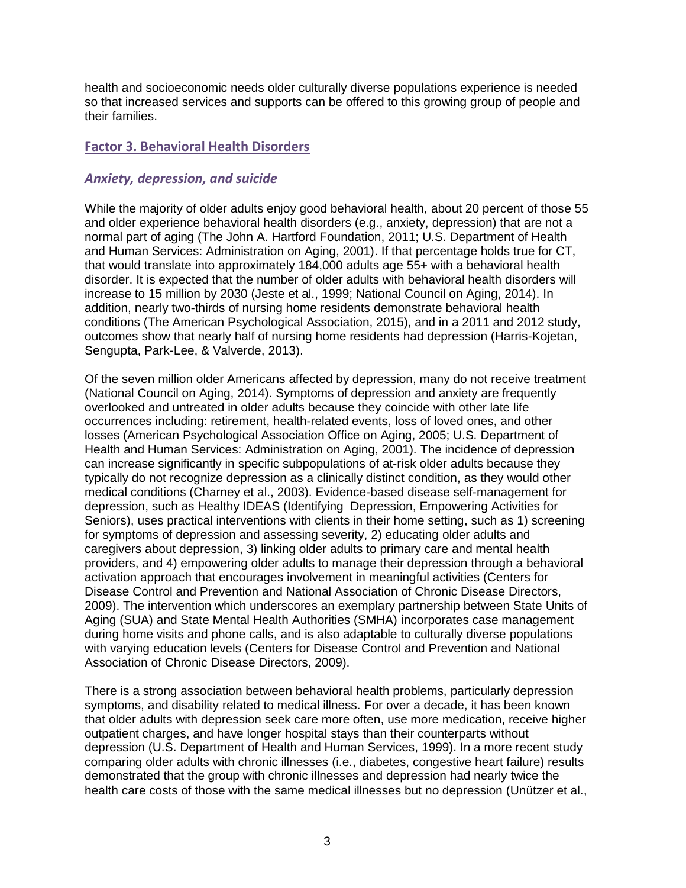health and socioeconomic needs older culturally diverse populations experience is needed so that increased services and supports can be offered to this growing group of people and their families.

## Factor 3. Behavioral Health Disorders

### *Anxiety, depression, and suicide*

While the majority of older adults enjoy good behavioral health, about 20 percent of those 55 and older experience behavioral health disorders (e.g., anxiety, depression) that are not a normal part of aging (The John A. Hartford Foundation, 2011; U.S. Department of Health and Human Services: Administration on Aging, 2001). If that percentage holds true for CT, that would translate into approximately 184,000 adults age 55+ with a behavioral health disorder. It is expected that the number of older adults with behavioral health disorders will increase to 15 million by 2030 (Jeste et al., 1999; National Council on Aging, 2014). In addition, nearly two-thirds of nursing home residents demonstrate behavioral health conditions (The American Psychological Association, 2015), and in a 2011 and 2012 study, outcomes show that nearly half of nursing home residents had depression (Harris-Kojetan, Sengupta, Park-Lee, & Valverde, 2013).

Of the seven million older Americans affected by depression, many do not receive treatment (National Council on Aging, 2014). Symptoms of depression and anxiety are frequently overlooked and untreated in older adults because they coincide with other late life occurrences including: retirement, health-related events, loss of loved ones, and other losses (American Psychological Association Office on Aging, 2005; U.S. Department of Health and Human Services: Administration on Aging, 2001). The incidence of depression can increase significantly in specific subpopulations of at-risk older adults because they typically do not recognize depression as a clinically distinct condition, as they would other medical conditions (Charney et al., 2003). Evidence-based disease self-management for depression, such as Healthy IDEAS (Identifying Depression, Empowering Activities for Seniors), uses practical interventions with clients in their home setting, such as 1) screening for symptoms of depression and assessing severity, 2) educating older adults and caregivers about depression, 3) linking older adults to primary care and mental health providers, and 4) empowering older adults to manage their depression through a behavioral activation approach that encourages involvement in meaningful activities (Centers for Disease Control and Prevention and National Association of Chronic Disease Directors, 2009). The intervention which underscores an exemplary partnership between State Units of Aging (SUA) and State Mental Health Authorities (SMHA) incorporates case management during home visits and phone calls, and is also adaptable to culturally diverse populations with varying education levels (Centers for Disease Control and Prevention and National Association of Chronic Disease Directors, 2009).

There is a strong association between behavioral health problems, particularly depression symptoms, and disability related to medical illness. For over a decade, it has been known that older adults with depression seek care more often, use more medication, receive higher outpatient charges, and have longer hospital stays than their counterparts without depression (U.S. Department of Health and Human Services, 1999). In a more recent study comparing older adults with chronic illnesses (i.e., diabetes, congestive heart failure) results demonstrated that the group with chronic illnesses and depression had nearly twice the health care costs of those with the same medical illnesses but no depression (Unützer et al.,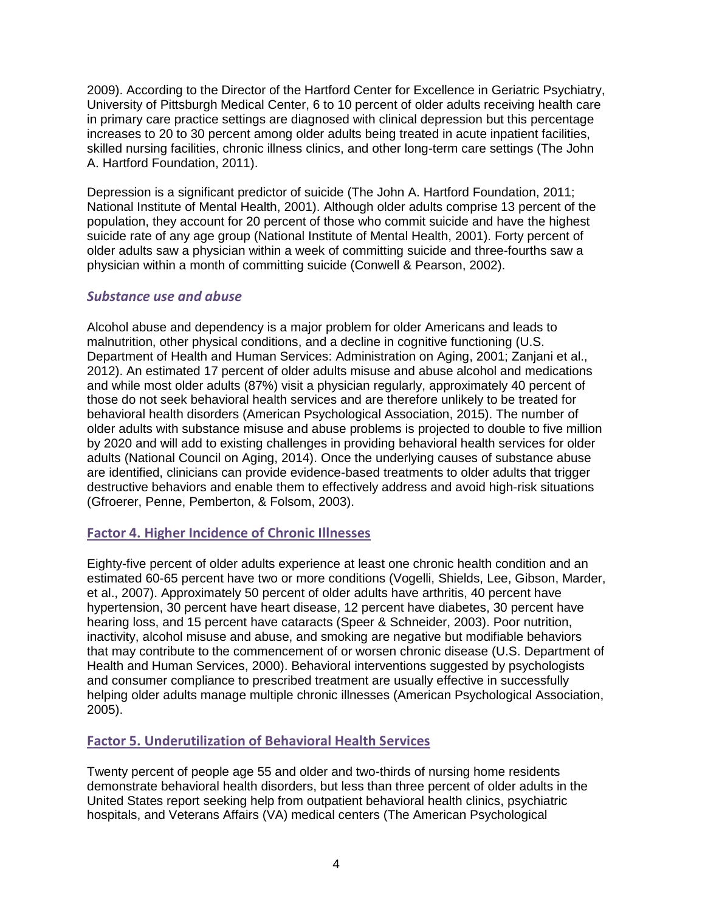2009). According to the Director of the Hartford Center for Excellence in Geriatric Psychiatry, University of Pittsburgh Medical Center, 6 to 10 percent of older adults receiving health care in primary care practice settings are diagnosed with clinical depression but this percentage increases to 20 to 30 percent among older adults being treated in acute inpatient facilities, skilled nursing facilities, chronic illness clinics, and other long-term care settings (The John A. Hartford Foundation, 2011).

Depression is a significant predictor of suicide (The John A. Hartford Foundation, 2011; National Institute of Mental Health, 2001). Although older adults comprise 13 percent of the population, they account for 20 percent of those who commit suicide and have the highest suicide rate of any age group (National Institute of Mental Health, 2001). Forty percent of older adults saw a physician within a week of committing suicide and three-fourths saw a physician within a month of committing suicide (Conwell & Pearson, 2002).

### *Substance use and abuse*

Alcohol abuse and dependency is a major problem for older Americans and leads to malnutrition, other physical conditions, and a decline in cognitive functioning (U.S. Department of Health and Human Services: Administration on Aging, 2001; Zanjani et al., 2012). An estimated 17 percent of older adults misuse and abuse alcohol and medications and while most older adults (87%) visit a physician regularly, approximately 40 percent of those do not seek behavioral health services and are therefore unlikely to be treated for behavioral health disorders (American Psychological Association, 2015). The number of older adults with substance misuse and abuse problems is projected to double to five million by 2020 and will add to existing challenges in providing behavioral health services for older adults (National Council on Aging, 2014). Once the underlying causes of substance abuse are identified, clinicians can provide evidence-based treatments to older adults that trigger destructive behaviors and enable them to effectively address and avoid high-risk situations (Gfroerer, Penne, Pemberton, & Folsom, 2003).

## Factor 4. Higher Incidence of Chronic Illnesses

Eighty-five percent of older adults experience at least one chronic health condition and an estimated 60-65 percent have two or more conditions (Vogelli, Shields, Lee, Gibson, Marder, et al., 2007). Approximately 50 percent of older adults have arthritis, 40 percent have hypertension, 30 percent have heart disease, 12 percent have diabetes, 30 percent have hearing loss, and 15 percent have cataracts (Speer & Schneider, 2003). Poor nutrition, inactivity, alcohol misuse and abuse, and smoking are negative but modifiable behaviors that may contribute to the commencement of or worsen chronic disease (U.S. Department of Health and Human Services, 2000). Behavioral interventions suggested by psychologists and consumer compliance to prescribed treatment are usually effective in successfully helping older adults manage multiple chronic illnesses (American Psychological Association, 2005).

## Factor 5. Underutilization of Behavioral Health Services

Twenty percent of people age 55 and older and two-thirds of nursing home residents demonstrate behavioral health disorders, but less than three percent of older adults in the United States report seeking help from outpatient behavioral health clinics, psychiatric hospitals, and Veterans Affairs (VA) medical centers (The American Psychological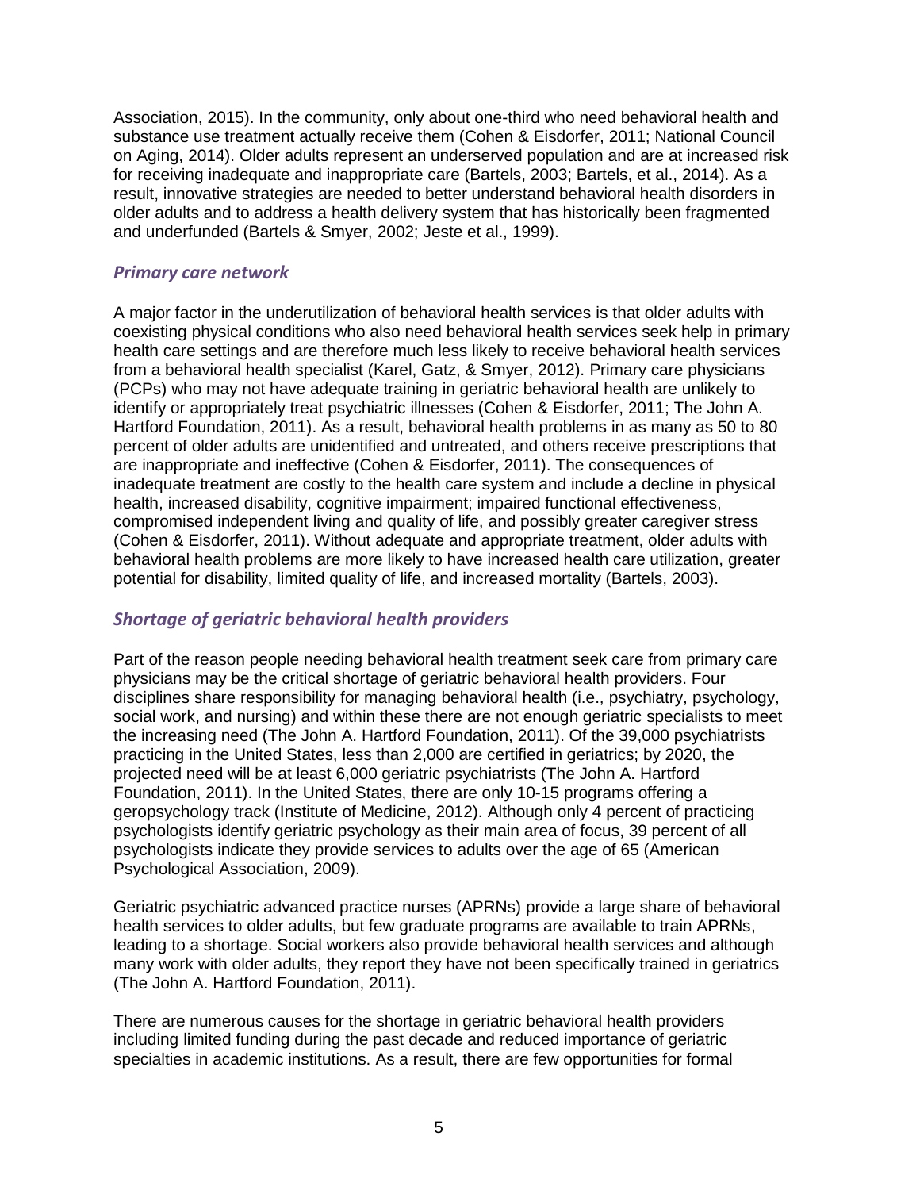Association, 2015). In the community, only about one-third who need behavioral health and substance use treatment actually receive them (Cohen & Eisdorfer, 2011; National Council on Aging, 2014). Older adults represent an underserved population and are at increased risk for receiving inadequate and inappropriate care (Bartels, 2003; Bartels, et al., 2014). As a result, innovative strategies are needed to better understand behavioral health disorders in older adults and to address a health delivery system that has historically been fragmented and underfunded (Bartels & Smyer, 2002; Jeste et al., 1999).

### *Primary care network*

A major factor in the underutilization of behavioral health services is that older adults with coexisting physical conditions who also need behavioral health services seek help in primary health care settings and are therefore much less likely to receive behavioral health services from a behavioral health specialist (Karel, Gatz, & Smyer, 2012). Primary care physicians (PCPs) who may not have adequate training in geriatric behavioral health are unlikely to identify or appropriately treat psychiatric illnesses (Cohen & Eisdorfer, 2011; The John A. Hartford Foundation, 2011). As a result, behavioral health problems in as many as 50 to 80 percent of older adults are unidentified and untreated, and others receive prescriptions that are inappropriate and ineffective (Cohen & Eisdorfer, 2011). The consequences of inadequate treatment are costly to the health care system and include a decline in physical health, increased disability, cognitive impairment; impaired functional effectiveness, compromised independent living and quality of life, and possibly greater caregiver stress (Cohen & Eisdorfer, 2011). Without adequate and appropriate treatment, older adults with behavioral health problems are more likely to have increased health care utilization, greater potential for disability, limited quality of life, and increased mortality (Bartels, 2003).

### *Shortage of geriatric behavioral health providers*

Part of the reason people needing behavioral health treatment seek care from primary care physicians may be the critical shortage of geriatric behavioral health providers. Four disciplines share responsibility for managing behavioral health (i.e., psychiatry, psychology, social work, and nursing) and within these there are not enough geriatric specialists to meet the increasing need (The John A. Hartford Foundation, 2011). Of the 39,000 psychiatrists practicing in the United States, less than 2,000 are certified in geriatrics; by 2020, the projected need will be at least 6,000 geriatric psychiatrists (The John A. Hartford Foundation, 2011). In the United States, there are only 10-15 programs offering a geropsychology track (Institute of Medicine, 2012). Although only 4 percent of practicing psychologists identify geriatric psychology as their main area of focus, 39 percent of all psychologists indicate they provide services to adults over the age of 65 (American Psychological Association, 2009).

Geriatric psychiatric advanced practice nurses (APRNs) provide a large share of behavioral health services to older adults, but few graduate programs are available to train APRNs, leading to a shortage. Social workers also provide behavioral health services and although many work with older adults, they report they have not been specifically trained in geriatrics (The John A. Hartford Foundation, 2011).

There are numerous causes for the shortage in geriatric behavioral health providers including limited funding during the past decade and reduced importance of geriatric specialties in academic institutions. As a result, there are few opportunities for formal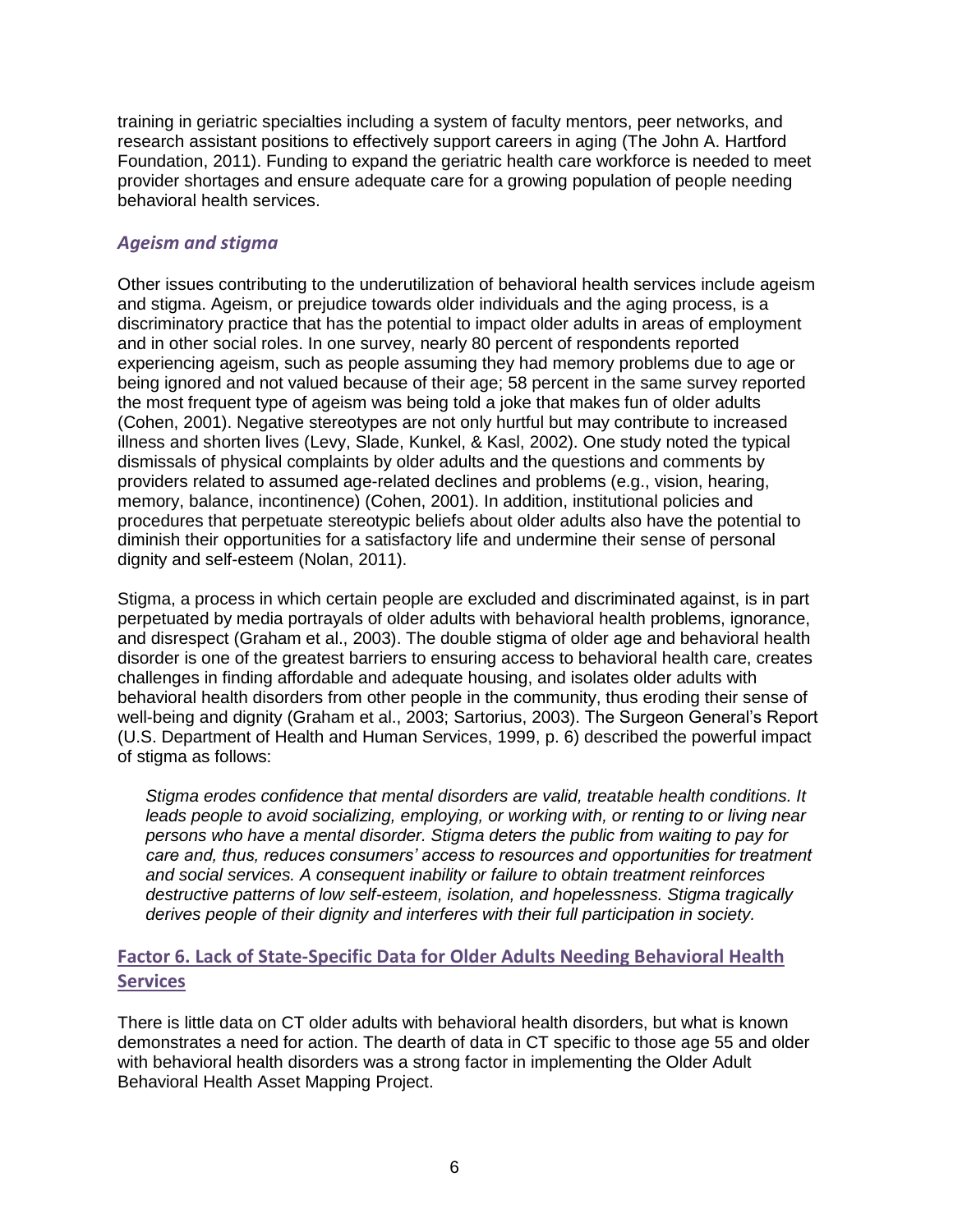training in geriatric specialties including a system of faculty mentors, peer networks, and research assistant positions to effectively support careers in aging (The John A. Hartford Foundation, 2011). Funding to expand the geriatric health care workforce is needed to meet provider shortages and ensure adequate care for a growing population of people needing behavioral health services.

### *Ageism and stigma*

Other issues contributing to the underutilization of behavioral health services include ageism and stigma. Ageism, or prejudice towards older individuals and the aging process, is a discriminatory practice that has the potential to impact older adults in areas of employment and in other social roles. In one survey, nearly 80 percent of respondents reported experiencing ageism, such as people assuming they had memory problems due to age or being ignored and not valued because of their age; 58 percent in the same survey reported the most frequent type of ageism was being told a joke that makes fun of older adults (Cohen, 2001). Negative stereotypes are not only hurtful but may contribute to increased illness and shorten lives (Levy, Slade, Kunkel, & Kasl, 2002). One study noted the typical dismissals of physical complaints by older adults and the questions and comments by providers related to assumed age-related declines and problems (e.g., vision, hearing, memory, balance, incontinence) (Cohen, 2001). In addition, institutional policies and procedures that perpetuate stereotypic beliefs about older adults also have the potential to diminish their opportunities for a satisfactory life and undermine their sense of personal dignity and self-esteem (Nolan, 2011).

Stigma, a process in which certain people are excluded and discriminated against, is in part perpetuated by media portrayals of older adults with behavioral health problems, ignorance, and disrespect (Graham et al., 2003). The double stigma of older age and behavioral health disorder is one of the greatest barriers to ensuring access to behavioral health care, creates challenges in finding affordable and adequate housing, and isolates older adults with behavioral health disorders from other people in the community, thus eroding their sense of well-being and dignity (Graham et al., 2003; Sartorius, 2003). The Surgeon General's Report (U.S. Department of Health and Human Services, 1999, p. 6) described the powerful impact of stigma as follows:

> *Stigma erodes confidence that mental disorders are valid, treatable health conditions. It leads people to avoid socializing, employing, or working with, or renting to or living near persons who have a mental disorder. Stigma deters the public from waiting to pay for care and, thus, reduces consumers' access to resources and opportunities for treatment and social services. A consequent inability or failure to obtain treatment reinforces destructive patterns of low self-esteem, isolation, and hopelessness. Stigma tragically derives people of their dignity and interferes with their full participation in society.*

## Factor 6. Lack of State-Specific Data for Older Adults Needing Behavioral Health Services

There is little data on CT older adults with behavioral health disorders, but what is known demonstrates a need for action. The dearth of data in CT specific to those age 55 and older with behavioral health disorders was a strong factor in implementing the Older Adult Behavioral Health Asset Mapping Project.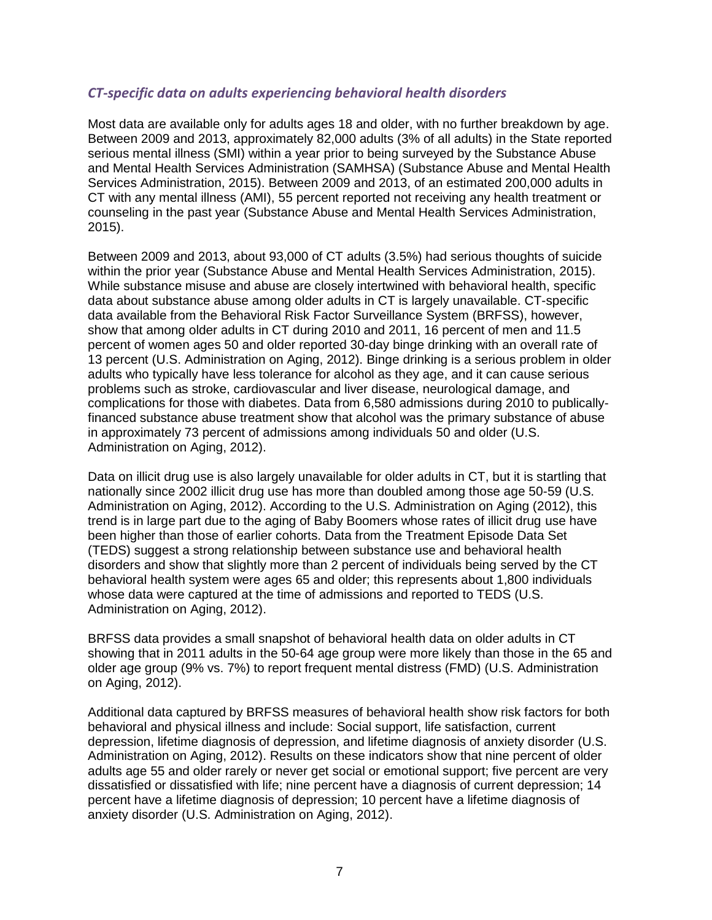### *CT-specific data on adults experiencing behavioral health disorders*

Most data are available only for adults ages 18 and older, with no further breakdown by age. Between 2009 and 2013, approximately 82,000 adults (3% of all adults) in the State reported serious mental illness (SMI) within a year prior to being surveyed by the Substance Abuse and Mental Health Services Administration (SAMHSA) (Substance Abuse and Mental Health Services Administration, 2015). Between 2009 and 2013, of an estimated 200,000 adults in CT with any mental illness (AMI), 55 percent reported not receiving any health treatment or counseling in the past year (Substance Abuse and Mental Health Services Administration, 2015).

Between 2009 and 2013, about 93,000 of CT adults (3.5%) had serious thoughts of suicide within the prior year (Substance Abuse and Mental Health Services Administration, 2015). While substance misuse and abuse are closely intertwined with behavioral health, specific data about substance abuse among older adults in CT is largely unavailable. CT-specific data available from the Behavioral Risk Factor Surveillance System (BRFSS), however, show that among older adults in CT during 2010 and 2011, 16 percent of men and 11.5 percent of women ages 50 and older reported 30-day binge drinking with an overall rate of 13 percent (U.S. Administration on Aging, 2012). Binge drinking is a serious problem in older adults who typically have less tolerance for alcohol as they age, and it can cause serious problems such as stroke, cardiovascular and liver disease, neurological damage, and complications for those with diabetes. Data from 6,580 admissions during 2010 to publically-financed substance abuse treatment show that alcohol was the primary substance of abuse in approximately 73 percent of admissions among individuals 50 and older (U.S. Administration on Aging, 2012).

Data on illicit drug use is also largely unavailable for older adults in CT, but it is startling that nationally since 2002 illicit drug use has more than doubled among those age 50-59 (U.S. Administration on Aging, 2012). According to the U.S. Administration on Aging (2012), this trend is in large part due to the aging of Baby Boomers whose rates of illicit drug use have been higher than those of earlier cohorts. Data from the Treatment Episode Data Set (TEDS) suggest a strong relationship between substance use and behavioral health disorders and show that slightly more than 2 percent of individuals being served by the CT behavioral health system were ages 65 and older; this represents about 1,800 individuals whose data were captured at the time of admissions and reported to TEDS (U.S. Administration on Aging, 2012).

BRFSS data provides a small snapshot of behavioral health data on older adults in CT showing that in 2011 adults in the 50-64 age group were more likely than those in the 65 and older age group (9% vs. 7%) to report frequent mental distress (FMD) (U.S. Administration on Aging, 2012).

Additional data captured by BRFSS measures of behavioral health show risk factors for both behavioral and physical illness and include: Social support, life satisfaction, current depression, lifetime diagnosis of depression, and lifetime diagnosis of anxiety disorder (U.S. Administration on Aging, 2012). Results on these indicators show that nine percent of older adults age 55 and older rarely or never get social or emotional support; five percent are very dissatisfied or dissatisfied with life; nine percent have a diagnosis of current depression; 14 percent have a lifetime diagnosis of depression; 10 percent have a lifetime diagnosis of anxiety disorder (U.S. Administration on Aging, 2012).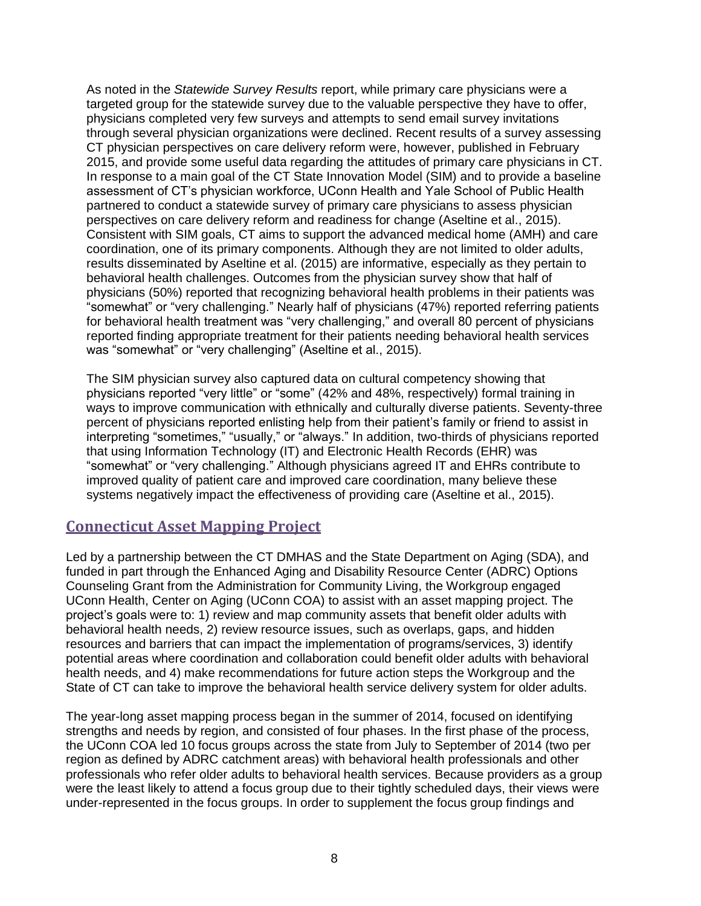As noted in the *Statewide Survey Results* report, while primary care physicians were a targeted group for the statewide survey due to the valuable perspective they have to offer, physicians completed very few surveys and attempts to send email survey invitations through several physician organizations were declined. Recent results of a survey assessing CT physician perspectives on care delivery reform were, however, published in February 2015, and provide some useful data regarding the attitudes of primary care physicians in CT. In response to a main goal of the CT State Innovation Model (SIM) and to provide a baseline assessment of CT's physician workforce, UConn Health and Yale School of Public Health partnered to conduct a statewide survey of primary care physicians to assess physician perspectives on care delivery reform and readiness for change (Aseltine et al., 2015). Consistent with SIM goals, CT aims to support the advanced medical home (AMH) and care coordination, one of its primary components. Although they are not limited to older adults, results disseminated by Aseltine et al. (2015) are informative, especially as they pertain to behavioral health challenges. Outcomes from the physician survey show that half of physicians (50%) reported that recognizing behavioral health problems in their patients was "somewhat" or "very challenging." Nearly half of physicians (47%) reported referring patients for behavioral health treatment was "very challenging," and overall 80 percent of physicians reported finding appropriate treatment for their patients needing behavioral health services was "somewhat" or "very challenging" (Aseltine et al., 2015).

The SIM physician survey also captured data on cultural competency showing that physicians reported "very little" or "some" (42% and 48%, respectively) formal training in ways to improve communication with ethnically and culturally diverse patients. Seventy-three percent of physicians reported enlisting help from their patient's family or friend to assist in interpreting "sometimes," "usually," or "always." In addition, two-thirds of physicians reported that using Information Technology (IT) and Electronic Health Records (EHR) was "somewhat" or "very challenging." Although physicians agreed IT and EHRs contribute to improved quality of patient care and improved care coordination, many believe these systems negatively impact the effectiveness of providing care (Aseltine et al., 2015).

## Connecticut Asset Mapping Project

Led by a partnership between the CT DMHAS and the State Department on Aging (SDA), and funded in part through the Enhanced Aging and Disability Resource Center (ADRC) Options Counseling Grant from the Administration for Community Living, the Workgroup engaged UConn Health, Center on Aging (UConn COA) to assist with an asset mapping project. The project's goals were to: 1) review and map community assets that benefit older adults with behavioral health needs, 2) review resource issues, such as overlaps, gaps, and hidden resources and barriers that can impact the implementation of programs/services, 3) identify potential areas where coordination and collaboration could benefit older adults with behavioral health needs, and 4) make recommendations for future action steps the Workgroup and the State of CT can take to improve the behavioral health service delivery system for older adults.

The year-long asset mapping process began in the summer of 2014, focused on identifying strengths and needs by region, and consisted of four phases. In the first phase of the process, the UConn COA led 10 focus groups across the state from July to September of 2014 (two per region as defined by ADRC catchment areas) with behavioral health professionals and other professionals who refer older adults to behavioral health services. Because providers as a group were the least likely to attend a focus group due to their tightly scheduled days, their views were under-represented in the focus groups. In order to supplement the focus group findings and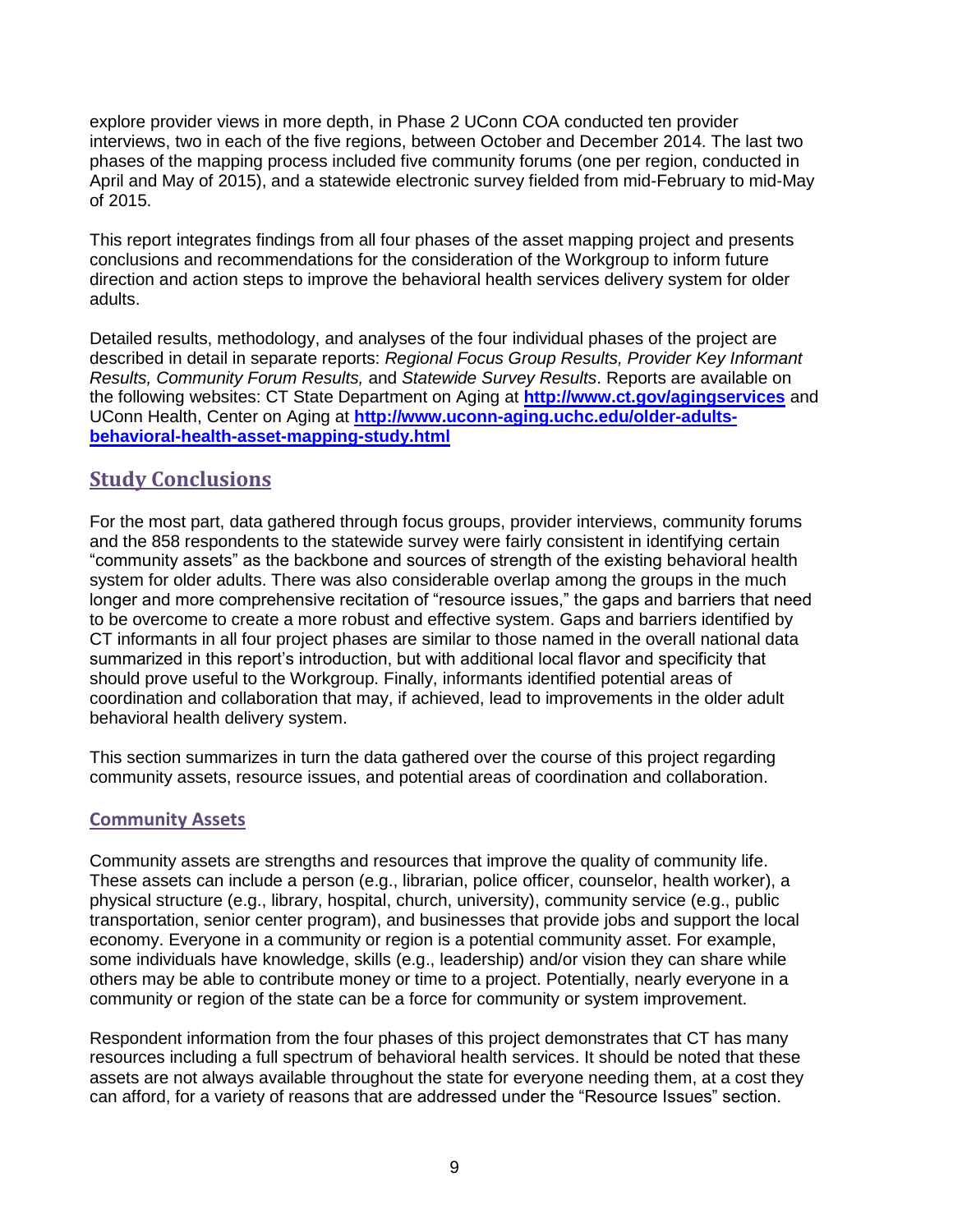explore provider views in more depth, in Phase 2 UConn COA conducted ten provider interviews, two in each of the five regions, between October and December 2014. The last two phases of the mapping process included five community forums (one per region, conducted in April and May of 2015), and a statewide electronic survey fielded from mid-February to mid-May of 2015.

This report integrates findings from all four phases of the asset mapping project and presents conclusions and recommendations for the consideration of the Workgroup to inform future direction and action steps to improve the behavioral health services delivery system for older adults.

Detailed results, methodology, and analyses of the four individual phases of the project are described in detail in separate reports: *Regional Focus Group Results, Provider Key Informant Results, Community Forum Results,* and *Statewide Survey Results*. Reports are available on the following websites: CT State Department on Aging at **http://www.ct.gov/agingservices** and UConn Health, Center on Aging at **http://www.uconn-aging.uchc.edu/older-adults-behavioral-health-asset-mapping-study.html**

## Study Conclusions

For the most part, data gathered through focus groups, provider interviews, community forums and the 858 respondents to the statewide survey were fairly consistent in identifying certain "community assets" as the backbone and sources of strength of the existing behavioral health system for older adults. There was also considerable overlap among the groups in the much longer and more comprehensive recitation of "resource issues," the gaps and barriers that need to be overcome to create a more robust and effective system. Gaps and barriers identified by CT informants in all four project phases are similar to those named in the overall national data summarized in this report's introduction, but with additional local flavor and specificity that should prove useful to the Workgroup. Finally, informants identified potential areas of coordination and collaboration that may, if achieved, lead to improvements in the older adult behavioral health delivery system.

This section summarizes in turn the data gathered over the course of this project regarding community assets, resource issues, and potential areas of coordination and collaboration.

### Community Assets

Community assets are strengths and resources that improve the quality of community life. These assets can include a person (e.g., librarian, police officer, counselor, health worker), a physical structure (e.g., library, hospital, church, university), community service (e.g., public transportation, senior center program), and businesses that provide jobs and support the local economy. Everyone in a community or region is a potential community asset. For example, some individuals have knowledge, skills (e.g., leadership) and/or vision they can share while others may be able to contribute money or time to a project. Potentially, nearly everyone in a community or region of the state can be a force for community or system improvement.

Respondent information from the four phases of this project demonstrates that CT has many resources including a full spectrum of behavioral health services. It should be noted that these assets are not always available throughout the state for everyone needing them, at a cost they can afford, for a variety of reasons that are addressed under the "Resource Issues" section.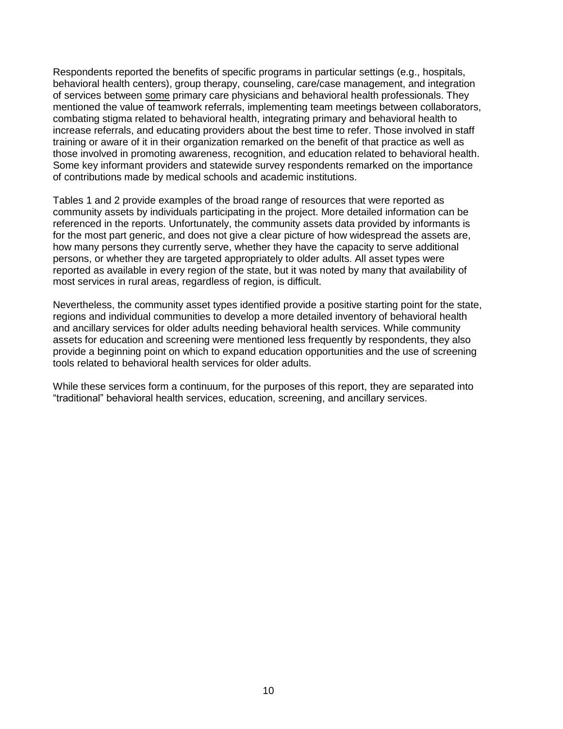Respondents reported the benefits of specific programs in particular settings (e.g., hospitals, behavioral health centers), group therapy, counseling, care/case management, and integration of services between <u>some</u> primary care physicians and behavioral health professionals. They mentioned the value of teamwork referrals, implementing team meetings between collaborators, combating stigma related to behavioral health, integrating primary and behavioral health to increase referrals, and educating providers about the best time to refer. Those involved in staff training or aware of it in their organization remarked on the benefit of that practice as well as those involved in promoting awareness, recognition, and education related to behavioral health. Some key informant providers and statewide survey respondents remarked on the importance of contributions made by medical schools and academic institutions.

Tables 1 and 2 provide examples of the broad range of resources that were reported as community assets by individuals participating in the project. More detailed information can be referenced in the reports. Unfortunately, the community assets data provided by informants is for the most part generic, and does not give a clear picture of how widespread the assets are, how many persons they currently serve, whether they have the capacity to serve additional persons, or whether they are targeted appropriately to older adults. All asset types were reported as available in every region of the state, but it was noted by many that availability of most services in rural areas, regardless of region, is difficult.

Nevertheless, the community asset types identified provide a positive starting point for the state, regions and individual communities to develop a more detailed inventory of behavioral health and ancillary services for older adults needing behavioral health services. While community assets for education and screening were mentioned less frequently by respondents, they also provide a beginning point on which to expand education opportunities and the use of screening tools related to behavioral health services for older adults.

While these services form a continuum, for the purposes of this report, they are separated into "traditional" behavioral health services, education, screening, and ancillary services.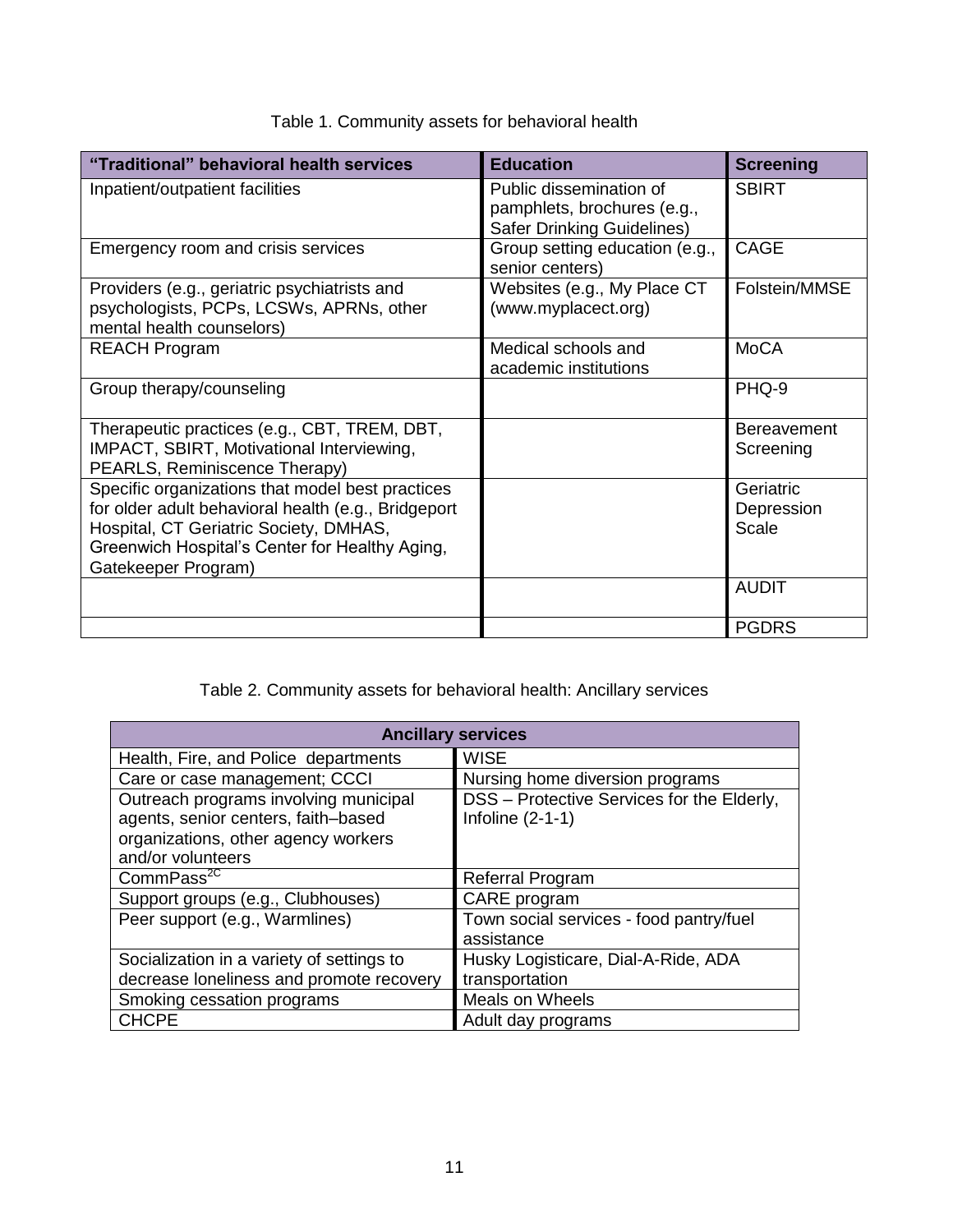Table 1. Community assets for behavioral health

| "Traditional" behavioral health services | Education | Screening |
| --- | --- | --- |
| Inpatient/outpatient facilities | Public dissemination of pamphlets, brochures (e.g., Safer Drinking Guidelines) | SBIRT |
| Emergency room and crisis services | Group setting education (e.g., senior centers) | CAGE |
| Providers (e.g., geriatric psychiatrists and psychologists, PCPs, LCSWs, APRNs, other mental health counselors) | Websites (e.g., My Place CT (www.myplacect.org) | Folstein/MMSE |
| REACH Program | Medical schools and academic institutions | MoCA |
| Group therapy/counseling | | PHQ-9 |
| Therapeutic practices (e.g., CBT, TREM, DBT, IMPACT, SBIRT, Motivational Interviewing, PEARLS, Reminiscence Therapy) | | Bereavement Screening |
| Specific organizations that model best practices for older adult behavioral health (e.g., Bridgeport Hospital, CT Geriatric Society, DMHAS, Greenwich Hospital's Center for Healthy Aging, Gatekeeper Program) | | Geriatric Depression Scale |
| | | AUDIT |
| | | PGDRS |

Table 2. Community assets for behavioral health: Ancillary services

| Ancillary services | |
| --- | --- |
| Health, Fire, and Police departments | WISE |
| Care or case management; CCCI | Nursing home diversion programs |
| Outreach programs involving municipal agents, senior centers, faith–based organizations, other agency workers and/or volunteers | DSS – Protective Services for the Elderly, Infoline (2-1-1) |
| CommPass[2C] | Referral Program |
| Support groups (e.g., Clubhouses) | CARE program |
| Peer support (e.g., Warmlines) | Town social services - food pantry/fuel assistance |
| Socialization in a variety of settings to decrease loneliness and promote recovery | Husky Logisticare, Dial-A-Ride, ADA transportation |
| Smoking cessation programs | Meals on Wheels |
| CHCPE | Adult day programs |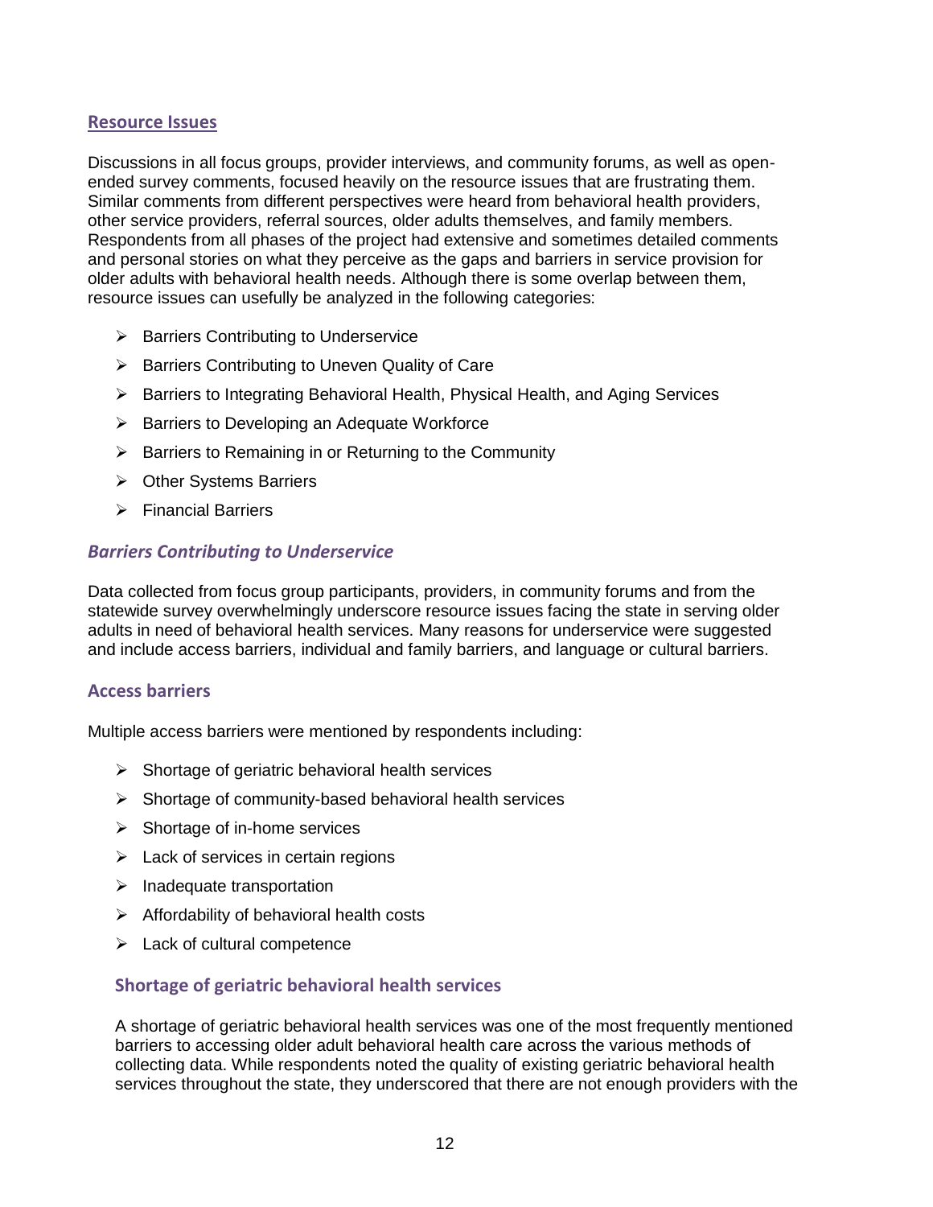## Resource Issues

Discussions in all focus groups, provider interviews, and community forums, as well as open-ended survey comments, focused heavily on the resource issues that are frustrating them. Similar comments from different perspectives were heard from behavioral health providers, other service providers, referral sources, older adults themselves, and family members. Respondents from all phases of the project had extensive and sometimes detailed comments and personal stories on what they perceive as the gaps and barriers in service provision for older adults with behavioral health needs. Although there is some overlap between them, resource issues can usefully be analyzed in the following categories:

- Barriers Contributing to Underservice
- Barriers Contributing to Uneven Quality of Care
- Barriers to Integrating Behavioral Health, Physical Health, and Aging Services
- Barriers to Developing an Adequate Workforce
- Barriers to Remaining in or Returning to the Community
- Other Systems Barriers
- Financial Barriers

### *Barriers Contributing to Underservice*

Data collected from focus group participants, providers, in community forums and from the statewide survey overwhelmingly underscore resource issues facing the state in serving older adults in need of behavioral health services. Many reasons for underservice were suggested and include access barriers, individual and family barriers, and language or cultural barriers.

#### Access barriers

Multiple access barriers were mentioned by respondents including:

- Shortage of geriatric behavioral health services
- Shortage of community-based behavioral health services
- Shortage of in-home services
- Lack of services in certain regions
- Inadequate transportation
- Affordability of behavioral health costs
- Lack of cultural competence

##### Shortage of geriatric behavioral health services

A shortage of geriatric behavioral health services was one of the most frequently mentioned barriers to accessing older adult behavioral health care across the various methods of collecting data. While respondents noted the quality of existing geriatric behavioral health services throughout the state, they underscored that there are not enough providers with the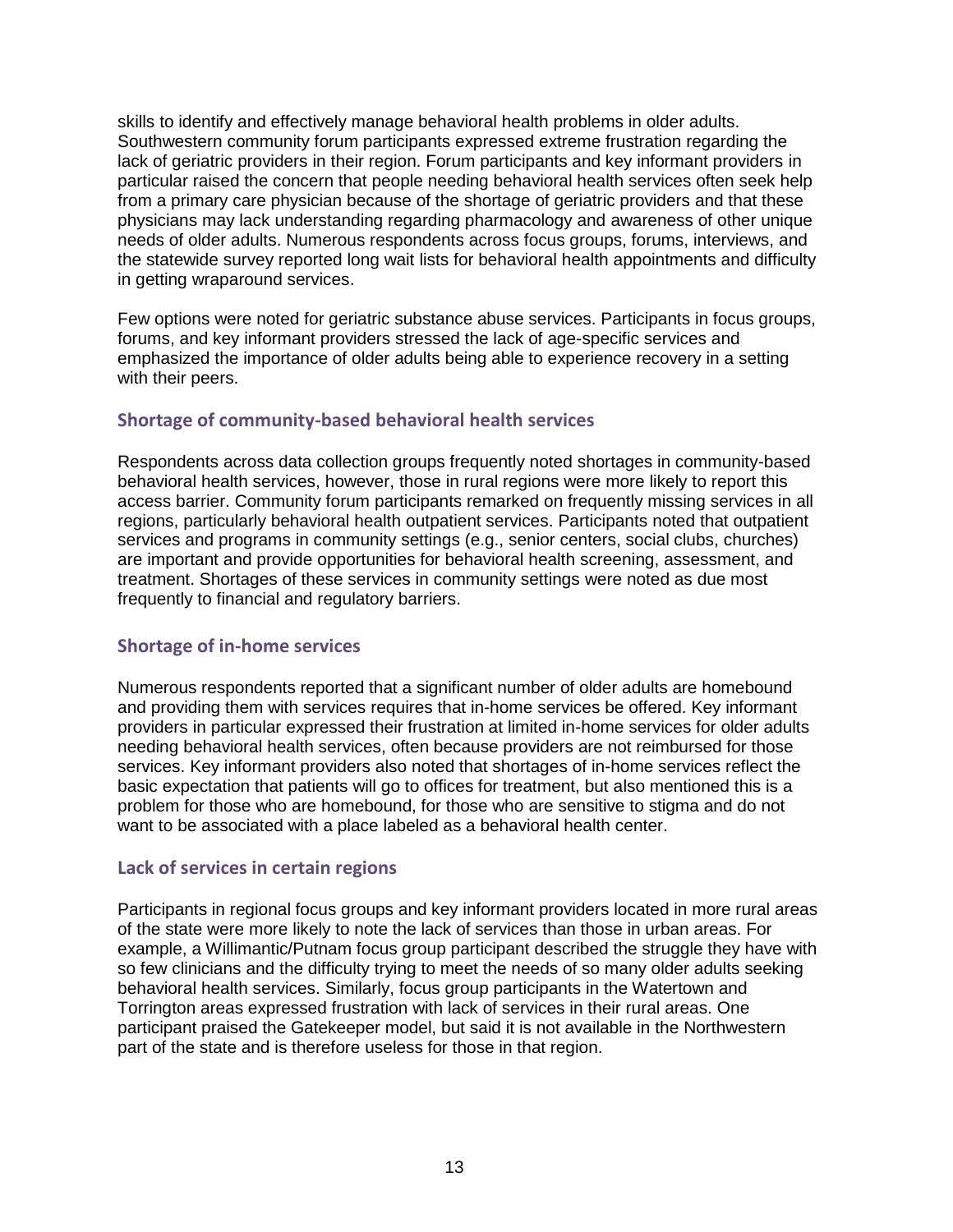skills to identify and effectively manage behavioral health problems in older adults. Southwestern community forum participants expressed extreme frustration regarding the lack of geriatric providers in their region. Forum participants and key informant providers in particular raised the concern that people needing behavioral health services often seek help from a primary care physician because of the shortage of geriatric providers and that these physicians may lack understanding regarding pharmacology and awareness of other unique needs of older adults. Numerous respondents across focus groups, forums, interviews, and the statewide survey reported long wait lists for behavioral health appointments and difficulty in getting wraparound services.

Few options were noted for geriatric substance abuse services. Participants in focus groups, forums, and key informant providers stressed the lack of age-specific services and emphasized the importance of older adults being able to experience recovery in a setting with their peers.

### Shortage of community-based behavioral health services

Respondents across data collection groups frequently noted shortages in community-based behavioral health services, however, those in rural regions were more likely to report this access barrier. Community forum participants remarked on frequently missing services in all regions, particularly behavioral health outpatient services. Participants noted that outpatient services and programs in community settings (e.g., senior centers, social clubs, churches) are important and provide opportunities for behavioral health screening, assessment, and treatment. Shortages of these services in community settings were noted as due most frequently to financial and regulatory barriers.

### Shortage of in-home services

Numerous respondents reported that a significant number of older adults are homebound and providing them with services requires that in-home services be offered. Key informant providers in particular expressed their frustration at limited in-home services for older adults needing behavioral health services, often because providers are not reimbursed for those services. Key informant providers also noted that shortages of in-home services reflect the basic expectation that patients will go to offices for treatment, but also mentioned this is a problem for those who are homebound, for those who are sensitive to stigma and do not want to be associated with a place labeled as a behavioral health center.

### Lack of services in certain regions

Participants in regional focus groups and key informant providers located in more rural areas of the state were more likely to note the lack of services than those in urban areas. For example, a Willimantic/Putnam focus group participant described the struggle they have with so few clinicians and the difficulty trying to meet the needs of so many older adults seeking behavioral health services. Similarly, focus group participants in the Watertown and Torrington areas expressed frustration with lack of services in their rural areas. One participant praised the Gatekeeper model, but said it is not available in the Northwestern part of the state and is therefore useless for those in that region.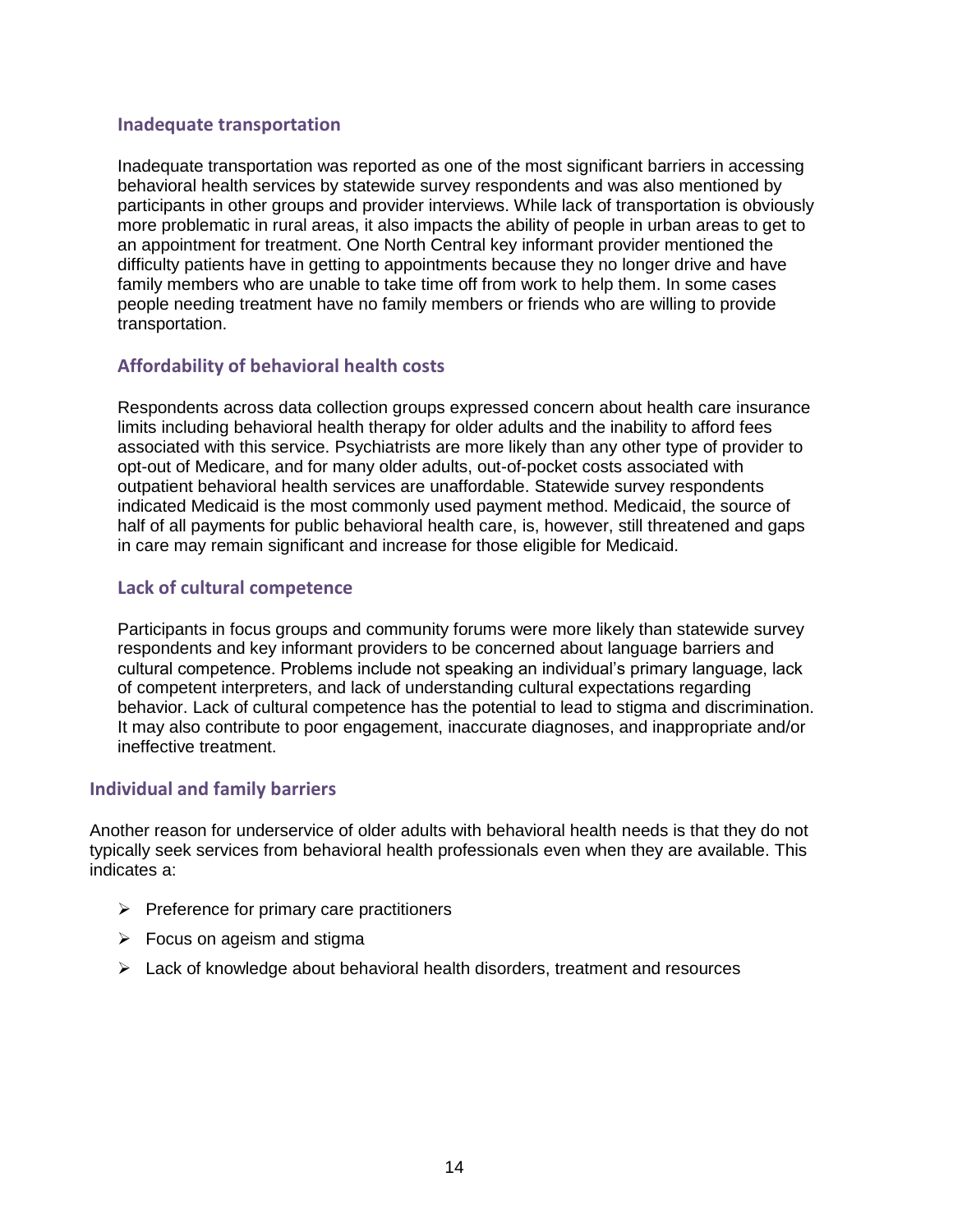### Inadequate transportation

Inadequate transportation was reported as one of the most significant barriers in accessing behavioral health services by statewide survey respondents and was also mentioned by participants in other groups and provider interviews. While lack of transportation is obviously more problematic in rural areas, it also impacts the ability of people in urban areas to get to an appointment for treatment. One North Central key informant provider mentioned the difficulty patients have in getting to appointments because they no longer drive and have family members who are unable to take time off from work to help them. In some cases people needing treatment have no family members or friends who are willing to provide transportation.

### Affordability of behavioral health costs

Respondents across data collection groups expressed concern about health care insurance limits including behavioral health therapy for older adults and the inability to afford fees associated with this service. Psychiatrists are more likely than any other type of provider to opt-out of Medicare, and for many older adults, out-of-pocket costs associated with outpatient behavioral health services are unaffordable. Statewide survey respondents indicated Medicaid is the most commonly used payment method. Medicaid, the source of half of all payments for public behavioral health care, is, however, still threatened and gaps in care may remain significant and increase for those eligible for Medicaid.

### Lack of cultural competence

Participants in focus groups and community forums were more likely than statewide survey respondents and key informant providers to be concerned about language barriers and cultural competence. Problems include not speaking an individual's primary language, lack of competent interpreters, and lack of understanding cultural expectations regarding behavior. Lack of cultural competence has the potential to lead to stigma and discrimination. It may also contribute to poor engagement, inaccurate diagnoses, and inappropriate and/or ineffective treatment.

## Individual and family barriers

Another reason for underservice of older adults with behavioral health needs is that they do not typically seek services from behavioral health professionals even when they are available. This indicates a:

- Preference for primary care practitioners
- Focus on ageism and stigma
- Lack of knowledge about behavioral health disorders, treatment and resources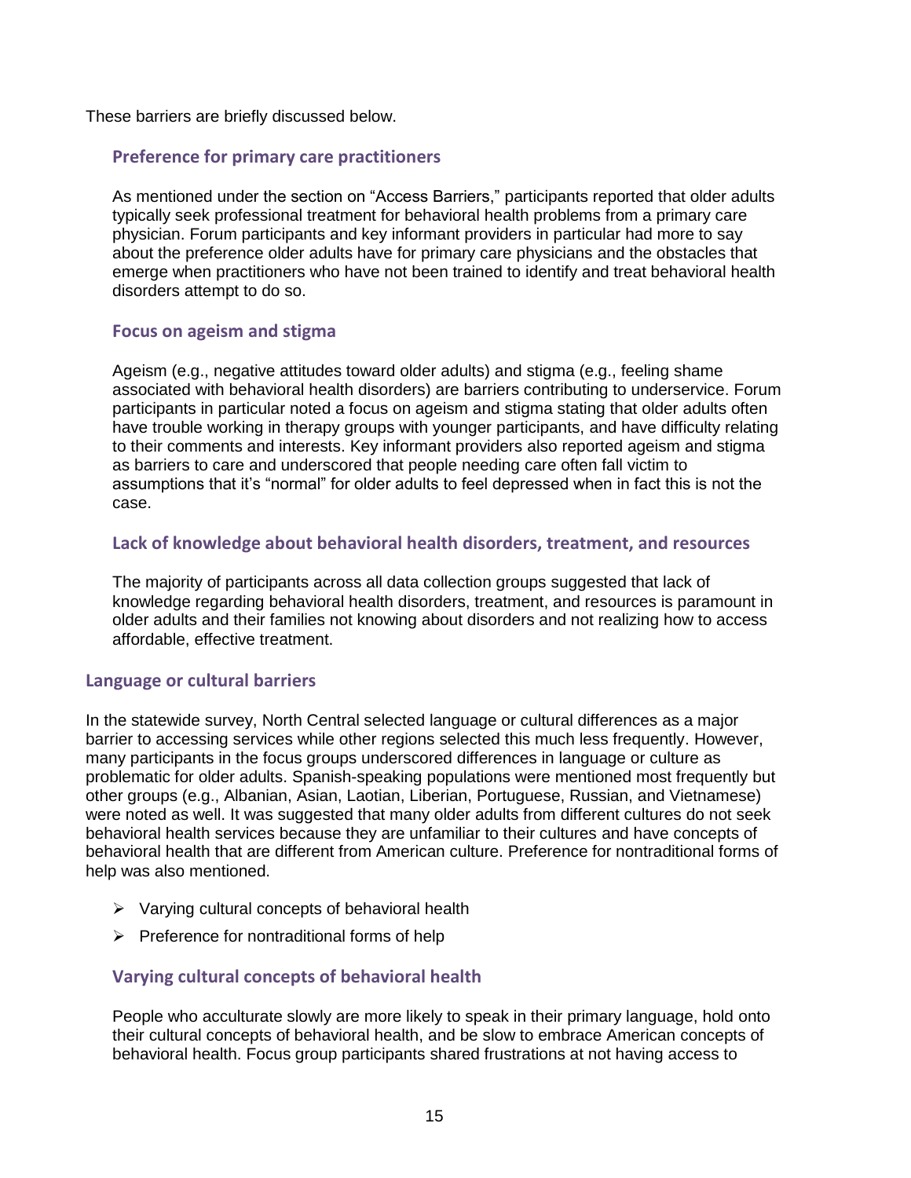These barriers are briefly discussed below.

### Preference for primary care practitioners

As mentioned under the section on "Access Barriers," participants reported that older adults typically seek professional treatment for behavioral health problems from a primary care physician. Forum participants and key informant providers in particular had more to say about the preference older adults have for primary care physicians and the obstacles that emerge when practitioners who have not been trained to identify and treat behavioral health disorders attempt to do so.

### Focus on ageism and stigma

Ageism (e.g., negative attitudes toward older adults) and stigma (e.g., feeling shame associated with behavioral health disorders) are barriers contributing to underservice. Forum participants in particular noted a focus on ageism and stigma stating that older adults often have trouble working in therapy groups with younger participants, and have difficulty relating to their comments and interests. Key informant providers also reported ageism and stigma as barriers to care and underscored that people needing care often fall victim to assumptions that it's "normal" for older adults to feel depressed when in fact this is not the case.

### Lack of knowledge about behavioral health disorders, treatment, and resources

The majority of participants across all data collection groups suggested that lack of knowledge regarding behavioral health disorders, treatment, and resources is paramount in older adults and their families not knowing about disorders and not realizing how to access affordable, effective treatment.

## Language or cultural barriers

In the statewide survey, North Central selected language or cultural differences as a major barrier to accessing services while other regions selected this much less frequently. However, many participants in the focus groups underscored differences in language or culture as problematic for older adults. Spanish-speaking populations were mentioned most frequently but other groups (e.g., Albanian, Asian, Laotian, Liberian, Portuguese, Russian, and Vietnamese) were noted as well. It was suggested that many older adults from different cultures do not seek behavioral health services because they are unfamiliar to their cultures and have concepts of behavioral health that are different from American culture. Preference for nontraditional forms of help was also mentioned.

- Varying cultural concepts of behavioral health
- Preference for nontraditional forms of help

### Varying cultural concepts of behavioral health

People who acculturate slowly are more likely to speak in their primary language, hold onto their cultural concepts of behavioral health, and be slow to embrace American concepts of behavioral health. Focus group participants shared frustrations at not having access to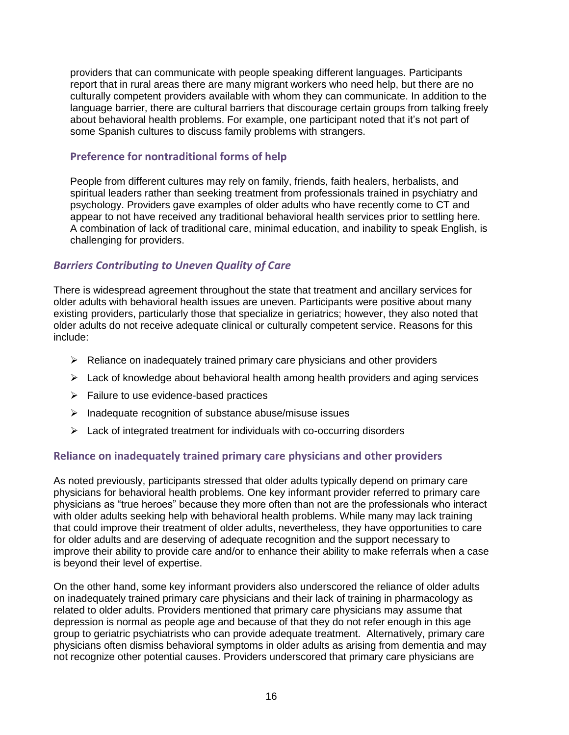providers that can communicate with people speaking different languages. Participants report that in rural areas there are many migrant workers who need help, but there are no culturally competent providers available with whom they can communicate. In addition to the language barrier, there are cultural barriers that discourage certain groups from talking freely about behavioral health problems. For example, one participant noted that it's not part of some Spanish cultures to discuss family problems with strangers.

#### Preference for nontraditional forms of help

People from different cultures may rely on family, friends, faith healers, herbalists, and spiritual leaders rather than seeking treatment from professionals trained in psychiatry and psychology. Providers gave examples of older adults who have recently come to CT and appear to not have received any traditional behavioral health services prior to settling here. A combination of lack of traditional care, minimal education, and inability to speak English, is challenging for providers.

### *Barriers Contributing to Uneven Quality of Care*

There is widespread agreement throughout the state that treatment and ancillary services for older adults with behavioral health issues are uneven. Participants were positive about many existing providers, particularly those that specialize in geriatrics; however, they also noted that older adults do not receive adequate clinical or culturally competent service. Reasons for this include:

- Reliance on inadequately trained primary care physicians and other providers
- Lack of knowledge about behavioral health among health providers and aging services
- Failure to use evidence-based practices
- Inadequate recognition of substance abuse/misuse issues
- Lack of integrated treatment for individuals with co-occurring disorders

#### Reliance on inadequately trained primary care physicians and other providers

As noted previously, participants stressed that older adults typically depend on primary care physicians for behavioral health problems. One key informant provider referred to primary care physicians as "true heroes" because they more often than not are the professionals who interact with older adults seeking help with behavioral health problems. While many may lack training that could improve their treatment of older adults, nevertheless, they have opportunities to care for older adults and are deserving of adequate recognition and the support necessary to improve their ability to provide care and/or to enhance their ability to make referrals when a case is beyond their level of expertise.

On the other hand, some key informant providers also underscored the reliance of older adults on inadequately trained primary care physicians and their lack of training in pharmacology as related to older adults. Providers mentioned that primary care physicians may assume that depression is normal as people age and because of that they do not refer enough in this age group to geriatric psychiatrists who can provide adequate treatment. Alternatively, primary care physicians often dismiss behavioral symptoms in older adults as arising from dementia and may not recognize other potential causes. Providers underscored that primary care physicians are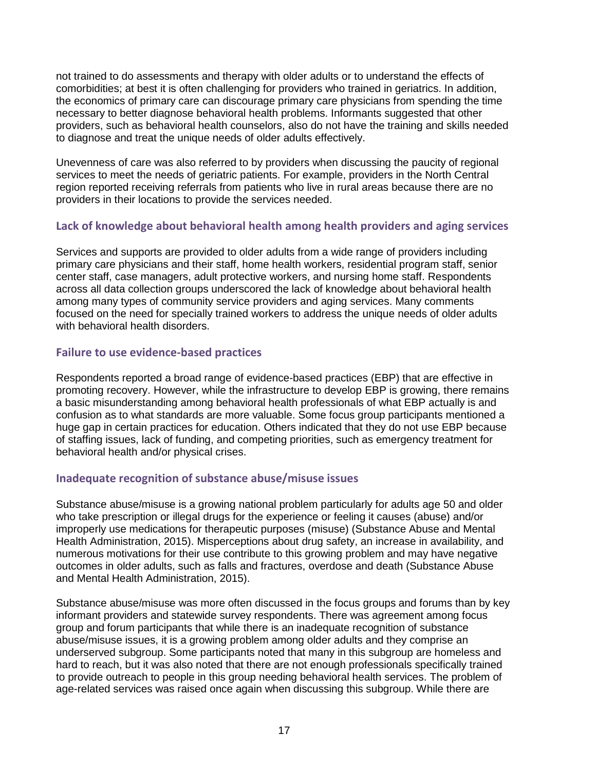not trained to do assessments and therapy with older adults or to understand the effects of comorbidities; at best it is often challenging for providers who trained in geriatrics. In addition, the economics of primary care can discourage primary care physicians from spending the time necessary to better diagnose behavioral health problems. Informants suggested that other providers, such as behavioral health counselors, also do not have the training and skills needed to diagnose and treat the unique needs of older adults effectively.

Unevenness of care was also referred to by providers when discussing the paucity of regional services to meet the needs of geriatric patients. For example, providers in the North Central region reported receiving referrals from patients who live in rural areas because there are no providers in their locations to provide the services needed.

### Lack of knowledge about behavioral health among health providers and aging services

Services and supports are provided to older adults from a wide range of providers including primary care physicians and their staff, home health workers, residential program staff, senior center staff, case managers, adult protective workers, and nursing home staff. Respondents across all data collection groups underscored the lack of knowledge about behavioral health among many types of community service providers and aging services. Many comments focused on the need for specially trained workers to address the unique needs of older adults with behavioral health disorders.

### Failure to use evidence-based practices

Respondents reported a broad range of evidence-based practices (EBP) that are effective in promoting recovery. However, while the infrastructure to develop EBP is growing, there remains a basic misunderstanding among behavioral health professionals of what EBP actually is and confusion as to what standards are more valuable. Some focus group participants mentioned a huge gap in certain practices for education. Others indicated that they do not use EBP because of staffing issues, lack of funding, and competing priorities, such as emergency treatment for behavioral health and/or physical crises.

### Inadequate recognition of substance abuse/misuse issues

Substance abuse/misuse is a growing national problem particularly for adults age 50 and older who take prescription or illegal drugs for the experience or feeling it causes (abuse) and/or improperly use medications for therapeutic purposes (misuse) (Substance Abuse and Mental Health Administration, 2015). Misperceptions about drug safety, an increase in availability, and numerous motivations for their use contribute to this growing problem and may have negative outcomes in older adults, such as falls and fractures, overdose and death (Substance Abuse and Mental Health Administration, 2015).

Substance abuse/misuse was more often discussed in the focus groups and forums than by key informant providers and statewide survey respondents. There was agreement among focus group and forum participants that while there is an inadequate recognition of substance abuse/misuse issues, it is a growing problem among older adults and they comprise an underserved subgroup. Some participants noted that many in this subgroup are homeless and hard to reach, but it was also noted that there are not enough professionals specifically trained to provide outreach to people in this group needing behavioral health services. The problem of age-related services was raised once again when discussing this subgroup. While there are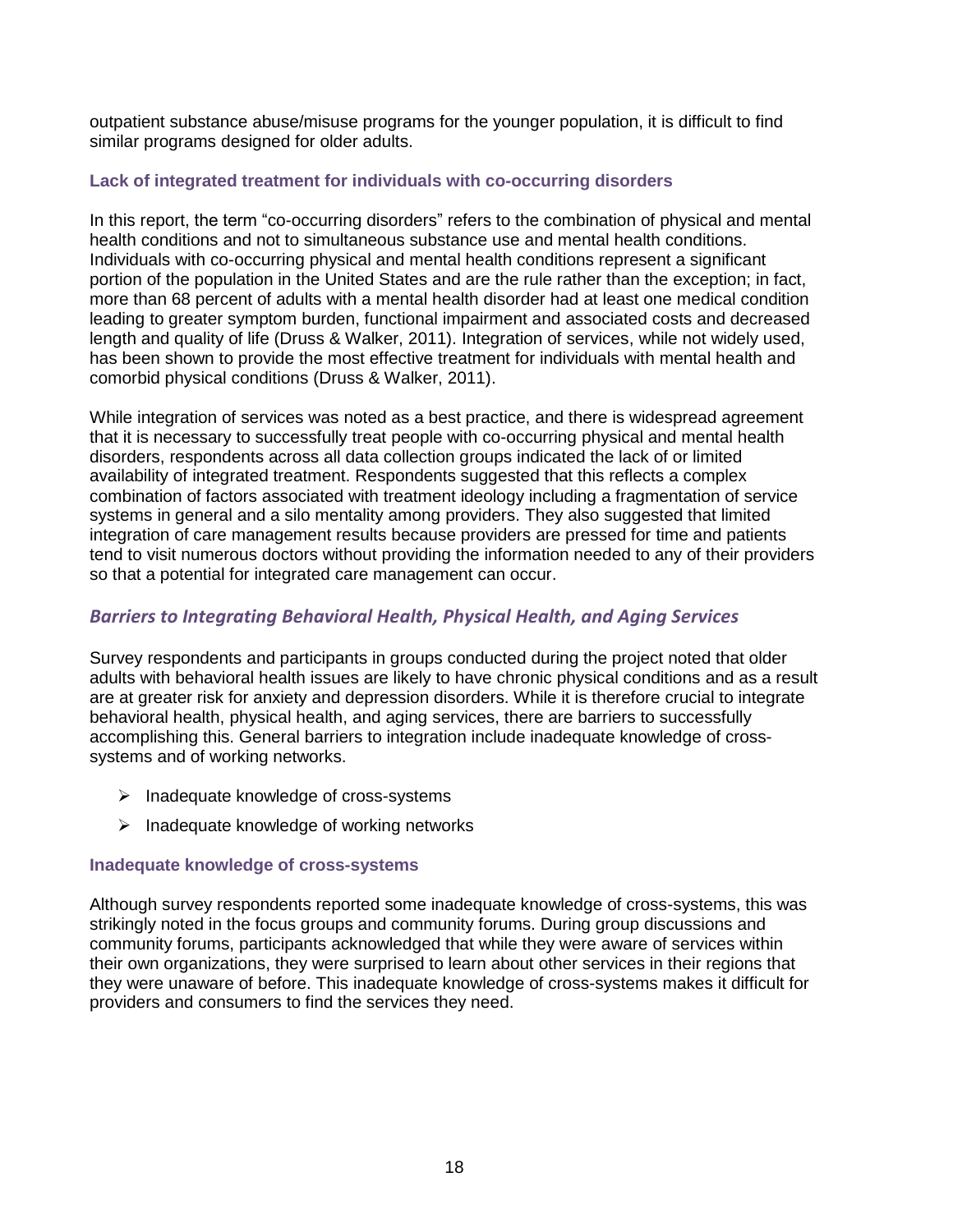outpatient substance abuse/misuse programs for the younger population, it is difficult to find similar programs designed for older adults.

### Lack of integrated treatment for individuals with co-occurring disorders

In this report, the term "co-occurring disorders" refers to the combination of physical and mental health conditions and not to simultaneous substance use and mental health conditions. Individuals with co-occurring physical and mental health conditions represent a significant portion of the population in the United States and are the rule rather than the exception; in fact, more than 68 percent of adults with a mental health disorder had at least one medical condition leading to greater symptom burden, functional impairment and associated costs and decreased length and quality of life (Druss & Walker, 2011). Integration of services, while not widely used, has been shown to provide the most effective treatment for individuals with mental health and comorbid physical conditions (Druss & Walker, 2011).

While integration of services was noted as a best practice, and there is widespread agreement that it is necessary to successfully treat people with co-occurring physical and mental health disorders, respondents across all data collection groups indicated the lack of or limited availability of integrated treatment. Respondents suggested that this reflects a complex combination of factors associated with treatment ideology including a fragmentation of service systems in general and a silo mentality among providers. They also suggested that limited integration of care management results because providers are pressed for time and patients tend to visit numerous doctors without providing the information needed to any of their providers so that a potential for integrated care management can occur.

## *Barriers to Integrating Behavioral Health, Physical Health, and Aging Services*

Survey respondents and participants in groups conducted during the project noted that older adults with behavioral health issues are likely to have chronic physical conditions and as a result are at greater risk for anxiety and depression disorders. While it is therefore crucial to integrate behavioral health, physical health, and aging services, there are barriers to successfully accomplishing this. General barriers to integration include inadequate knowledge of cross-systems and of working networks.

- Inadequate knowledge of cross-systems
- Inadequate knowledge of working networks

### Inadequate knowledge of cross-systems

Although survey respondents reported some inadequate knowledge of cross-systems, this was strikingly noted in the focus groups and community forums. During group discussions and community forums, participants acknowledged that while they were aware of services within their own organizations, they were surprised to learn about other services in their regions that they were unaware of before. This inadequate knowledge of cross-systems makes it difficult for providers and consumers to find the services they need.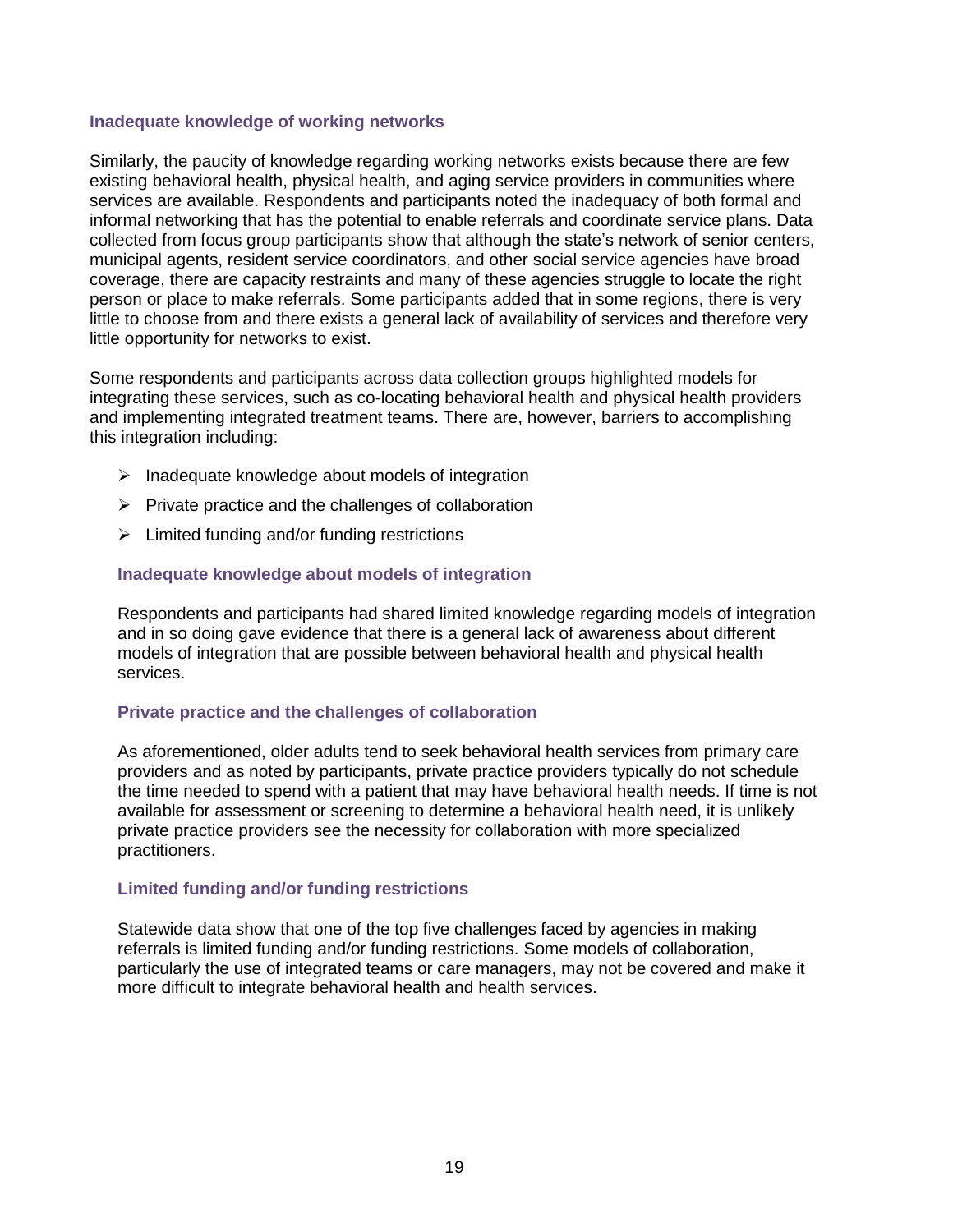### Inadequate knowledge of working networks

Similarly, the paucity of knowledge regarding working networks exists because there are few existing behavioral health, physical health, and aging service providers in communities where services are available. Respondents and participants noted the inadequacy of both formal and informal networking that has the potential to enable referrals and coordinate service plans. Data collected from focus group participants show that although the state's network of senior centers, municipal agents, resident service coordinators, and other social service agencies have broad coverage, there are capacity restraints and many of these agencies struggle to locate the right person or place to make referrals. Some participants added that in some regions, there is very little to choose from and there exists a general lack of availability of services and therefore very little opportunity for networks to exist.

Some respondents and participants across data collection groups highlighted models for integrating these services, such as co-locating behavioral health and physical health providers and implementing integrated treatment teams. There are, however, barriers to accomplishing this integration including:

- Inadequate knowledge about models of integration
- Private practice and the challenges of collaboration
- Limited funding and/or funding restrictions

#### Inadequate knowledge about models of integration

Respondents and participants had shared limited knowledge regarding models of integration and in so doing gave evidence that there is a general lack of awareness about different models of integration that are possible between behavioral health and physical health services.

#### Private practice and the challenges of collaboration

As aforementioned, older adults tend to seek behavioral health services from primary care providers and as noted by participants, private practice providers typically do not schedule the time needed to spend with a patient that may have behavioral health needs. If time is not available for assessment or screening to determine a behavioral health need, it is unlikely private practice providers see the necessity for collaboration with more specialized practitioners.

#### Limited funding and/or funding restrictions

Statewide data show that one of the top five challenges faced by agencies in making referrals is limited funding and/or funding restrictions. Some models of collaboration, particularly the use of integrated teams or care managers, may not be covered and make it more difficult to integrate behavioral health and health services.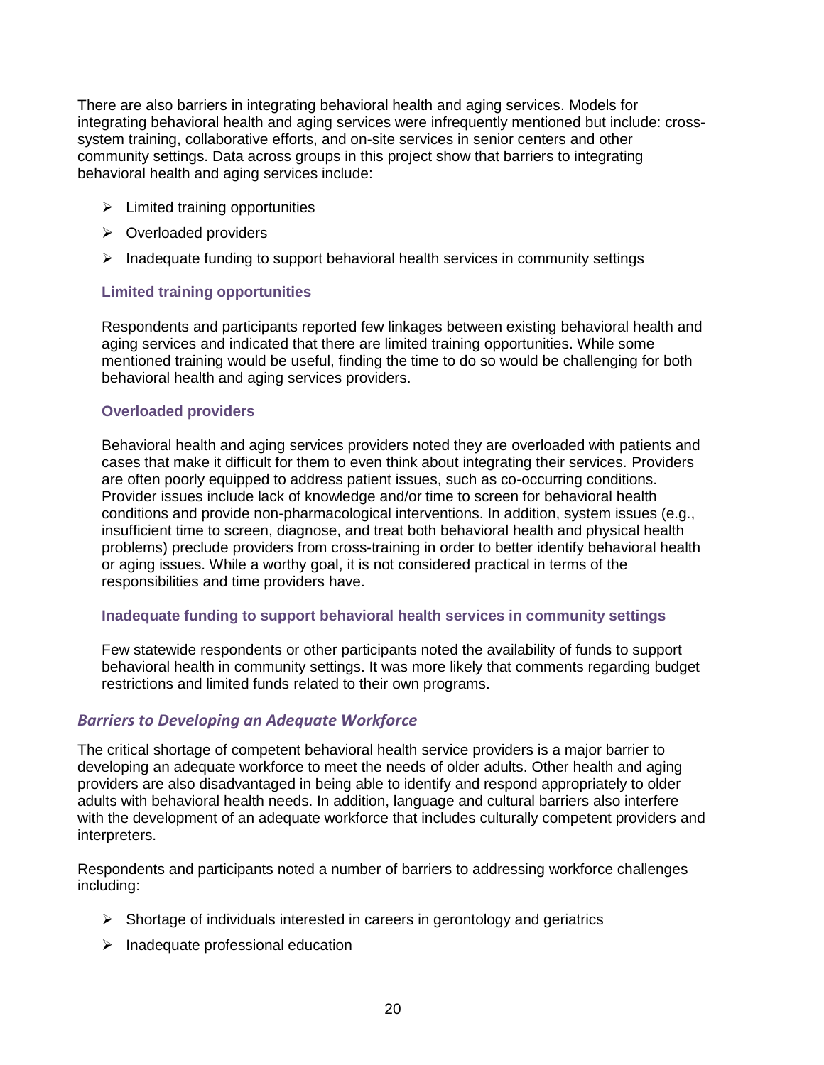There are also barriers in integrating behavioral health and aging services. Models for integrating behavioral health and aging services were infrequently mentioned but include: cross-system training, collaborative efforts, and on-site services in senior centers and other community settings. Data across groups in this project show that barriers to integrating behavioral health and aging services include:

- Limited training opportunities
- Overloaded providers
- Inadequate funding to support behavioral health services in community settings

#### Limited training opportunities

Respondents and participants reported few linkages between existing behavioral health and aging services and indicated that there are limited training opportunities. While some mentioned training would be useful, finding the time to do so would be challenging for both behavioral health and aging services providers.

#### Overloaded providers

Behavioral health and aging services providers noted they are overloaded with patients and cases that make it difficult for them to even think about integrating their services. Providers are often poorly equipped to address patient issues, such as co-occurring conditions. Provider issues include lack of knowledge and/or time to screen for behavioral health conditions and provide non-pharmacological interventions. In addition, system issues (e.g., insufficient time to screen, diagnose, and treat both behavioral health and physical health problems) preclude providers from cross-training in order to better identify behavioral health or aging issues. While a worthy goal, it is not considered practical in terms of the responsibilities and time providers have.

#### Inadequate funding to support behavioral health services in community settings

Few statewide respondents or other participants noted the availability of funds to support behavioral health in community settings. It was more likely that comments regarding budget restrictions and limited funds related to their own programs.

### *Barriers to Developing an Adequate Workforce*

The critical shortage of competent behavioral health service providers is a major barrier to developing an adequate workforce to meet the needs of older adults. Other health and aging providers are also disadvantaged in being able to identify and respond appropriately to older adults with behavioral health needs. In addition, language and cultural barriers also interfere with the development of an adequate workforce that includes culturally competent providers and interpreters.

Respondents and participants noted a number of barriers to addressing workforce challenges including:

- Shortage of individuals interested in careers in gerontology and geriatrics
- Inadequate professional education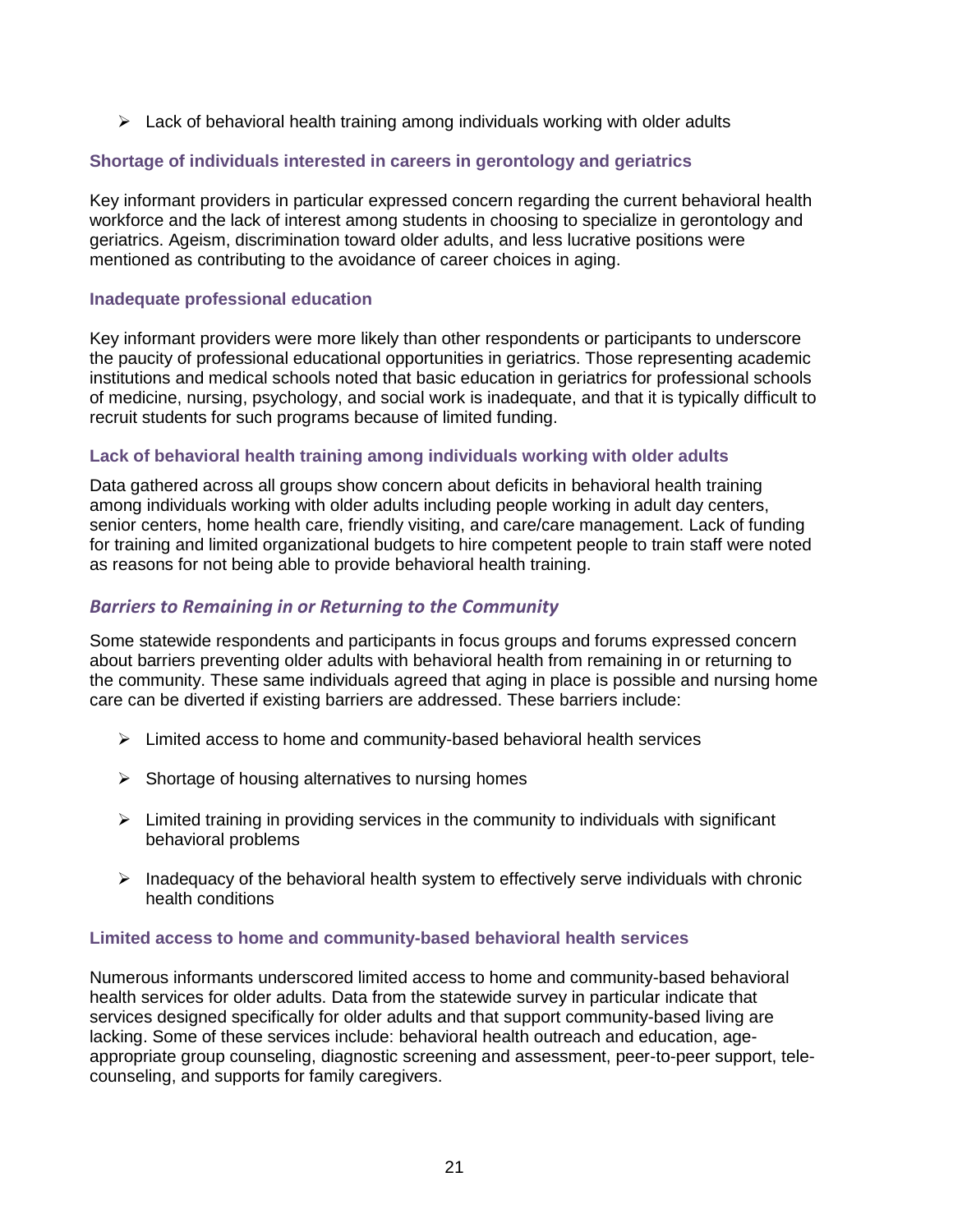- Lack of behavioral health training among individuals working with older adults

### Shortage of individuals interested in careers in gerontology and geriatrics

Key informant providers in particular expressed concern regarding the current behavioral health workforce and the lack of interest among students in choosing to specialize in gerontology and geriatrics. Ageism, discrimination toward older adults, and less lucrative positions were mentioned as contributing to the avoidance of career choices in aging.

### Inadequate professional education

Key informant providers were more likely than other respondents or participants to underscore the paucity of professional educational opportunities in geriatrics. Those representing academic institutions and medical schools noted that basic education in geriatrics for professional schools of medicine, nursing, psychology, and social work is inadequate, and that it is typically difficult to recruit students for such programs because of limited funding.

### Lack of behavioral health training among individuals working with older adults

Data gathered across all groups show concern about deficits in behavioral health training among individuals working with older adults including people working in adult day centers, senior centers, home health care, friendly visiting, and care/care management. Lack of funding for training and limited organizational budgets to hire competent people to train staff were noted as reasons for not being able to provide behavioral health training.

## *Barriers to Remaining in or Returning to the Community*

Some statewide respondents and participants in focus groups and forums expressed concern about barriers preventing older adults with behavioral health from remaining in or returning to the community. These same individuals agreed that aging in place is possible and nursing home care can be diverted if existing barriers are addressed. These barriers include:

- Limited access to home and community-based behavioral health services
- Shortage of housing alternatives to nursing homes
- Limited training in providing services in the community to individuals with significant behavioral problems
- Inadequacy of the behavioral health system to effectively serve individuals with chronic health conditions

### Limited access to home and community-based behavioral health services

Numerous informants underscored limited access to home and community-based behavioral health services for older adults. Data from the statewide survey in particular indicate that services designed specifically for older adults and that support community-based living are lacking. Some of these services include: behavioral health outreach and education, age-appropriate group counseling, diagnostic screening and assessment, peer-to-peer support, tele-counseling, and supports for family caregivers.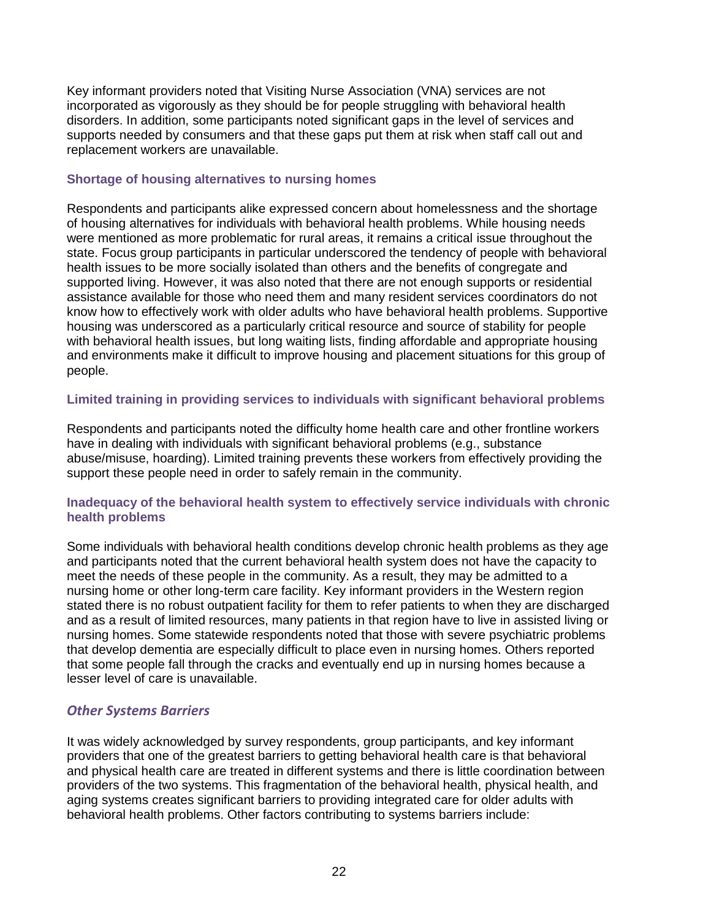Key informant providers noted that Visiting Nurse Association (VNA) services are not incorporated as vigorously as they should be for people struggling with behavioral health disorders. In addition, some participants noted significant gaps in the level of services and supports needed by consumers and that these gaps put them at risk when staff call out and replacement workers are unavailable.

#### Shortage of housing alternatives to nursing homes

Respondents and participants alike expressed concern about homelessness and the shortage of housing alternatives for individuals with behavioral health problems. While housing needs were mentioned as more problematic for rural areas, it remains a critical issue throughout the state. Focus group participants in particular underscored the tendency of people with behavioral health issues to be more socially isolated than others and the benefits of congregate and supported living. However, it was also noted that there are not enough supports or residential assistance available for those who need them and many resident services coordinators do not know how to effectively work with older adults who have behavioral health problems. Supportive housing was underscored as a particularly critical resource and source of stability for people with behavioral health issues, but long waiting lists, finding affordable and appropriate housing and environments make it difficult to improve housing and placement situations for this group of people.

#### Limited training in providing services to individuals with significant behavioral problems

Respondents and participants noted the difficulty home health care and other frontline workers have in dealing with individuals with significant behavioral problems (e.g., substance abuse/misuse, hoarding). Limited training prevents these workers from effectively providing the support these people need in order to safely remain in the community.

#### Inadequacy of the behavioral health system to effectively service individuals with chronic health problems

Some individuals with behavioral health conditions develop chronic health problems as they age and participants noted that the current behavioral health system does not have the capacity to meet the needs of these people in the community. As a result, they may be admitted to a nursing home or other long-term care facility. Key informant providers in the Western region stated there is no robust outpatient facility for them to refer patients to when they are discharged and as a result of limited resources, many patients in that region have to live in assisted living or nursing homes. Some statewide respondents noted that those with severe psychiatric problems that develop dementia are especially difficult to place even in nursing homes. Others reported that some people fall through the cracks and eventually end up in nursing homes because a lesser level of care is unavailable.

### *Other Systems Barriers*

It was widely acknowledged by survey respondents, group participants, and key informant providers that one of the greatest barriers to getting behavioral health care is that behavioral and physical health care are treated in different systems and there is little coordination between providers of the two systems. This fragmentation of the behavioral health, physical health, and aging systems creates significant barriers to providing integrated care for older adults with behavioral health problems. Other factors contributing to systems barriers include: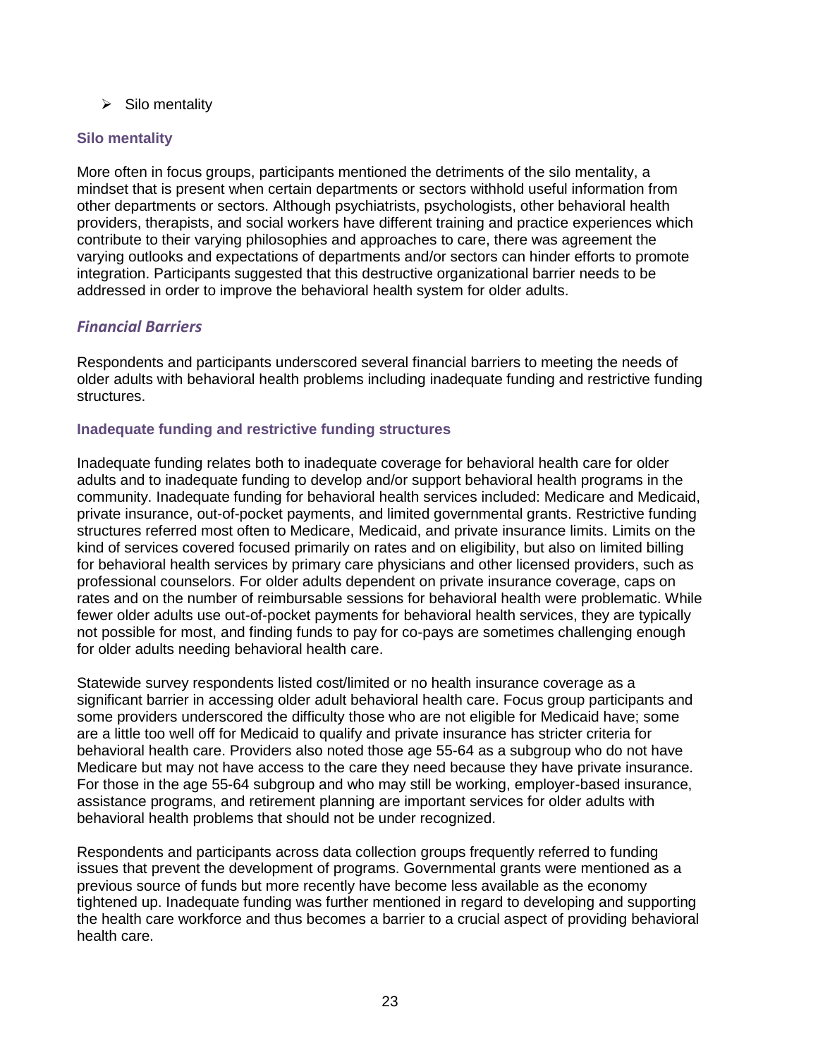- Silo mentality

### Silo mentality

More often in focus groups, participants mentioned the detriments of the silo mentality, a mindset that is present when certain departments or sectors withhold useful information from other departments or sectors. Although psychiatrists, psychologists, other behavioral health providers, therapists, and social workers have different training and practice experiences which contribute to their varying philosophies and approaches to care, there was agreement the varying outlooks and expectations of departments and/or sectors can hinder efforts to promote integration. Participants suggested that this destructive organizational barrier needs to be addressed in order to improve the behavioral health system for older adults.

## *Financial Barriers*

Respondents and participants underscored several financial barriers to meeting the needs of older adults with behavioral health problems including inadequate funding and restrictive funding structures.

### Inadequate funding and restrictive funding structures

Inadequate funding relates both to inadequate coverage for behavioral health care for older adults and to inadequate funding to develop and/or support behavioral health programs in the community. Inadequate funding for behavioral health services included: Medicare and Medicaid, private insurance, out-of-pocket payments, and limited governmental grants. Restrictive funding structures referred most often to Medicare, Medicaid, and private insurance limits. Limits on the kind of services covered focused primarily on rates and on eligibility, but also on limited billing for behavioral health services by primary care physicians and other licensed providers, such as professional counselors. For older adults dependent on private insurance coverage, caps on rates and on the number of reimbursable sessions for behavioral health were problematic. While fewer older adults use out-of-pocket payments for behavioral health services, they are typically not possible for most, and finding funds to pay for co-pays are sometimes challenging enough for older adults needing behavioral health care.

Statewide survey respondents listed cost/limited or no health insurance coverage as a significant barrier in accessing older adult behavioral health care. Focus group participants and some providers underscored the difficulty those who are not eligible for Medicaid have; some are a little too well off for Medicaid to qualify and private insurance has stricter criteria for behavioral health care. Providers also noted those age 55-64 as a subgroup who do not have Medicare but may not have access to the care they need because they have private insurance. For those in the age 55-64 subgroup and who may still be working, employer-based insurance, assistance programs, and retirement planning are important services for older adults with behavioral health problems that should not be under recognized.

Respondents and participants across data collection groups frequently referred to funding issues that prevent the development of programs. Governmental grants were mentioned as a previous source of funds but more recently have become less available as the economy tightened up. Inadequate funding was further mentioned in regard to developing and supporting the health care workforce and thus becomes a barrier to a crucial aspect of providing behavioral health care.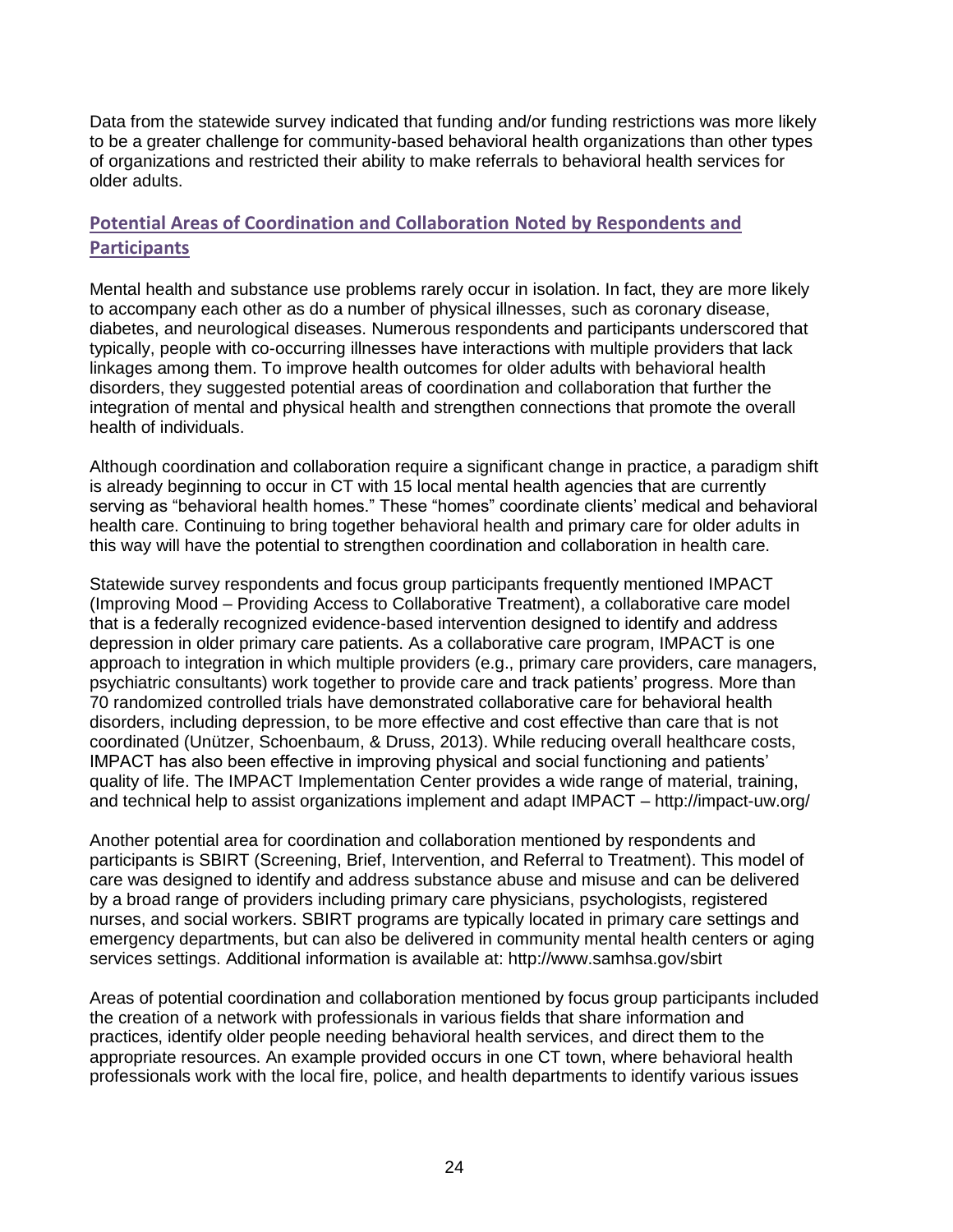Data from the statewide survey indicated that funding and/or funding restrictions was more likely to be a greater challenge for community-based behavioral health organizations than other types of organizations and restricted their ability to make referrals to behavioral health services for older adults.

## Potential Areas of Coordination and Collaboration Noted by Respondents and Participants

Mental health and substance use problems rarely occur in isolation. In fact, they are more likely to accompany each other as do a number of physical illnesses, such as coronary disease, diabetes, and neurological diseases. Numerous respondents and participants underscored that typically, people with co-occurring illnesses have interactions with multiple providers that lack linkages among them. To improve health outcomes for older adults with behavioral health disorders, they suggested potential areas of coordination and collaboration that further the integration of mental and physical health and strengthen connections that promote the overall health of individuals.

Although coordination and collaboration require a significant change in practice, a paradigm shift is already beginning to occur in CT with 15 local mental health agencies that are currently serving as "behavioral health homes." These "homes" coordinate clients' medical and behavioral health care. Continuing to bring together behavioral health and primary care for older adults in this way will have the potential to strengthen coordination and collaboration in health care.

Statewide survey respondents and focus group participants frequently mentioned IMPACT (Improving Mood – Providing Access to Collaborative Treatment), a collaborative care model that is a federally recognized evidence-based intervention designed to identify and address depression in older primary care patients. As a collaborative care program, IMPACT is one approach to integration in which multiple providers (e.g., primary care providers, care managers, psychiatric consultants) work together to provide care and track patients' progress. More than 70 randomized controlled trials have demonstrated collaborative care for behavioral health disorders, including depression, to be more effective and cost effective than care that is not coordinated (Unützer, Schoenbaum, & Druss, 2013). While reducing overall healthcare costs, IMPACT has also been effective in improving physical and social functioning and patients' quality of life. The IMPACT Implementation Center provides a wide range of material, training, and technical help to assist organizations implement and adapt IMPACT – http://impact-uw.org/

Another potential area for coordination and collaboration mentioned by respondents and participants is SBIRT (Screening, Brief, Intervention, and Referral to Treatment). This model of care was designed to identify and address substance abuse and misuse and can be delivered by a broad range of providers including primary care physicians, psychologists, registered nurses, and social workers. SBIRT programs are typically located in primary care settings and emergency departments, but can also be delivered in community mental health centers or aging services settings. Additional information is available at: http://www.samhsa.gov/sbirt

Areas of potential coordination and collaboration mentioned by focus group participants included the creation of a network with professionals in various fields that share information and practices, identify older people needing behavioral health services, and direct them to the appropriate resources. An example provided occurs in one CT town, where behavioral health professionals work with the local fire, police, and health departments to identify various issues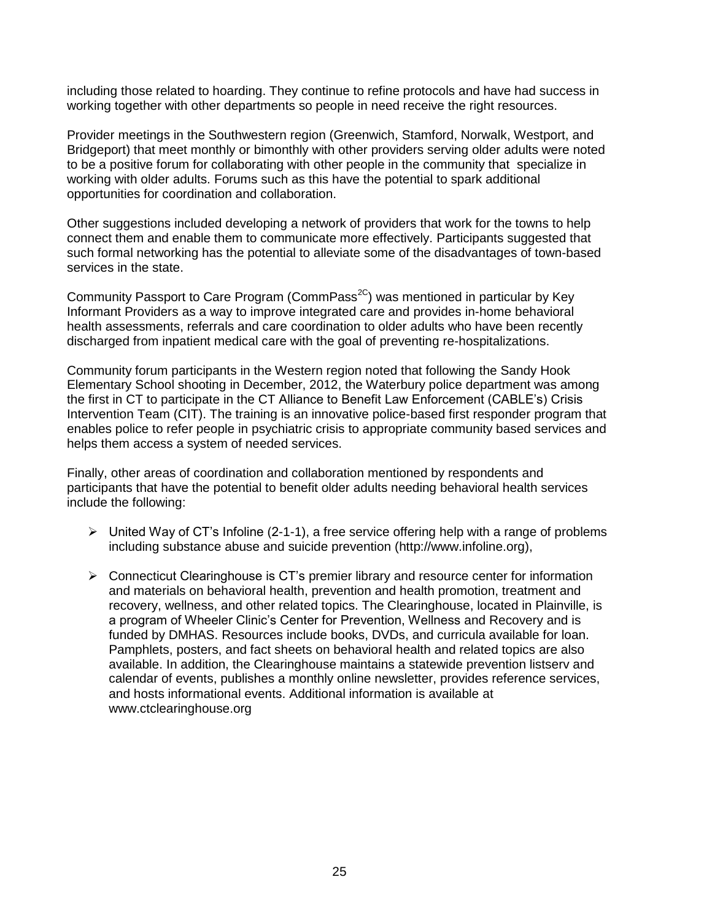including those related to hoarding. They continue to refine protocols and have had success in working together with other departments so people in need receive the right resources.

Provider meetings in the Southwestern region (Greenwich, Stamford, Norwalk, Westport, and Bridgeport) that meet monthly or bimonthly with other providers serving older adults were noted to be a positive forum for collaborating with other people in the community that specialize in working with older adults. Forums such as this have the potential to spark additional opportunities for coordination and collaboration.

Other suggestions included developing a network of providers that work for the towns to help connect them and enable them to communicate more effectively. Participants suggested that such formal networking has the potential to alleviate some of the disadvantages of town-based services in the state.

Community Passport to Care Program (CommPass$^{2C}$) was mentioned in particular by Key Informant Providers as a way to improve integrated care and provides in-home behavioral health assessments, referrals and care coordination to older adults who have been recently discharged from inpatient medical care with the goal of preventing re-hospitalizations.

Community forum participants in the Western region noted that following the Sandy Hook Elementary School shooting in December, 2012, the Waterbury police department was among the first in CT to participate in the CT Alliance to Benefit Law Enforcement (CABLE's) Crisis Intervention Team (CIT). The training is an innovative police-based first responder program that enables police to refer people in psychiatric crisis to appropriate community based services and helps them access a system of needed services.

Finally, other areas of coordination and collaboration mentioned by respondents and participants that have the potential to benefit older adults needing behavioral health services include the following:

- United Way of CT's Infoline (2-1-1), a free service offering help with a range of problems including substance abuse and suicide prevention (http://www.infoline.org),

- Connecticut Clearinghouse is CT's premier library and resource center for information and materials on behavioral health, prevention and health promotion, treatment and recovery, wellness, and other related topics. The Clearinghouse, located in Plainville, is a program of Wheeler Clinic's Center for Prevention, Wellness and Recovery and is funded by DMHAS. Resources include books, DVDs, and curricula available for loan. Pamphlets, posters, and fact sheets on behavioral health and related topics are also available. In addition, the Clearinghouse maintains a statewide prevention listserv and calendar of events, publishes a monthly online newsletter, provides reference services, and hosts informational events. Additional information is available at www.ctclearinghouse.org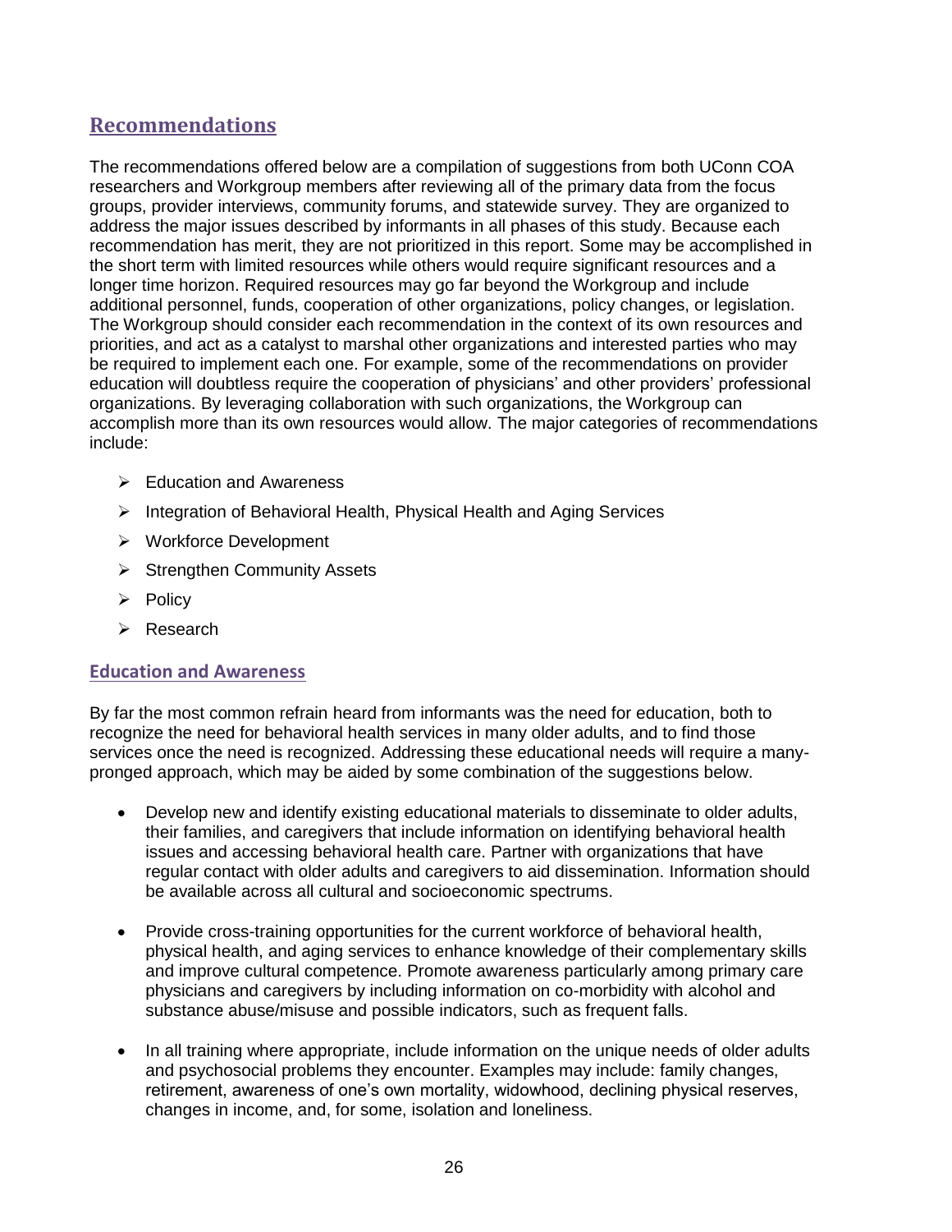## Recommendations

The recommendations offered below are a compilation of suggestions from both UConn COA researchers and Workgroup members after reviewing all of the primary data from the focus groups, provider interviews, community forums, and statewide survey. They are organized to address the major issues described by informants in all phases of this study. Because each recommendation has merit, they are not prioritized in this report. Some may be accomplished in the short term with limited resources while others would require significant resources and a longer time horizon. Required resources may go far beyond the Workgroup and include additional personnel, funds, cooperation of other organizations, policy changes, or legislation. The Workgroup should consider each recommendation in the context of its own resources and priorities, and act as a catalyst to marshal other organizations and interested parties who may be required to implement each one. For example, some of the recommendations on provider education will doubtless require the cooperation of physicians' and other providers' professional organizations. By leveraging collaboration with such organizations, the Workgroup can accomplish more than its own resources would allow. The major categories of recommendations include:

- Education and Awareness
- Integration of Behavioral Health, Physical Health and Aging Services
- Workforce Development
- Strengthen Community Assets
- Policy
- Research

### Education and Awareness

By far the most common refrain heard from informants was the need for education, both to recognize the need for behavioral health services in many older adults, and to find those services once the need is recognized. Addressing these educational needs will require a many-pronged approach, which may be aided by some combination of the suggestions below.

- Develop new and identify existing educational materials to disseminate to older adults, their families, and caregivers that include information on identifying behavioral health issues and accessing behavioral health care. Partner with organizations that have regular contact with older adults and caregivers to aid dissemination. Information should be available across all cultural and socioeconomic spectrums.

- Provide cross-training opportunities for the current workforce of behavioral health, physical health, and aging services to enhance knowledge of their complementary skills and improve cultural competence. Promote awareness particularly among primary care physicians and caregivers by including information on co-morbidity with alcohol and substance abuse/misuse and possible indicators, such as frequent falls.

- In all training where appropriate, include information on the unique needs of older adults and psychosocial problems they encounter. Examples may include: family changes, retirement, awareness of one's own mortality, widowhood, declining physical reserves, changes in income, and, for some, isolation and loneliness.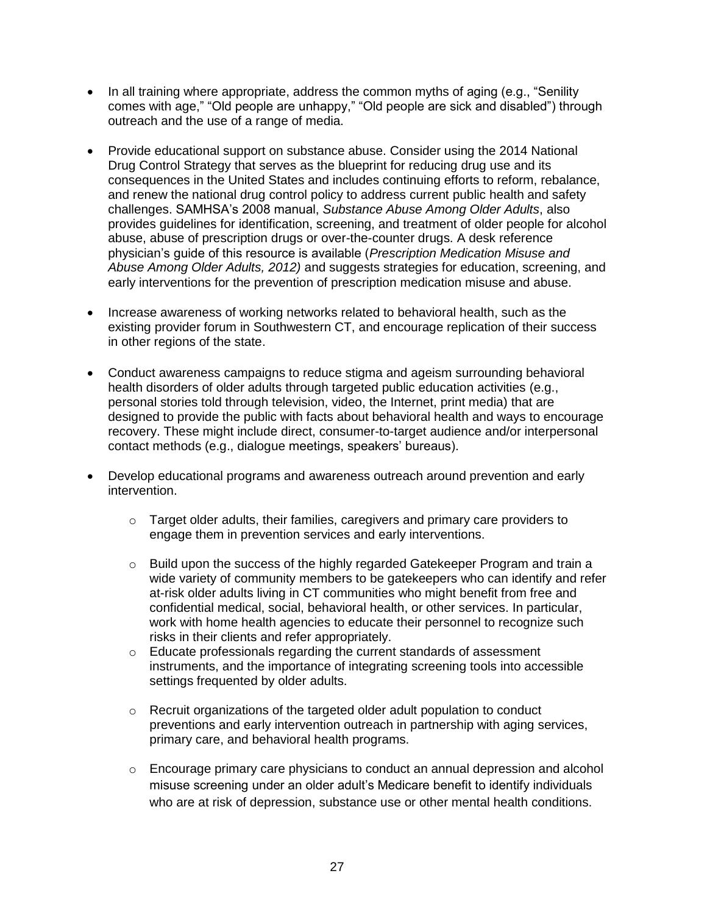- In all training where appropriate, address the common myths of aging (e.g., "Senility comes with age," "Old people are unhappy," "Old people are sick and disabled") through outreach and the use of a range of media.

- Provide educational support on substance abuse. Consider using the 2014 National Drug Control Strategy that serves as the blueprint for reducing drug use and its consequences in the United States and includes continuing efforts to reform, rebalance, and renew the national drug control policy to address current public health and safety challenges. SAMHSA's 2008 manual, *Substance Abuse Among Older Adults*, also provides guidelines for identification, screening, and treatment of older people for alcohol abuse, abuse of prescription drugs or over-the-counter drugs. A desk reference physician's guide of this resource is available (*Prescription Medication Misuse and Abuse Among Older Adults, 2012)* and suggests strategies for education, screening, and early interventions for the prevention of prescription medication misuse and abuse.

- Increase awareness of working networks related to behavioral health, such as the existing provider forum in Southwestern CT, and encourage replication of their success in other regions of the state.

- Conduct awareness campaigns to reduce stigma and ageism surrounding behavioral health disorders of older adults through targeted public education activities (e.g., personal stories told through television, video, the Internet, print media) that are designed to provide the public with facts about behavioral health and ways to encourage recovery. These might include direct, consumer-to-target audience and/or interpersonal contact methods (e.g., dialogue meetings, speakers' bureaus).

- Develop educational programs and awareness outreach around prevention and early intervention.

    - Target older adults, their families, caregivers and primary care providers to engage them in prevention services and early interventions.

    - Build upon the success of the highly regarded Gatekeeper Program and train a wide variety of community members to be gatekeepers who can identify and refer at-risk older adults living in CT communities who might benefit from free and confidential medical, social, behavioral health, or other services. In particular, work with home health agencies to educate their personnel to recognize such risks in their clients and refer appropriately.
    - Educate professionals regarding the current standards of assessment instruments, and the importance of integrating screening tools into accessible settings frequented by older adults.

    - Recruit organizations of the targeted older adult population to conduct preventions and early intervention outreach in partnership with aging services, primary care, and behavioral health programs.

    - Encourage primary care physicians to conduct an annual depression and alcohol misuse screening under an older adult's Medicare benefit to identify individuals who are at risk of depression, substance use or other mental health conditions.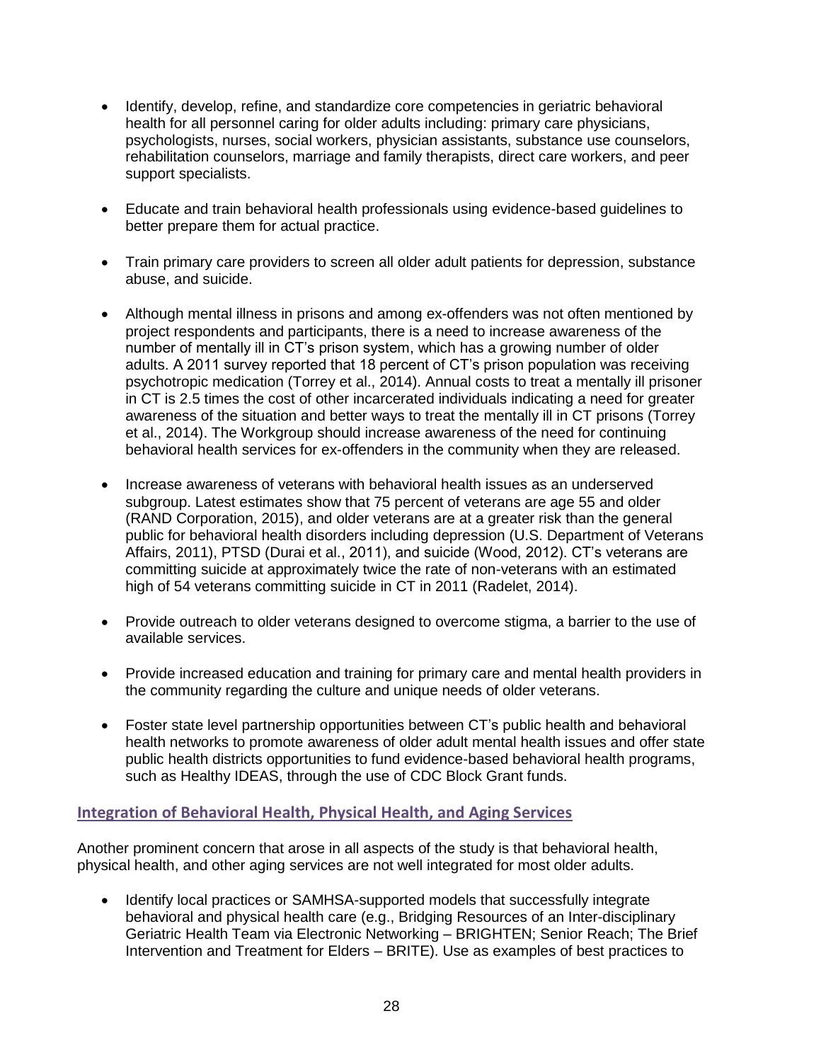- Identify, develop, refine, and standardize core competencies in geriatric behavioral health for all personnel caring for older adults including: primary care physicians, psychologists, nurses, social workers, physician assistants, substance use counselors, rehabilitation counselors, marriage and family therapists, direct care workers, and peer support specialists.

- Educate and train behavioral health professionals using evidence-based guidelines to better prepare them for actual practice.

- Train primary care providers to screen all older adult patients for depression, substance abuse, and suicide.

- Although mental illness in prisons and among ex-offenders was not often mentioned by project respondents and participants, there is a need to increase awareness of the number of mentally ill in CT's prison system, which has a growing number of older adults. A 2011 survey reported that 18 percent of CT's prison population was receiving psychotropic medication (Torrey et al., 2014). Annual costs to treat a mentally ill prisoner in CT is 2.5 times the cost of other incarcerated individuals indicating a need for greater awareness of the situation and better ways to treat the mentally ill in CT prisons (Torrey et al., 2014). The Workgroup should increase awareness of the need for continuing behavioral health services for ex-offenders in the community when they are released.

- Increase awareness of veterans with behavioral health issues as an underserved subgroup. Latest estimates show that 75 percent of veterans are age 55 and older (RAND Corporation, 2015), and older veterans are at a greater risk than the general public for behavioral health disorders including depression (U.S. Department of Veterans Affairs, 2011), PTSD (Durai et al., 2011), and suicide (Wood, 2012). CT's veterans are committing suicide at approximately twice the rate of non-veterans with an estimated high of 54 veterans committing suicide in CT in 2011 (Radelet, 2014).

- Provide outreach to older veterans designed to overcome stigma, a barrier to the use of available services.

- Provide increased education and training for primary care and mental health providers in the community regarding the culture and unique needs of older veterans.

- Foster state level partnership opportunities between CT's public health and behavioral health networks to promote awareness of older adult mental health issues and offer state public health districts opportunities to fund evidence-based behavioral health programs, such as Healthy IDEAS, through the use of CDC Block Grant funds.

## Integration of Behavioral Health, Physical Health, and Aging Services

Another prominent concern that arose in all aspects of the study is that behavioral health, physical health, and other aging services are not well integrated for most older adults.

- Identify local practices or SAMHSA-supported models that successfully integrate behavioral and physical health care (e.g., Bridging Resources of an Inter-disciplinary Geriatric Health Team via Electronic Networking – BRIGHTEN; Senior Reach; The Brief Intervention and Treatment for Elders – BRITE). Use as examples of best practices to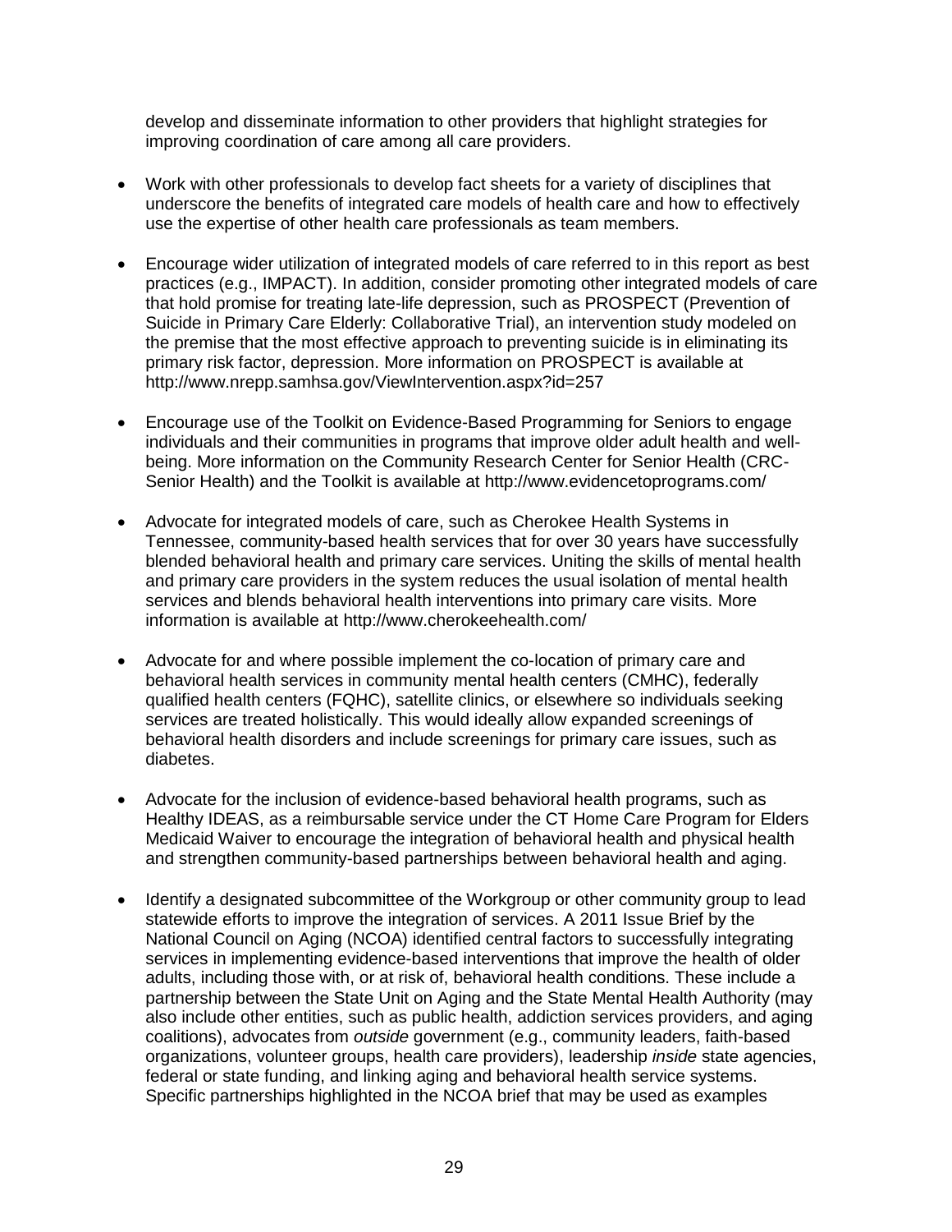develop and disseminate information to other providers that highlight strategies for improving coordination of care among all care providers.

- Work with other professionals to develop fact sheets for a variety of disciplines that underscore the benefits of integrated care models of health care and how to effectively use the expertise of other health care professionals as team members.

- Encourage wider utilization of integrated models of care referred to in this report as best practices (e.g., IMPACT). In addition, consider promoting other integrated models of care that hold promise for treating late-life depression, such as PROSPECT (Prevention of Suicide in Primary Care Elderly: Collaborative Trial), an intervention study modeled on the premise that the most effective approach to preventing suicide is in eliminating its primary risk factor, depression. More information on PROSPECT is available at http://www.nrepp.samhsa.gov/ViewIntervention.aspx?id=257

- Encourage use of the Toolkit on Evidence-Based Programming for Seniors to engage individuals and their communities in programs that improve older adult health and well-being. More information on the Community Research Center for Senior Health (CRC-Senior Health) and the Toolkit is available at http://www.evidencetoprograms.com/

- Advocate for integrated models of care, such as Cherokee Health Systems in Tennessee, community-based health services that for over 30 years have successfully blended behavioral health and primary care services. Uniting the skills of mental health and primary care providers in the system reduces the usual isolation of mental health services and blends behavioral health interventions into primary care visits. More information is available at http://www.cherokeehealth.com/

- Advocate for and where possible implement the co-location of primary care and behavioral health services in community mental health centers (CMHC), federally qualified health centers (FQHC), satellite clinics, or elsewhere so individuals seeking services are treated holistically. This would ideally allow expanded screenings of behavioral health disorders and include screenings for primary care issues, such as diabetes.

- Advocate for the inclusion of evidence-based behavioral health programs, such as Healthy IDEAS, as a reimbursable service under the CT Home Care Program for Elders Medicaid Waiver to encourage the integration of behavioral health and physical health and strengthen community-based partnerships between behavioral health and aging.

- Identify a designated subcommittee of the Workgroup or other community group to lead statewide efforts to improve the integration of services. A 2011 Issue Brief by the National Council on Aging (NCOA) identified central factors to successfully integrating services in implementing evidence-based interventions that improve the health of older adults, including those with, or at risk of, behavioral health conditions. These include a partnership between the State Unit on Aging and the State Mental Health Authority (may also include other entities, such as public health, addiction services providers, and aging coalitions), advocates from *outside* government (e.g., community leaders, faith-based organizations, volunteer groups, health care providers), leadership *inside* state agencies, federal or state funding, and linking aging and behavioral health service systems. Specific partnerships highlighted in the NCOA brief that may be used as examples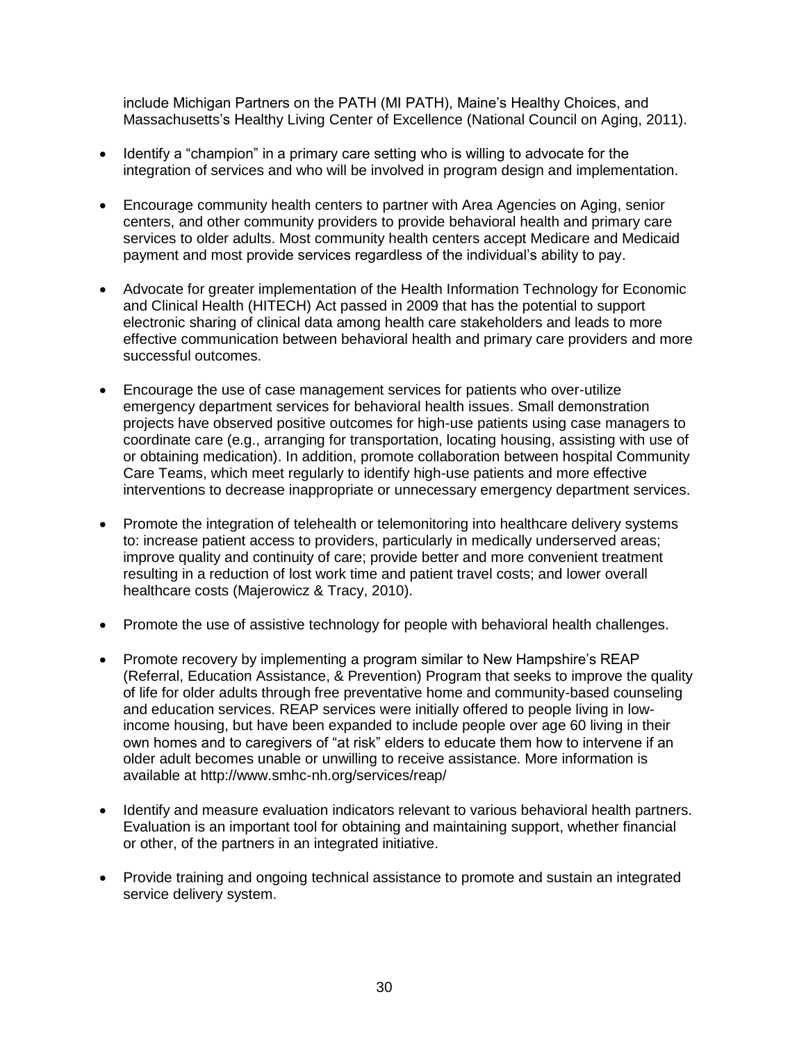include Michigan Partners on the PATH (MI PATH), Maine's Healthy Choices, and Massachusetts's Healthy Living Center of Excellence (National Council on Aging, 2011).

- Identify a "champion" in a primary care setting who is willing to advocate for the integration of services and who will be involved in program design and implementation.
- Encourage community health centers to partner with Area Agencies on Aging, senior centers, and other community providers to provide behavioral health and primary care services to older adults. Most community health centers accept Medicare and Medicaid payment and most provide services regardless of the individual's ability to pay.
- Advocate for greater implementation of the Health Information Technology for Economic and Clinical Health (HITECH) Act passed in 2009 that has the potential to support electronic sharing of clinical data among health care stakeholders and leads to more effective communication between behavioral health and primary care providers and more successful outcomes.
- Encourage the use of case management services for patients who over-utilize emergency department services for behavioral health issues. Small demonstration projects have observed positive outcomes for high-use patients using case managers to coordinate care (e.g., arranging for transportation, locating housing, assisting with use of or obtaining medication). In addition, promote collaboration between hospital Community Care Teams, which meet regularly to identify high-use patients and more effective interventions to decrease inappropriate or unnecessary emergency department services.
- Promote the integration of telehealth or telemonitoring into healthcare delivery systems to: increase patient access to providers, particularly in medically underserved areas; improve quality and continuity of care; provide better and more convenient treatment resulting in a reduction of lost work time and patient travel costs; and lower overall healthcare costs (Majerowicz & Tracy, 2010).
- Promote the use of assistive technology for people with behavioral health challenges.
- Promote recovery by implementing a program similar to New Hampshire's REAP (Referral, Education Assistance, & Prevention) Program that seeks to improve the quality of life for older adults through free preventative home and community-based counseling and education services. REAP services were initially offered to people living in low-income housing, but have been expanded to include people over age 60 living in their own homes and to caregivers of "at risk" elders to educate them how to intervene if an older adult becomes unable or unwilling to receive assistance. More information is available at http://www.smhc-nh.org/services/reap/
- Identify and measure evaluation indicators relevant to various behavioral health partners. Evaluation is an important tool for obtaining and maintaining support, whether financial or other, of the partners in an integrated initiative.
- Provide training and ongoing technical assistance to promote and sustain an integrated service delivery system.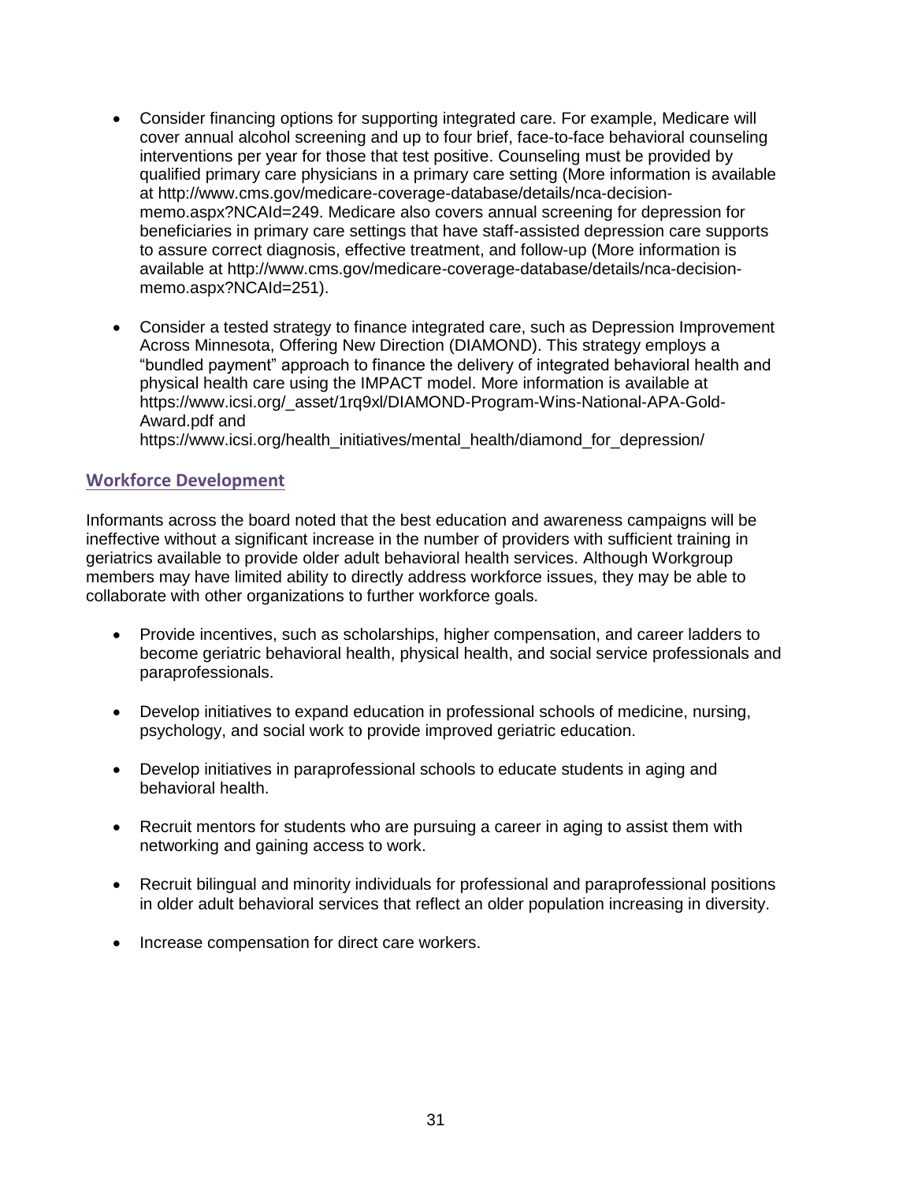- Consider financing options for supporting integrated care. For example, Medicare will cover annual alcohol screening and up to four brief, face-to-face behavioral counseling interventions per year for those that test positive. Counseling must be provided by qualified primary care physicians in a primary care setting (More information is available at http://www.cms.gov/medicare-coverage-database/details/nca-decision-memo.aspx?NCAId=249. Medicare also covers annual screening for depression for beneficiaries in primary care settings that have staff-assisted depression care supports to assure correct diagnosis, effective treatment, and follow-up (More information is available at http://www.cms.gov/medicare-coverage-database/details/nca-decision-memo.aspx?NCAId=251).

- Consider a tested strategy to finance integrated care, such as Depression Improvement Across Minnesota, Offering New Direction (DIAMOND). This strategy employs a "bundled payment" approach to finance the delivery of integrated behavioral health and physical health care using the IMPACT model. More information is available at https://www.icsi.org/_asset/1rq9xl/DIAMOND-Program-Wins-National-APA-Gold-Award.pdf and https://www.icsi.org/health_initiatives/mental_health/diamond_for_depression/

## Workforce Development

Informants across the board noted that the best education and awareness campaigns will be ineffective without a significant increase in the number of providers with sufficient training in geriatrics available to provide older adult behavioral health services. Although Workgroup members may have limited ability to directly address workforce issues, they may be able to collaborate with other organizations to further workforce goals.

- Provide incentives, such as scholarships, higher compensation, and career ladders to become geriatric behavioral health, physical health, and social service professionals and paraprofessionals.

- Develop initiatives to expand education in professional schools of medicine, nursing, psychology, and social work to provide improved geriatric education.

- Develop initiatives in paraprofessional schools to educate students in aging and behavioral health.

- Recruit mentors for students who are pursuing a career in aging to assist them with networking and gaining access to work.

- Recruit bilingual and minority individuals for professional and paraprofessional positions in older adult behavioral services that reflect an older population increasing in diversity.

- Increase compensation for direct care workers.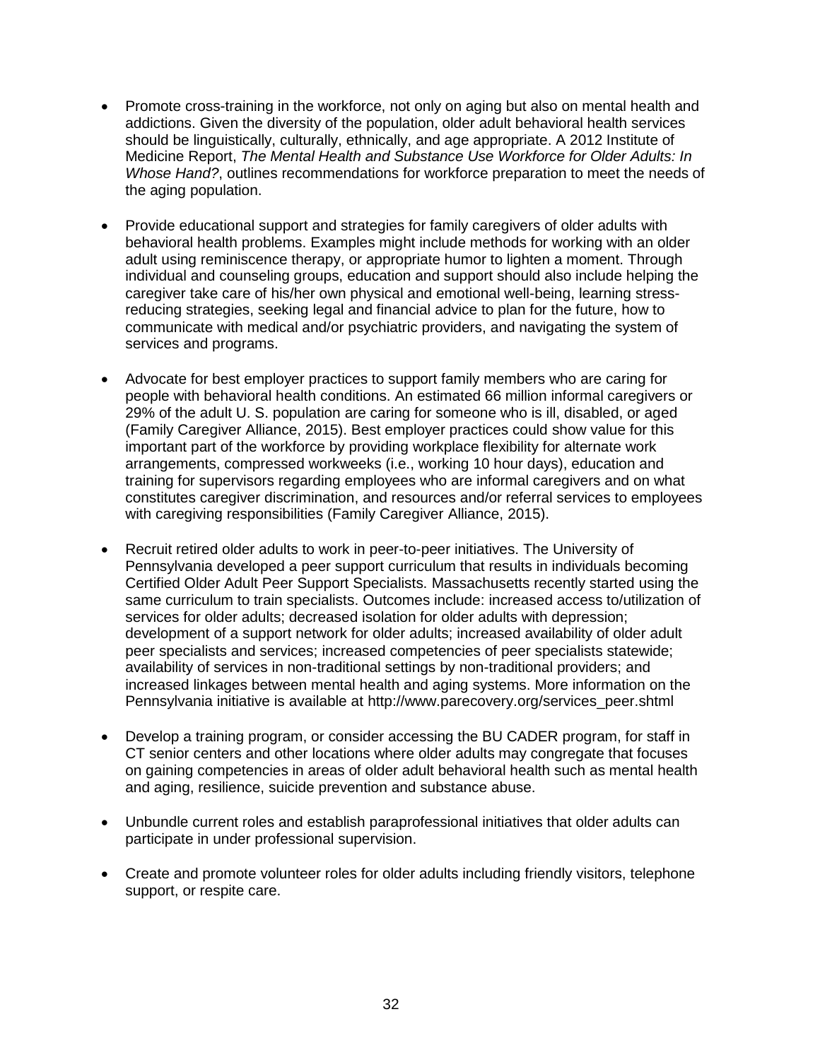- Promote cross-training in the workforce, not only on aging but also on mental health and addictions. Given the diversity of the population, older adult behavioral health services should be linguistically, culturally, ethnically, and age appropriate. A 2012 Institute of Medicine Report, *The Mental Health and Substance Use Workforce for Older Adults: In Whose Hand?*, outlines recommendations for workforce preparation to meet the needs of the aging population.

- Provide educational support and strategies for family caregivers of older adults with behavioral health problems. Examples might include methods for working with an older adult using reminiscence therapy, or appropriate humor to lighten a moment. Through individual and counseling groups, education and support should also include helping the caregiver take care of his/her own physical and emotional well-being, learning stress-reducing strategies, seeking legal and financial advice to plan for the future, how to communicate with medical and/or psychiatric providers, and navigating the system of services and programs.

- Advocate for best employer practices to support family members who are caring for people with behavioral health conditions. An estimated 66 million informal caregivers or 29% of the adult U. S. population are caring for someone who is ill, disabled, or aged (Family Caregiver Alliance, 2015). Best employer practices could show value for this important part of the workforce by providing workplace flexibility for alternate work arrangements, compressed workweeks (i.e., working 10 hour days), education and training for supervisors regarding employees who are informal caregivers and on what constitutes caregiver discrimination, and resources and/or referral services to employees with caregiving responsibilities (Family Caregiver Alliance, 2015).

- Recruit retired older adults to work in peer-to-peer initiatives. The University of Pennsylvania developed a peer support curriculum that results in individuals becoming Certified Older Adult Peer Support Specialists. Massachusetts recently started using the same curriculum to train specialists. Outcomes include: increased access to/utilization of services for older adults; decreased isolation for older adults with depression; development of a support network for older adults; increased availability of older adult peer specialists and services; increased competencies of peer specialists statewide; availability of services in non-traditional settings by non-traditional providers; and increased linkages between mental health and aging systems. More information on the Pennsylvania initiative is available at http://www.parecovery.org/services_peer.shtml

- Develop a training program, or consider accessing the BU CADER program, for staff in CT senior centers and other locations where older adults may congregate that focuses on gaining competencies in areas of older adult behavioral health such as mental health and aging, resilience, suicide prevention and substance abuse.

- Unbundle current roles and establish paraprofessional initiatives that older adults can participate in under professional supervision.

- Create and promote volunteer roles for older adults including friendly visitors, telephone support, or respite care.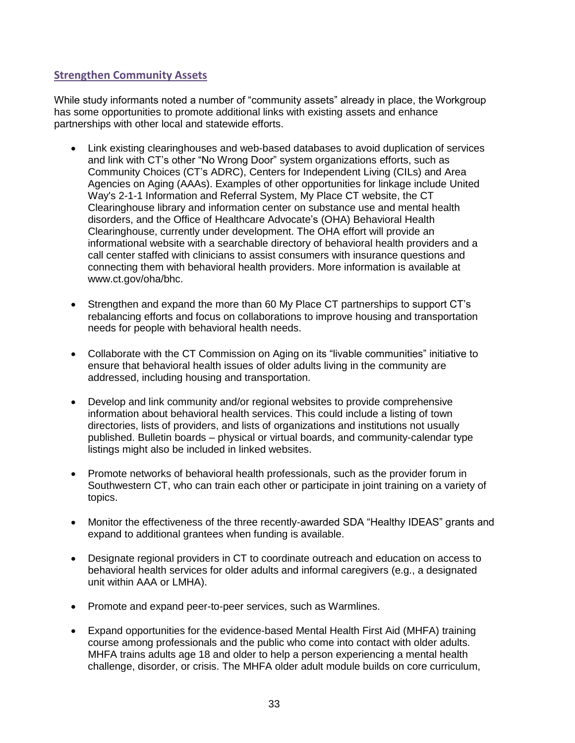## Strengthen Community Assets

While study informants noted a number of "community assets" already in place, the Workgroup has some opportunities to promote additional links with existing assets and enhance partnerships with other local and statewide efforts.

- Link existing clearinghouses and web-based databases to avoid duplication of services and link with CT's other "No Wrong Door" system organizations efforts, such as Community Choices (CT's ADRC), Centers for Independent Living (CILs) and Area Agencies on Aging (AAAs). Examples of other opportunities for linkage include United Way's 2-1-1 Information and Referral System, My Place CT website, the CT Clearinghouse library and information center on substance use and mental health disorders, and the Office of Healthcare Advocate's (OHA) Behavioral Health Clearinghouse, currently under development. The OHA effort will provide an informational website with a searchable directory of behavioral health providers and a call center staffed with clinicians to assist consumers with insurance questions and connecting them with behavioral health providers. More information is available at www.ct.gov/oha/bhc.

- Strengthen and expand the more than 60 My Place CT partnerships to support CT's rebalancing efforts and focus on collaborations to improve housing and transportation needs for people with behavioral health needs.

- Collaborate with the CT Commission on Aging on its "livable communities" initiative to ensure that behavioral health issues of older adults living in the community are addressed, including housing and transportation.

- Develop and link community and/or regional websites to provide comprehensive information about behavioral health services. This could include a listing of town directories, lists of providers, and lists of organizations and institutions not usually published. Bulletin boards – physical or virtual boards, and community-calendar type listings might also be included in linked websites.

- Promote networks of behavioral health professionals, such as the provider forum in Southwestern CT, who can train each other or participate in joint training on a variety of topics.

- Monitor the effectiveness of the three recently-awarded SDA "Healthy IDEAS" grants and expand to additional grantees when funding is available.

- Designate regional providers in CT to coordinate outreach and education on access to behavioral health services for older adults and informal caregivers (e.g., a designated unit within AAA or LMHA).

- Promote and expand peer-to-peer services, such as Warmlines.

- Expand opportunities for the evidence-based Mental Health First Aid (MHFA) training course among professionals and the public who come into contact with older adults. MHFA trains adults age 18 and older to help a person experiencing a mental health challenge, disorder, or crisis. The MHFA older adult module builds on core curriculum,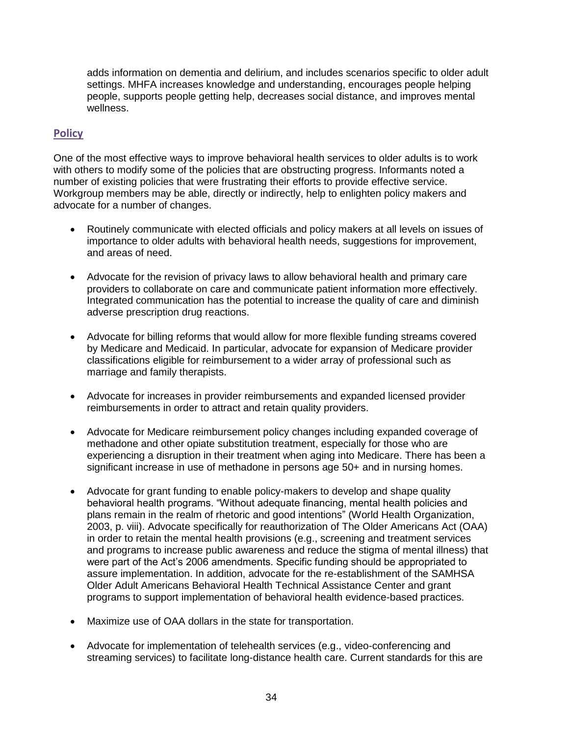adds information on dementia and delirium, and includes scenarios specific to older adult settings. MHFA increases knowledge and understanding, encourages people helping people, supports people getting help, decreases social distance, and improves mental wellness.

## Policy

One of the most effective ways to improve behavioral health services to older adults is to work with others to modify some of the policies that are obstructing progress. Informants noted a number of existing policies that were frustrating their efforts to provide effective service. Workgroup members may be able, directly or indirectly, help to enlighten policy makers and advocate for a number of changes.

- Routinely communicate with elected officials and policy makers at all levels on issues of importance to older adults with behavioral health needs, suggestions for improvement, and areas of need.

- Advocate for the revision of privacy laws to allow behavioral health and primary care providers to collaborate on care and communicate patient information more effectively. Integrated communication has the potential to increase the quality of care and diminish adverse prescription drug reactions.

- Advocate for billing reforms that would allow for more flexible funding streams covered by Medicare and Medicaid. In particular, advocate for expansion of Medicare provider classifications eligible for reimbursement to a wider array of professional such as marriage and family therapists.

- Advocate for increases in provider reimbursements and expanded licensed provider reimbursements in order to attract and retain quality providers.

- Advocate for Medicare reimbursement policy changes including expanded coverage of methadone and other opiate substitution treatment, especially for those who are experiencing a disruption in their treatment when aging into Medicare. There has been a significant increase in use of methadone in persons age 50+ and in nursing homes.

- Advocate for grant funding to enable policy-makers to develop and shape quality behavioral health programs. "Without adequate financing, mental health policies and plans remain in the realm of rhetoric and good intentions" (World Health Organization, 2003, p. viii). Advocate specifically for reauthorization of The Older Americans Act (OAA) in order to retain the mental health provisions (e.g., screening and treatment services and programs to increase public awareness and reduce the stigma of mental illness) that were part of the Act's 2006 amendments. Specific funding should be appropriated to assure implementation. In addition, advocate for the re-establishment of the SAMHSA Older Adult Americans Behavioral Health Technical Assistance Center and grant programs to support implementation of behavioral health evidence-based practices.

- Maximize use of OAA dollars in the state for transportation.

- Advocate for implementation of telehealth services (e.g., video-conferencing and streaming services) to facilitate long-distance health care. Current standards for this are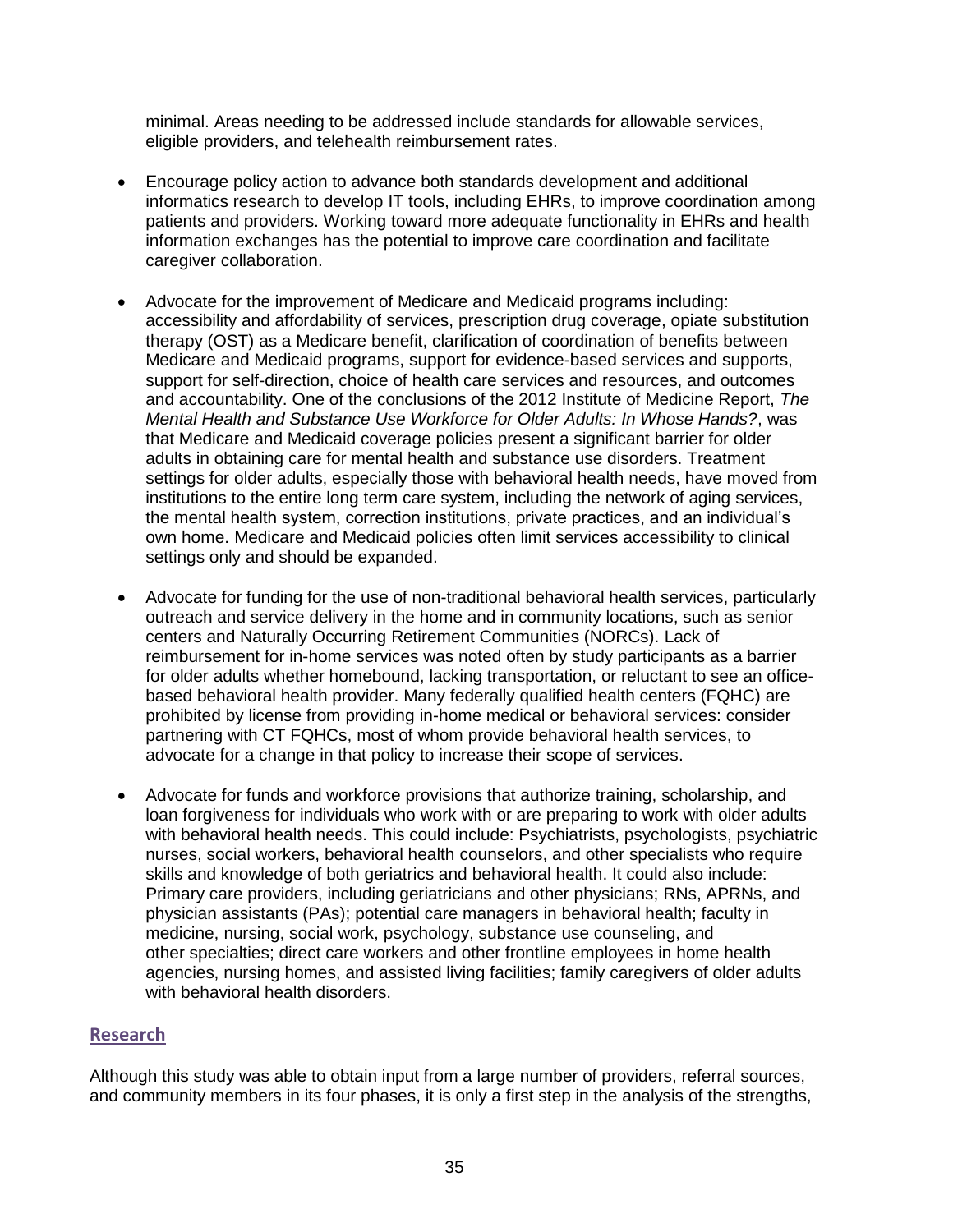minimal. Areas needing to be addressed include standards for allowable services, eligible providers, and telehealth reimbursement rates.

- Encourage policy action to advance both standards development and additional informatics research to develop IT tools, including EHRs, to improve coordination among patients and providers. Working toward more adequate functionality in EHRs and health information exchanges has the potential to improve care coordination and facilitate caregiver collaboration.

- Advocate for the improvement of Medicare and Medicaid programs including: accessibility and affordability of services, prescription drug coverage, opiate substitution therapy (OST) as a Medicare benefit, clarification of coordination of benefits between Medicare and Medicaid programs, support for evidence-based services and supports, support for self-direction, choice of health care services and resources, and outcomes and accountability. One of the conclusions of the 2012 Institute of Medicine Report, *The Mental Health and Substance Use Workforce for Older Adults: In Whose Hands?*, was that Medicare and Medicaid coverage policies present a significant barrier for older adults in obtaining care for mental health and substance use disorders. Treatment settings for older adults, especially those with behavioral health needs, have moved from institutions to the entire long term care system, including the network of aging services, the mental health system, correction institutions, private practices, and an individual's own home. Medicare and Medicaid policies often limit services accessibility to clinical settings only and should be expanded.

- Advocate for funding for the use of non-traditional behavioral health services, particularly outreach and service delivery in the home and in community locations, such as senior centers and Naturally Occurring Retirement Communities (NORCs). Lack of reimbursement for in-home services was noted often by study participants as a barrier for older adults whether homebound, lacking transportation, or reluctant to see an office-based behavioral health provider. Many federally qualified health centers (FQHC) are prohibited by license from providing in-home medical or behavioral services: consider partnering with CT FQHCs, most of whom provide behavioral health services, to advocate for a change in that policy to increase their scope of services.

- Advocate for funds and workforce provisions that authorize training, scholarship, and loan forgiveness for individuals who work with or are preparing to work with older adults with behavioral health needs. This could include: Psychiatrists, psychologists, psychiatric nurses, social workers, behavioral health counselors, and other specialists who require skills and knowledge of both geriatrics and behavioral health. It could also include: Primary care providers, including geriatricians and other physicians; RNs, APRNs, and physician assistants (PAs); potential care managers in behavioral health; faculty in medicine, nursing, social work, psychology, substance use counseling, and other specialties; direct care workers and other frontline employees in home health agencies, nursing homes, and assisted living facilities; family caregivers of older adults with behavioral health disorders.

## Research

Although this study was able to obtain input from a large number of providers, referral sources, and community members in its four phases, it is only a first step in the analysis of the strengths,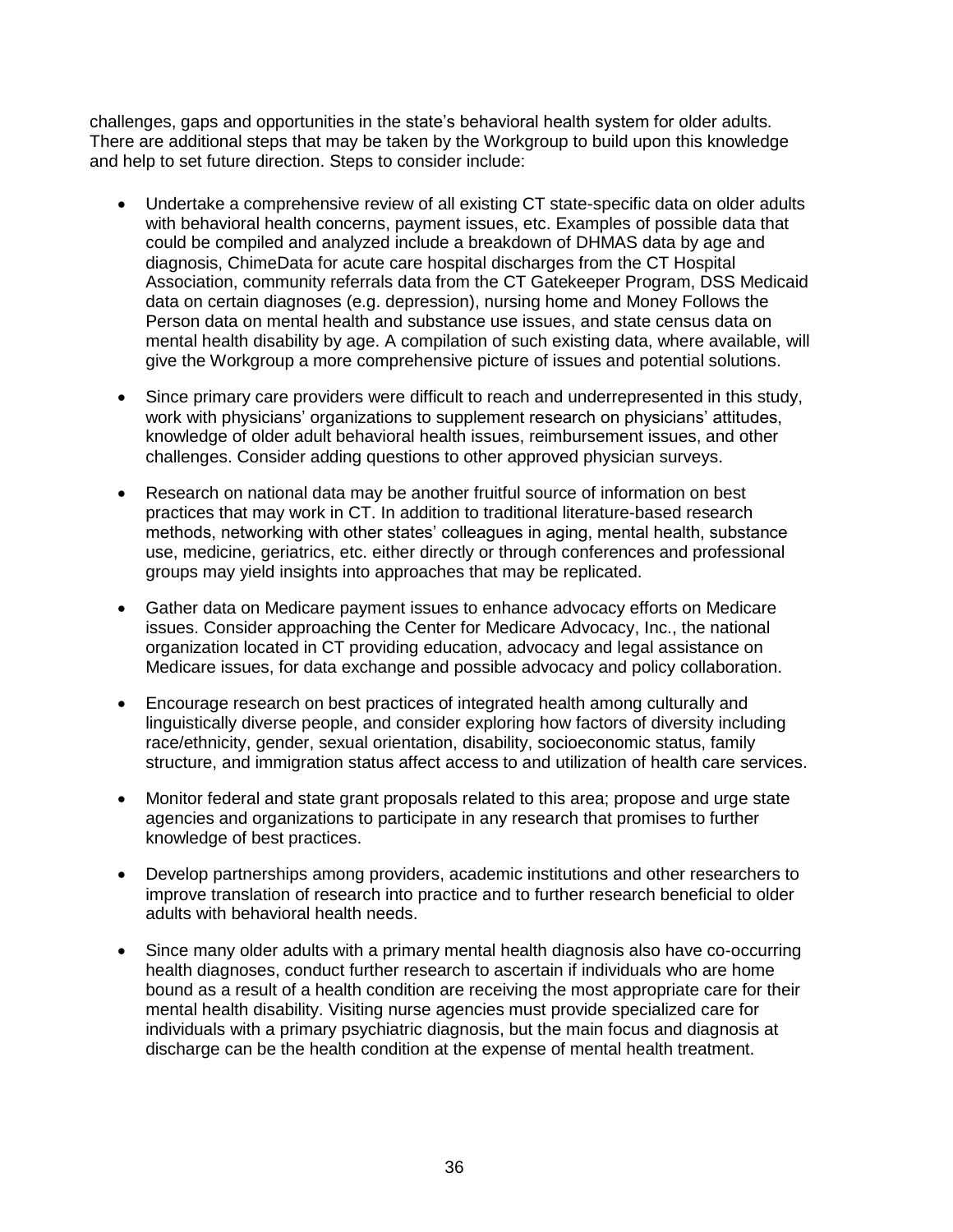challenges, gaps and opportunities in the state's behavioral health system for older adults. There are additional steps that may be taken by the Workgroup to build upon this knowledge and help to set future direction. Steps to consider include:

- Undertake a comprehensive review of all existing CT state-specific data on older adults with behavioral health concerns, payment issues, etc. Examples of possible data that could be compiled and analyzed include a breakdown of DHMAS data by age and diagnosis, ChimeData for acute care hospital discharges from the CT Hospital Association, community referrals data from the CT Gatekeeper Program, DSS Medicaid data on certain diagnoses (e.g. depression), nursing home and Money Follows the Person data on mental health and substance use issues, and state census data on mental health disability by age. A compilation of such existing data, where available, will give the Workgroup a more comprehensive picture of issues and potential solutions.

- Since primary care providers were difficult to reach and underrepresented in this study, work with physicians' organizations to supplement research on physicians' attitudes, knowledge of older adult behavioral health issues, reimbursement issues, and other challenges. Consider adding questions to other approved physician surveys.

- Research on national data may be another fruitful source of information on best practices that may work in CT. In addition to traditional literature-based research methods, networking with other states' colleagues in aging, mental health, substance use, medicine, geriatrics, etc. either directly or through conferences and professional groups may yield insights into approaches that may be replicated.

- Gather data on Medicare payment issues to enhance advocacy efforts on Medicare issues. Consider approaching the Center for Medicare Advocacy, Inc., the national organization located in CT providing education, advocacy and legal assistance on Medicare issues, for data exchange and possible advocacy and policy collaboration.

- Encourage research on best practices of integrated health among culturally and linguistically diverse people, and consider exploring how factors of diversity including race/ethnicity, gender, sexual orientation, disability, socioeconomic status, family structure, and immigration status affect access to and utilization of health care services.

- Monitor federal and state grant proposals related to this area; propose and urge state agencies and organizations to participate in any research that promises to further knowledge of best practices.

- Develop partnerships among providers, academic institutions and other researchers to improve translation of research into practice and to further research beneficial to older adults with behavioral health needs.

- Since many older adults with a primary mental health diagnosis also have co-occurring health diagnoses, conduct further research to ascertain if individuals who are home bound as a result of a health condition are receiving the most appropriate care for their mental health disability. Visiting nurse agencies must provide specialized care for individuals with a primary psychiatric diagnosis, but the main focus and diagnosis at discharge can be the health condition at the expense of mental health treatment.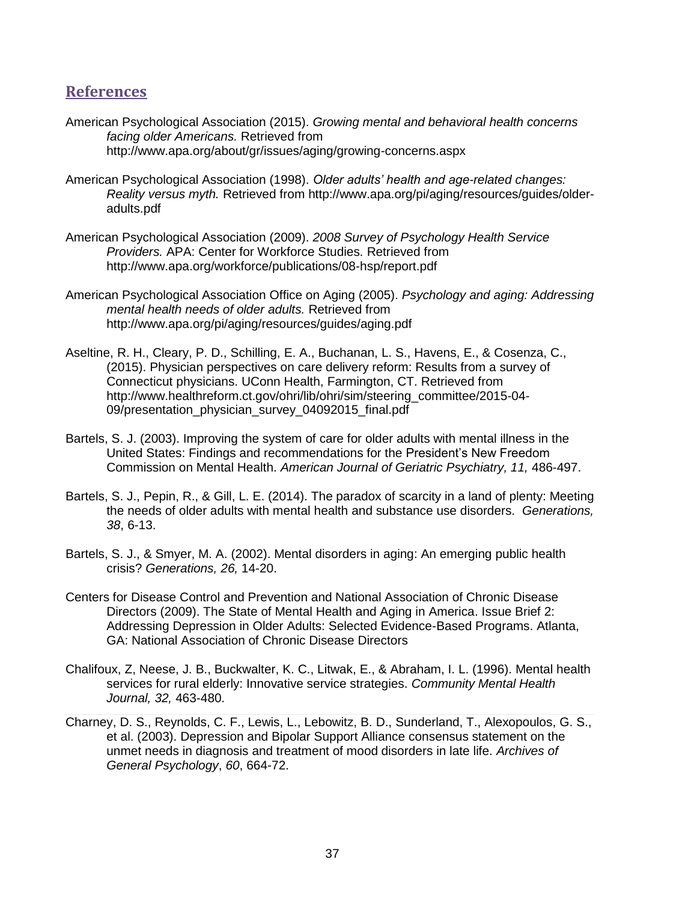## References

American Psychological Association (2015). *Growing mental and behavioral health concerns facing older Americans.* Retrieved from http://www.apa.org/about/gr/issues/aging/growing-concerns.aspx

American Psychological Association (1998). *Older adults' health and age-related changes: Reality versus myth.* Retrieved from http://www.apa.org/pi/aging/resources/guides/older-adults.pdf

American Psychological Association (2009). *2008 Survey of Psychology Health Service Providers.* APA: Center for Workforce Studies. Retrieved from http://www.apa.org/workforce/publications/08-hsp/report.pdf

American Psychological Association Office on Aging (2005). *Psychology and aging: Addressing mental health needs of older adults.* Retrieved from http://www.apa.org/pi/aging/resources/guides/aging.pdf

Aseltine, R. H., Cleary, P. D., Schilling, E. A., Buchanan, L. S., Havens, E., & Cosenza, C., (2015). Physician perspectives on care delivery reform: Results from a survey of Connecticut physicians. UConn Health, Farmington, CT. Retrieved from http://www.healthreform.ct.gov/ohri/lib/ohri/sim/steering_committee/2015-04-09/presentation_physician_survey_04092015_final.pdf

Bartels, S. J. (2003). Improving the system of care for older adults with mental illness in the United States: Findings and recommendations for the President's New Freedom Commission on Mental Health. *American Journal of Geriatric Psychiatry, 11,* 486-497.

Bartels, S. J., Pepin, R., & Gill, L. E. (2014). The paradox of scarcity in a land of plenty: Meeting the needs of older adults with mental health and substance use disorders. *Generations, 38*, 6-13.

Bartels, S. J., & Smyer, M. A. (2002). Mental disorders in aging: An emerging public health crisis? *Generations, 26,* 14-20.

Centers for Disease Control and Prevention and National Association of Chronic Disease Directors (2009). The State of Mental Health and Aging in America. Issue Brief 2: Addressing Depression in Older Adults: Selected Evidence-Based Programs. Atlanta, GA: National Association of Chronic Disease Directors

Chalifoux, Z, Neese, J. B., Buckwalter, K. C., Litwak, E., & Abraham, I. L. (1996). Mental health services for rural elderly: Innovative service strategies. *Community Mental Health Journal, 32,* 463-480.

Charney, D. S., Reynolds, C. F., Lewis, L., Lebowitz, B. D., Sunderland, T., Alexopoulos, G. S., et al. (2003). Depression and Bipolar Support Alliance consensus statement on the unmet needs in diagnosis and treatment of mood disorders in late life. *Archives of General Psychology*, *60*, 664-72.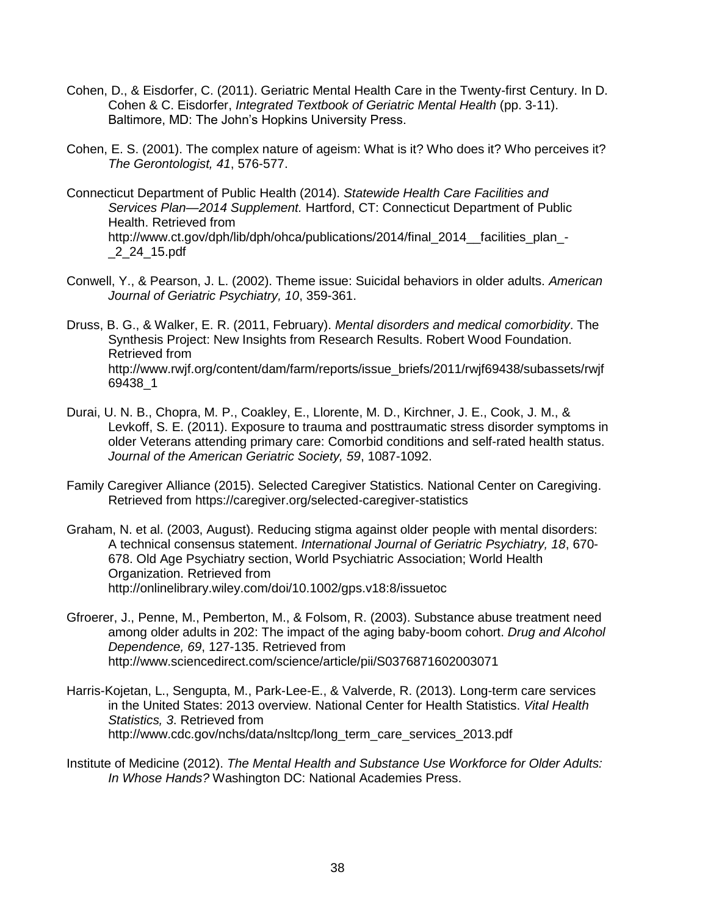Cohen, D., & Eisdorfer, C. (2011). Geriatric Mental Health Care in the Twenty-first Century. In D. Cohen & C. Eisdorfer, *Integrated Textbook of Geriatric Mental Health* (pp. 3-11). Baltimore, MD: The John's Hopkins University Press.

Cohen, E. S. (2001). The complex nature of ageism: What is it? Who does it? Who perceives it? *The Gerontologist, 41*, 576-577.

Connecticut Department of Public Health (2014). *Statewide Health Care Facilities and Services Plan—2014 Supplement.* Hartford, CT: Connecticut Department of Public Health. Retrieved from http://www.ct.gov/dph/lib/dph/ohca/publications/2014/final_2014__facilities_plan_-_2_24_15.pdf

Conwell, Y., & Pearson, J. L. (2002). Theme issue: Suicidal behaviors in older adults. *American Journal of Geriatric Psychiatry, 10*, 359-361.

Druss, B. G., & Walker, E. R. (2011, February). *Mental disorders and medical comorbidity*. The Synthesis Project: New Insights from Research Results. Robert Wood Foundation. Retrieved from http://www.rwjf.org/content/dam/farm/reports/issue_briefs/2011/rwjf69438/subassets/rwjf69438_1

Durai, U. N. B., Chopra, M. P., Coakley, E., Llorente, M. D., Kirchner, J. E., Cook, J. M., & Levkoff, S. E. (2011). Exposure to trauma and posttraumatic stress disorder symptoms in older Veterans attending primary care: Comorbid conditions and self-rated health status. *Journal of the American Geriatric Society, 59*, 1087-1092.

Family Caregiver Alliance (2015). Selected Caregiver Statistics. National Center on Caregiving. Retrieved from https://caregiver.org/selected-caregiver-statistics

Graham, N. et al. (2003, August). Reducing stigma against older people with mental disorders: A technical consensus statement. *International Journal of Geriatric Psychiatry, 18*, 670-678. Old Age Psychiatry section, World Psychiatric Association; World Health Organization. Retrieved from http://onlinelibrary.wiley.com/doi/10.1002/gps.v18:8/issuetoc

Gfroerer, J., Penne, M., Pemberton, M., & Folsom, R. (2003). Substance abuse treatment need among older adults in 202: The impact of the aging baby-boom cohort. *Drug and Alcohol Dependence, 69*, 127-135. Retrieved from http://www.sciencedirect.com/science/article/pii/S0376871602003071

Harris-Kojetan, L., Sengupta, M., Park-Lee-E., & Valverde, R. (2013). Long-term care services in the United States: 2013 overview. National Center for Health Statistics. *Vital Health Statistics, 3*. Retrieved from http://www.cdc.gov/nchs/data/nsltcp/long_term_care_services_2013.pdf

Institute of Medicine (2012). *The Mental Health and Substance Use Workforce for Older Adults: In Whose Hands?* Washington DC: National Academies Press.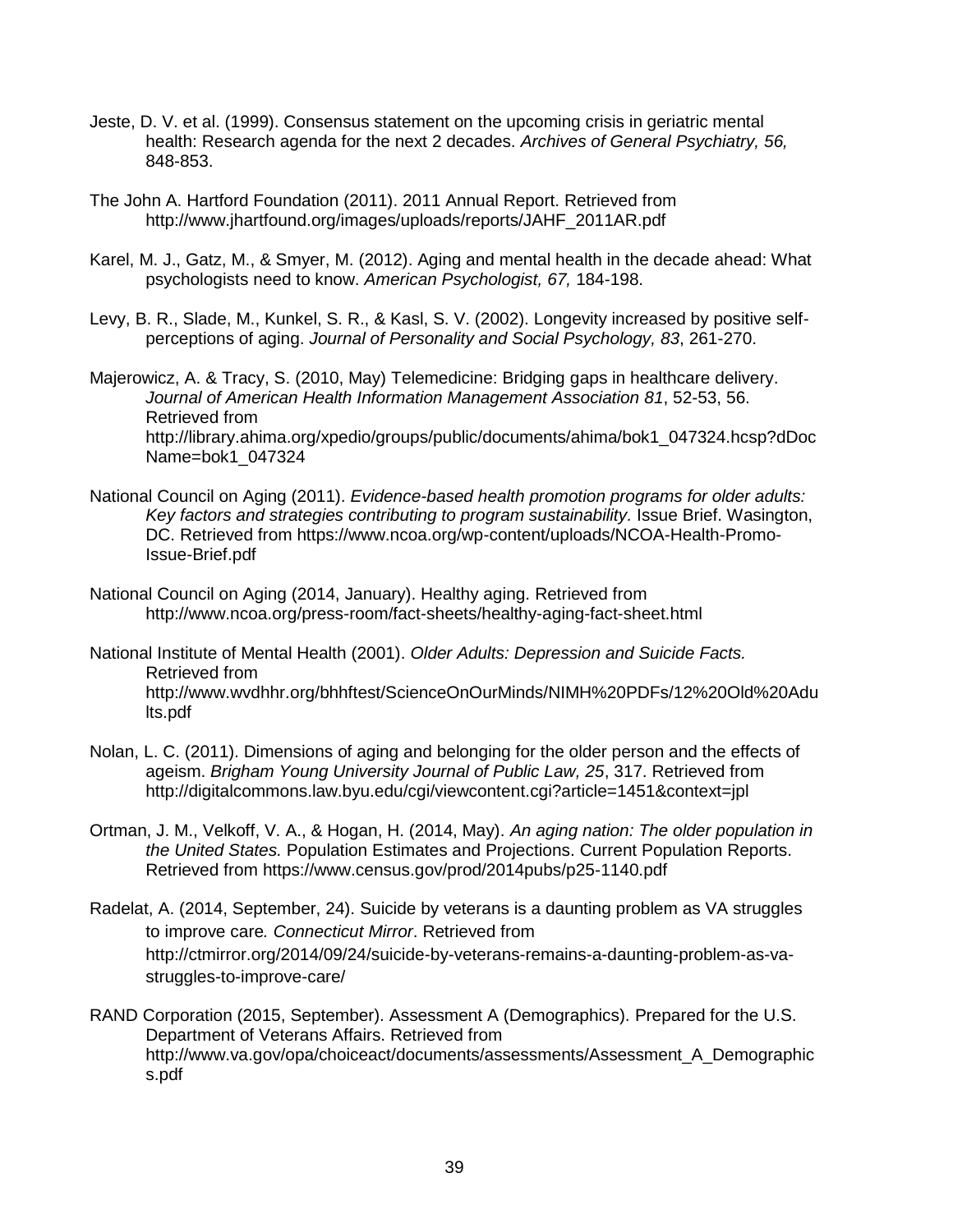Jeste, D. V. et al. (1999). Consensus statement on the upcoming crisis in geriatric mental health: Research agenda for the next 2 decades. *Archives of General Psychiatry, 56,* 848-853.

The John A. Hartford Foundation (2011). 2011 Annual Report. Retrieved from http://www.jhartfound.org/images/uploads/reports/JAHF_2011AR.pdf

Karel, M. J., Gatz, M., & Smyer, M. (2012). Aging and mental health in the decade ahead: What psychologists need to know. *American Psychologist, 67,* 184-198.

Levy, B. R., Slade, M., Kunkel, S. R., & Kasl, S. V. (2002). Longevity increased by positive self-perceptions of aging. *Journal of Personality and Social Psychology, 83*, 261-270.

Majerowicz, A. & Tracy, S. (2010, May) Telemedicine: Bridging gaps in healthcare delivery. *Journal of American Health Information Management Association 81*, 52-53, 56. Retrieved from http://library.ahima.org/xpedio/groups/public/documents/ahima/bok1_047324.hcsp?dDocName=bok1_047324

National Council on Aging (2011). *Evidence-based health promotion programs for older adults: Key factors and strategies contributing to program sustainability.* Issue Brief. Wasington, DC. Retrieved from https://www.ncoa.org/wp-content/uploads/NCOA-Health-Promo-Issue-Brief.pdf

National Council on Aging (2014, January). Healthy aging. Retrieved from http://www.ncoa.org/press-room/fact-sheets/healthy-aging-fact-sheet.html

National Institute of Mental Health (2001). *Older Adults: Depression and Suicide Facts.* Retrieved from http://www.wvdhhr.org/bhhftest/ScienceOnOurMinds/NIMH%20PDFs/12%20Old%20Adults.pdf

Nolan, L. C. (2011). Dimensions of aging and belonging for the older person and the effects of ageism. *Brigham Young University Journal of Public Law, 25*, 317. Retrieved from http://digitalcommons.law.byu.edu/cgi/viewcontent.cgi?article=1451&context=jpl

Ortman, J. M., Velkoff, V. A., & Hogan, H. (2014, May). *An aging nation: The older population in the United States.* Population Estimates and Projections. Current Population Reports. Retrieved from https://www.census.gov/prod/2014pubs/p25-1140.pdf

Radelat, A. (2014, September, 24). Suicide by veterans is a daunting problem as VA struggles to improve care*. Connecticut Mirror*. Retrieved from http://ctmirror.org/2014/09/24/suicide-by-veterans-remains-a-daunting-problem-as-va-struggles-to-improve-care/

RAND Corporation (2015, September). Assessment A (Demographics). Prepared for the U.S. Department of Veterans Affairs. Retrieved from http://www.va.gov/opa/choiceact/documents/assessments/Assessment_A_Demographics.pdf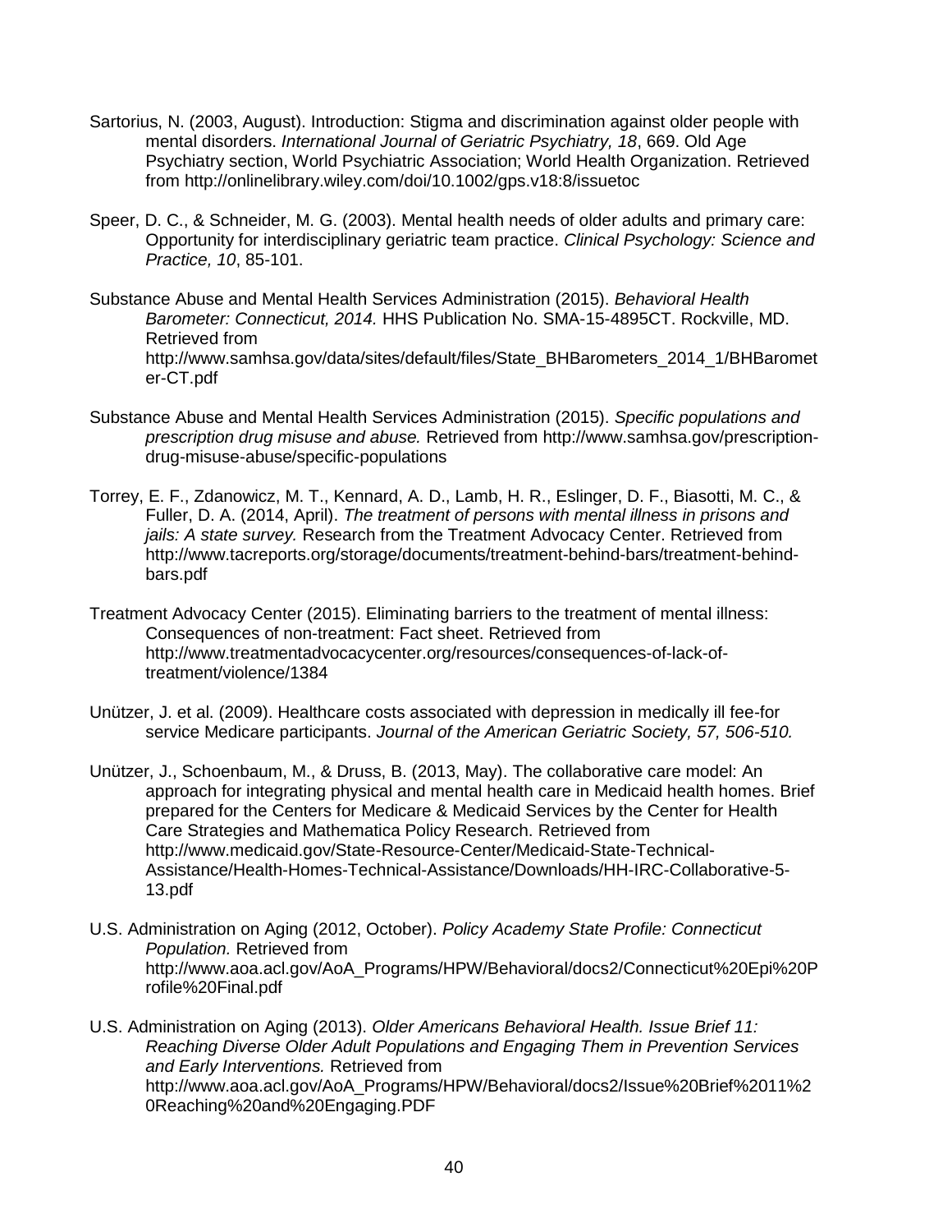Sartorius, N. (2003, August). Introduction: Stigma and discrimination against older people with mental disorders. *International Journal of Geriatric Psychiatry, 18*, 669. Old Age Psychiatry section, World Psychiatric Association; World Health Organization. Retrieved from http://onlinelibrary.wiley.com/doi/10.1002/gps.v18:8/issuetoc

Speer, D. C., & Schneider, M. G. (2003). Mental health needs of older adults and primary care: Opportunity for interdisciplinary geriatric team practice. *Clinical Psychology: Science and Practice, 10*, 85-101.

Substance Abuse and Mental Health Services Administration (2015). *Behavioral Health Barometer: Connecticut, 2014.* HHS Publication No. SMA-15-4895CT. Rockville, MD. Retrieved from http://www.samhsa.gov/data/sites/default/files/State_BHBarometers_2014_1/BHBarometer-CT.pdf

Substance Abuse and Mental Health Services Administration (2015). *Specific populations and prescription drug misuse and abuse.* Retrieved from http://www.samhsa.gov/prescription-drug-misuse-abuse/specific-populations

Torrey, E. F., Zdanowicz, M. T., Kennard, A. D., Lamb, H. R., Eslinger, D. F., Biasotti, M. C., & Fuller, D. A. (2014, April). *The treatment of persons with mental illness in prisons and jails: A state survey.* Research from the Treatment Advocacy Center. Retrieved from http://www.tacreports.org/storage/documents/treatment-behind-bars/treatment-behind-bars.pdf

Treatment Advocacy Center (2015). Eliminating barriers to the treatment of mental illness: Consequences of non-treatment: Fact sheet. Retrieved from http://www.treatmentadvocacycenter.org/resources/consequences-of-lack-of-treatment/violence/1384

Unützer, J. et al. (2009). Healthcare costs associated with depression in medically ill fee-for service Medicare participants. *Journal of the American Geriatric Society, 57, 506-510.*

Unützer, J., Schoenbaum, M., & Druss, B. (2013, May). The collaborative care model: An approach for integrating physical and mental health care in Medicaid health homes. Brief prepared for the Centers for Medicare & Medicaid Services by the Center for Health Care Strategies and Mathematica Policy Research. Retrieved from http://www.medicaid.gov/State-Resource-Center/Medicaid-State-Technical-Assistance/Health-Homes-Technical-Assistance/Downloads/HH-IRC-Collaborative-5-13.pdf

U.S. Administration on Aging (2012, October). *Policy Academy State Profile: Connecticut Population.* Retrieved from http://www.aoa.acl.gov/AoA_Programs/HPW/Behavioral/docs2/Connecticut%20Epi%20Profile%20Final.pdf

U.S. Administration on Aging (2013). *Older Americans Behavioral Health. Issue Brief 11: Reaching Diverse Older Adult Populations and Engaging Them in Prevention Services and Early Interventions.* Retrieved from http://www.aoa.acl.gov/AoA_Programs/HPW/Behavioral/docs2/Issue%20Brief%2011%20Reaching%20and%20Engaging.PDF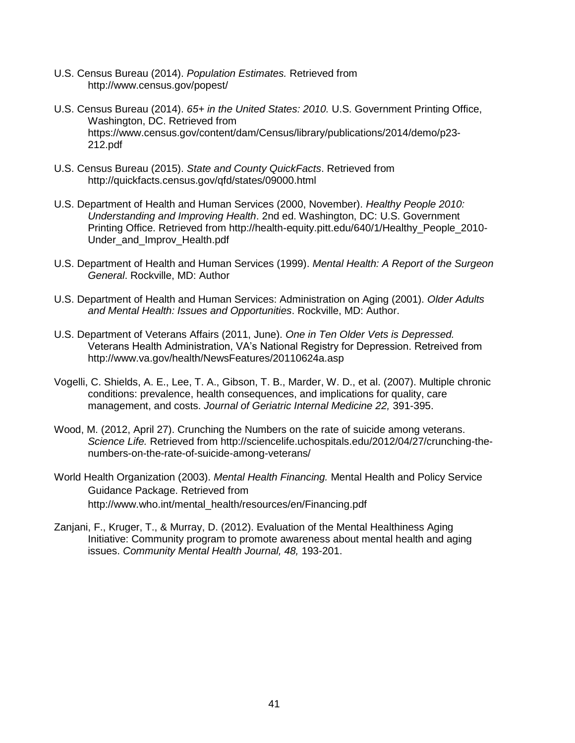U.S. Census Bureau (2014). *Population Estimates.* Retrieved from http://www.census.gov/popest/

U.S. Census Bureau (2014). *65+ in the United States: 2010.* U.S. Government Printing Office, Washington, DC. Retrieved from https://www.census.gov/content/dam/Census/library/publications/2014/demo/p23-212.pdf

U.S. Census Bureau (2015). *State and County QuickFacts*. Retrieved from http://quickfacts.census.gov/qfd/states/09000.html

U.S. Department of Health and Human Services (2000, November). *Healthy People 2010: Understanding and Improving Health*. 2nd ed. Washington, DC: U.S. Government Printing Office. Retrieved from http://health-equity.pitt.edu/640/1/Healthy_People_2010-Under_and_Improv_Health.pdf

U.S. Department of Health and Human Services (1999). *Mental Health: A Report of the Surgeon General*. Rockville, MD: Author

U.S. Department of Health and Human Services: Administration on Aging (2001). *Older Adults and Mental Health: Issues and Opportunities*. Rockville, MD: Author.

U.S. Department of Veterans Affairs (2011, June). *One in Ten Older Vets is Depressed.* Veterans Health Administration, VA's National Registry for Depression. Retreived from http://www.va.gov/health/NewsFeatures/20110624a.asp

Vogelli, C. Shields, A. E., Lee, T. A., Gibson, T. B., Marder, W. D., et al. (2007). Multiple chronic conditions: prevalence, health consequences, and implications for quality, care management, and costs. *Journal of Geriatric Internal Medicine 22,* 391-395.

Wood, M. (2012, April 27). Crunching the Numbers on the rate of suicide among veterans. *Science Life.* Retrieved from http://sciencelife.uchospitals.edu/2012/04/27/crunching-the-numbers-on-the-rate-of-suicide-among-veterans/

World Health Organization (2003). *Mental Health Financing.* Mental Health and Policy Service Guidance Package. Retrieved from http://www.who.int/mental_health/resources/en/Financing.pdf

Zanjani, F., Kruger, T., & Murray, D. (2012). Evaluation of the Mental Healthiness Aging Initiative: Community program to promote awareness about mental health and aging issues. *Community Mental Health Journal, 48,* 193-201.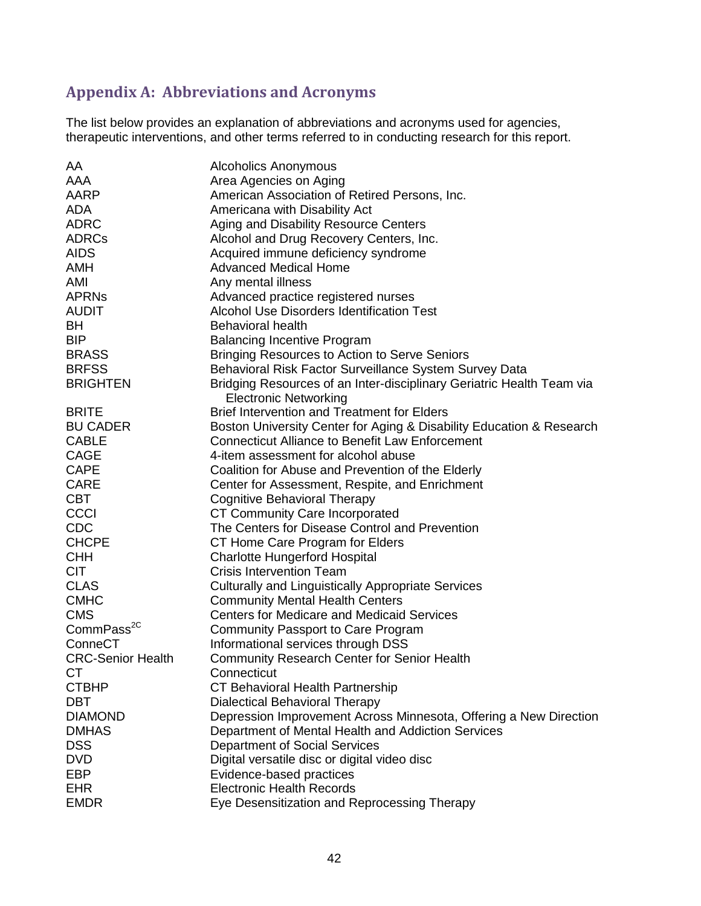## Appendix A: Abbreviations and Acronyms

The list below provides an explanation of abbreviations and acronyms used for agencies, therapeutic interventions, and other terms referred to in conducting research for this report.

| | |
|---|---|
| AA | Alcoholics Anonymous |
| AAA | Area Agencies on Aging |
| AARP | American Association of Retired Persons, Inc. |
| ADA | Americana with Disability Act |
| ADRC | Aging and Disability Resource Centers |
| ADRCs | Alcohol and Drug Recovery Centers, Inc. |
| AIDS | Acquired immune deficiency syndrome |
| AMH | Advanced Medical Home |
| AMI | Any mental illness |
| APRNs | Advanced practice registered nurses |
| AUDIT | Alcohol Use Disorders Identification Test |
| BH | Behavioral health |
| BIP | Balancing Incentive Program |
| BRASS | Bringing Resources to Action to Serve Seniors |
| BRFSS | Behavioral Risk Factor Surveillance System Survey Data |
| BRIGHTEN | Bridging Resources of an Inter-disciplinary Geriatric Health Team via Electronic Networking |
| BRITE | Brief Intervention and Treatment for Elders |
| BU CADER | Boston University Center for Aging & Disability Education & Research |
| CABLE | Connecticut Alliance to Benefit Law Enforcement |
| CAGE | 4-item assessment for alcohol abuse |
| CAPE | Coalition for Abuse and Prevention of the Elderly |
| CARE | Center for Assessment, Respite, and Enrichment |
| CBT | Cognitive Behavioral Therapy |
| CCCI | CT Community Care Incorporated |
| CDC | The Centers for Disease Control and Prevention |
| CHCPE | CT Home Care Program for Elders |
| CHH | Charlotte Hungerford Hospital |
| CIT | Crisis Intervention Team |
| CLAS | Culturally and Linguistically Appropriate Services |
| CMHC | Community Mental Health Centers |
| CMS | Centers for Medicare and Medicaid Services |
| CommPass[2C] | Community Passport to Care Program |
| ConneCT | Informational services through DSS |
| CRC-Senior Health | Community Research Center for Senior Health |
| CT | Connecticut |
| CTBHP | CT Behavioral Health Partnership |
| DBT | Dialectical Behavioral Therapy |
| DIAMOND | Depression Improvement Across Minnesota, Offering a New Direction |
| DMHAS | Department of Mental Health and Addiction Services |
| DSS | Department of Social Services |
| DVD | Digital versatile disc or digital video disc |
| EBP | Evidence-based practices |
| EHR | Electronic Health Records |
| EMDR | Eye Desensitization and Reprocessing Therapy |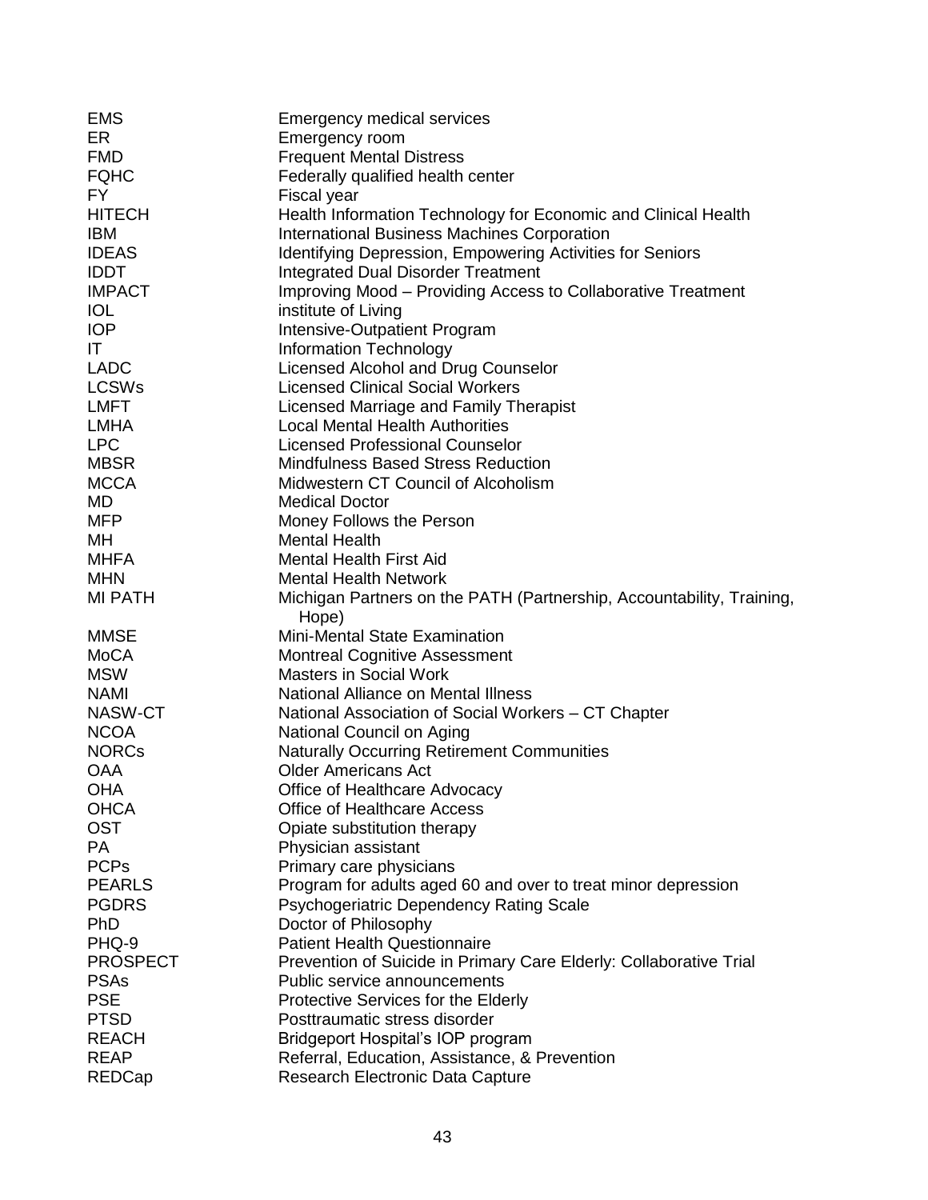| | |
|---|---|
| EMS | Emergency medical services |
| ER | Emergency room |
| FMD | Frequent Mental Distress |
| FQHC | Federally qualified health center |
| FY | Fiscal year |
| HITECH | Health Information Technology for Economic and Clinical Health |
| IBM | International Business Machines Corporation |
| IDEAS | Identifying Depression, Empowering Activities for Seniors |
| IDDT | Integrated Dual Disorder Treatment |
| IMPACT | Improving Mood – Providing Access to Collaborative Treatment |
| IOL | institute of Living |
| IOP | Intensive-Outpatient Program |
| IT | Information Technology |
| LADC | Licensed Alcohol and Drug Counselor |
| LCSWs | Licensed Clinical Social Workers |
| LMFT | Licensed Marriage and Family Therapist |
| LMHA | Local Mental Health Authorities |
| LPC | Licensed Professional Counselor |
| MBSR | Mindfulness Based Stress Reduction |
| MCCA | Midwestern CT Council of Alcoholism |
| MD | Medical Doctor |
| MFP | Money Follows the Person |
| MH | Mental Health |
| MHFA | Mental Health First Aid |
| MHN | Mental Health Network |
| MI PATH | Michigan Partners on the PATH (Partnership, Accountability, Training, Hope) |
| MMSE | Mini-Mental State Examination |
| MoCA | Montreal Cognitive Assessment |
| MSW | Masters in Social Work |
| NAMI | National Alliance on Mental Illness |
| NASW-CT | National Association of Social Workers – CT Chapter |
| NCOA | National Council on Aging |
| NORCs | Naturally Occurring Retirement Communities |
| OAA | Older Americans Act |
| OHA | Office of Healthcare Advocacy |
| OHCA | Office of Healthcare Access |
| OST | Opiate substitution therapy |
| PA | Physician assistant |
| PCPs | Primary care physicians |
| PEARLS | Program for adults aged 60 and over to treat minor depression |
| PGDRS | Psychogeriatric Dependency Rating Scale |
| PhD | Doctor of Philosophy |
| PHQ-9 | Patient Health Questionnaire |
| PROSPECT | Prevention of Suicide in Primary Care Elderly: Collaborative Trial |
| PSAs | Public service announcements |
| PSE | Protective Services for the Elderly |
| PTSD | Posttraumatic stress disorder |
| REACH | Bridgeport Hospital's IOP program |
| REAP | Referral, Education, Assistance, & Prevention |
| REDCap | Research Electronic Data Capture |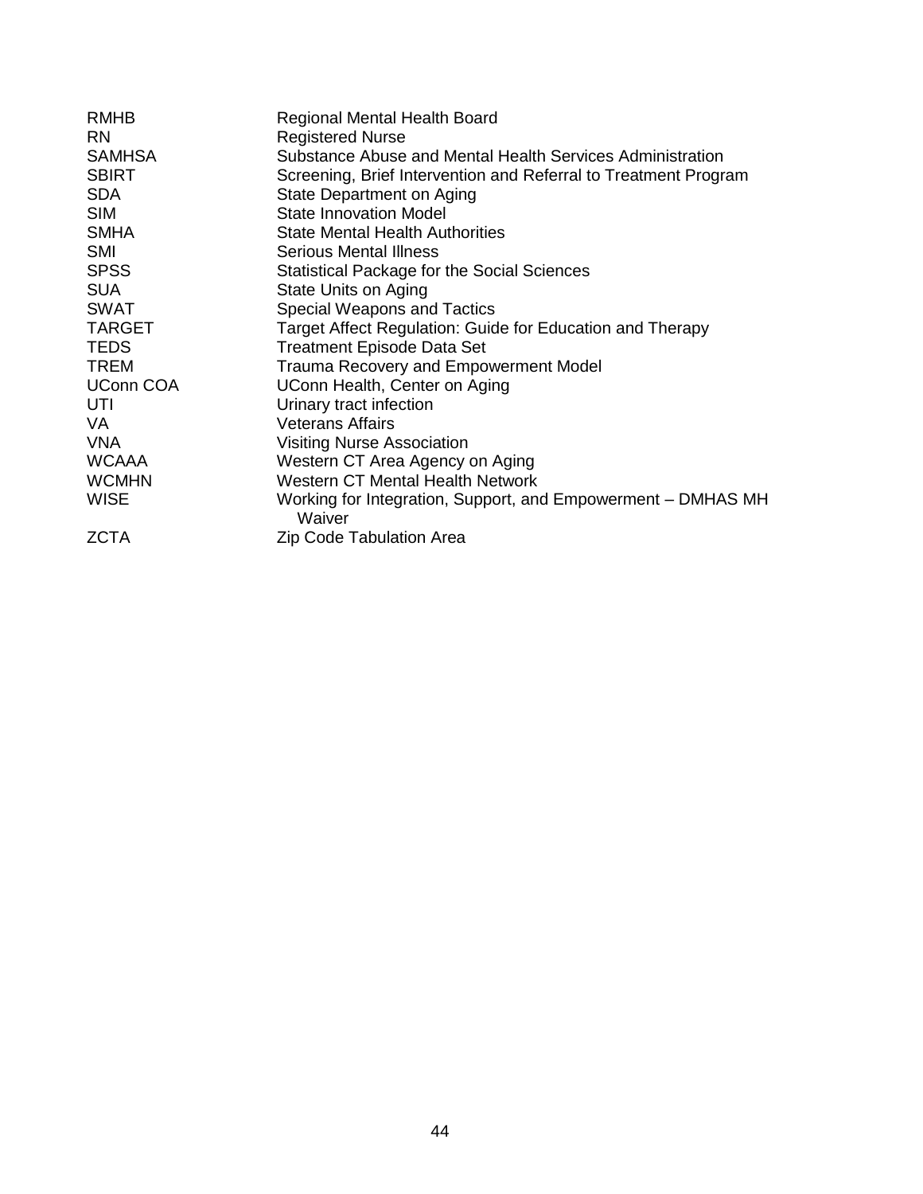| | |
|---|---|
| RMHB | Regional Mental Health Board |
| RN | Registered Nurse |
| SAMHSA | Substance Abuse and Mental Health Services Administration |
| SBIRT | Screening, Brief Intervention and Referral to Treatment Program |
| SDA | State Department on Aging |
| SIM | State Innovation Model |
| SMHA | State Mental Health Authorities |
| SMI | Serious Mental Illness |
| SPSS | Statistical Package for the Social Sciences |
| SUA | State Units on Aging |
| SWAT | Special Weapons and Tactics |
| TARGET | Target Affect Regulation: Guide for Education and Therapy |
| TEDS | Treatment Episode Data Set |
| TREM | Trauma Recovery and Empowerment Model |
| UConn COA | UConn Health, Center on Aging |
| UTI | Urinary tract infection |
| VA | Veterans Affairs |
| VNA | Visiting Nurse Association |
| WCAAA | Western CT Area Agency on Aging |
| WCMHN | Western CT Mental Health Network |
| WISE | Working for Integration, Support, and Empowerment – DMHAS MH Waiver |
| ZCTA | Zip Code Tabulation Area |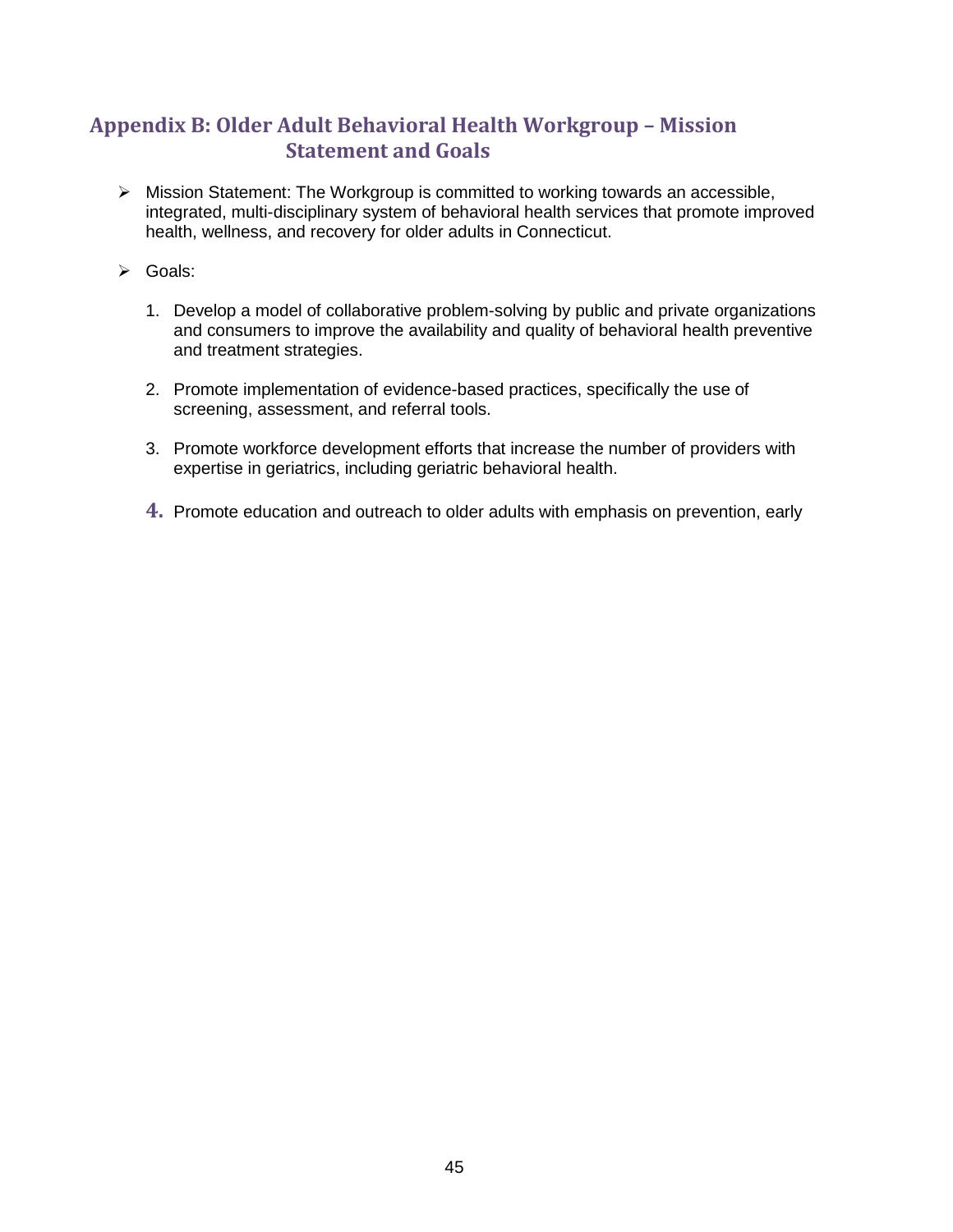## Appendix B: Older Adult Behavioral Health Workgroup – Mission Statement and Goals

- Mission Statement: The Workgroup is committed to working towards an accessible, integrated, multi-disciplinary system of behavioral health services that promote improved health, wellness, and recovery for older adults in Connecticut.

- Goals:

  1. Develop a model of collaborative problem-solving by public and private organizations and consumers to improve the availability and quality of behavioral health preventive and treatment strategies.

  2. Promote implementation of evidence-based practices, specifically the use of screening, assessment, and referral tools.

  3. Promote workforce development efforts that increase the number of providers with expertise in geriatrics, including geriatric behavioral health.

  4. Promote education and outreach to older adults with emphasis on prevention, early